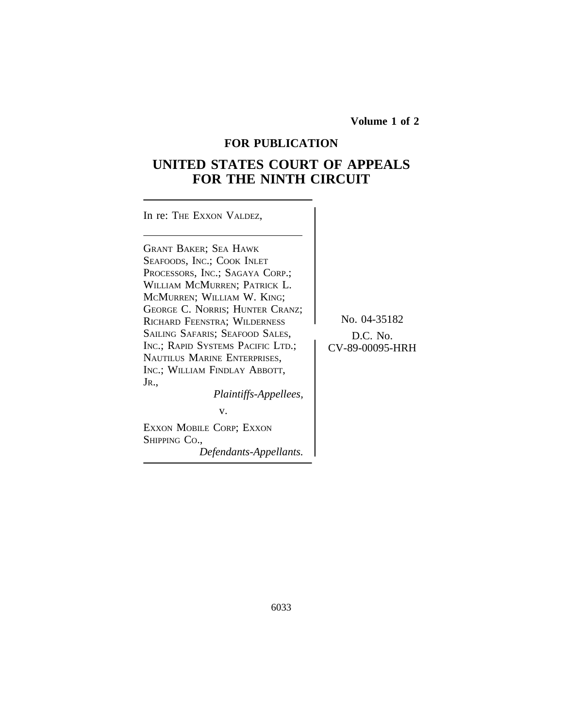**Volume 1 of 2**

**FOR PUBLICATION**

# UNITED STATES COURT OF APPEALS FOR THE NINTH CIRCUIT

In re: THE EXXON VALDEZ,

GRANT BAKER; SEA HAWK SEAFOODS, INC.; COOK INLET PROCESSORS, INC.; SAGAYA CORP.; WILLIAM MCMURREN; PATRICK L. MCMURREN; WILLIAM W. KING; GEORGE C. NORRIS; HUNTER CRANZ; RICHARD FEENSTRA; WILDERNESS SAILING SAFARIS; SEAFOOD SALES, INC.; RAPID SYSTEMS PACIFIC LTD.; NAUTILUS MARINE ENTERPRISES, INC.; WILLIAM FINDLAY ABBOTT, JR.,

*Plaintiffs-Appellees,*

v.

EXXON MOBILE CORP; EXXON SHIPPING CO.,

*Defendants-Appellants.*

No. 04-35182

D.C. No. CV-89-00095-HRH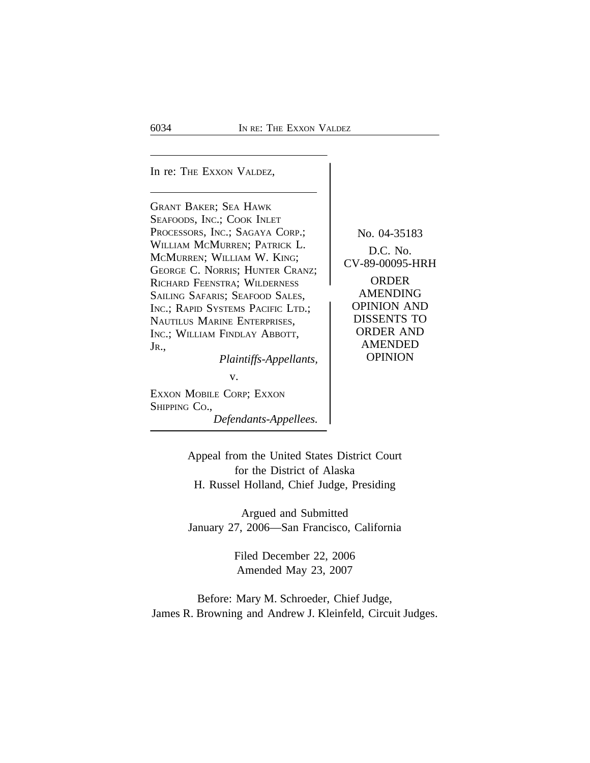In re: THE EXXON VALDEZ,

GRANT BAKER; SEA HAWK SEAFOODS, INC.; COOK INLET PROCESSORS, INC.; SAGAYA CORP.; WILLIAM MCMURREN; PATRICK L. MCMURREN; WILLIAM W. KING; GEORGE C. NORRIS; HUNTER CRANZ; RICHARD FEENSTRA; WILDERNESS SAILING SAFARIS; SEAFOOD SALES, INC.; RAPID SYSTEMS PACIFIC LTD.; NAUTILUS MARINE ENTERPRISES, INC.; WILLIAM FINDLAY ABBOTT, JR.,

*Plaintiffs-Appellants,*

v.

EXXON MOBILE CORP; EXXON SHIPPING CO.,

*Defendants-Appellees.*

No. 04-35183

D.C. No. CV-89-00095-HRH

ORDER AMENDING OPINION AND DISSENTS TO ORDER AND AMENDED OPINION

Appeal from the United States District Court for the District of Alaska
H. Russel Holland, Chief Judge, Presiding

Argued and Submitted
January 27, 2006—San Francisco, California

Filed December 22, 2006
Amended May 23, 2007

Before: Mary M. Schroeder, Chief Judge,
James R. Browning and Andrew J. Kleinfeld, Circuit Judges.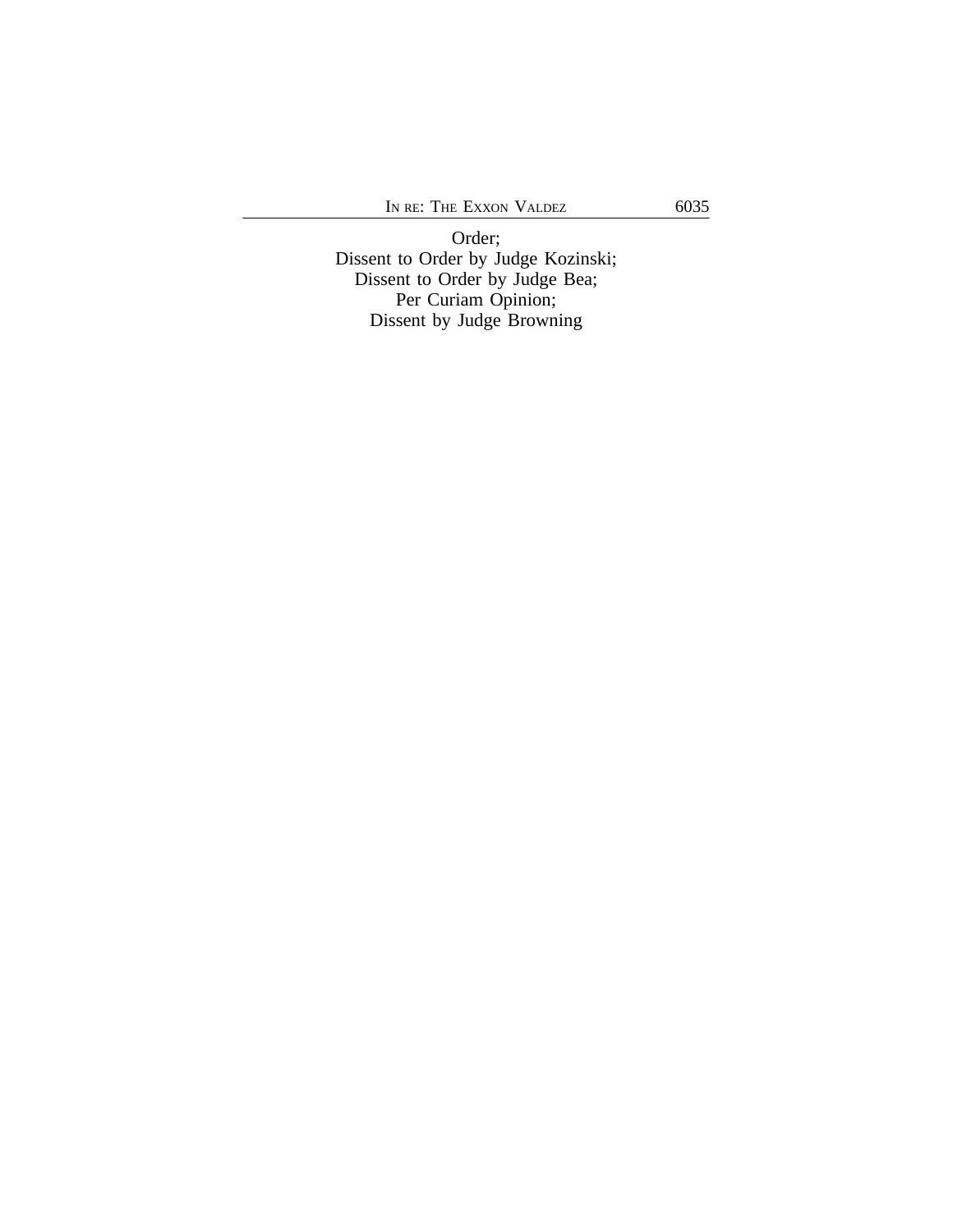Order;
Dissent to Order by Judge Kozinski;
Dissent to Order by Judge Bea;
Per Curiam Opinion;
Dissent by Judge Browning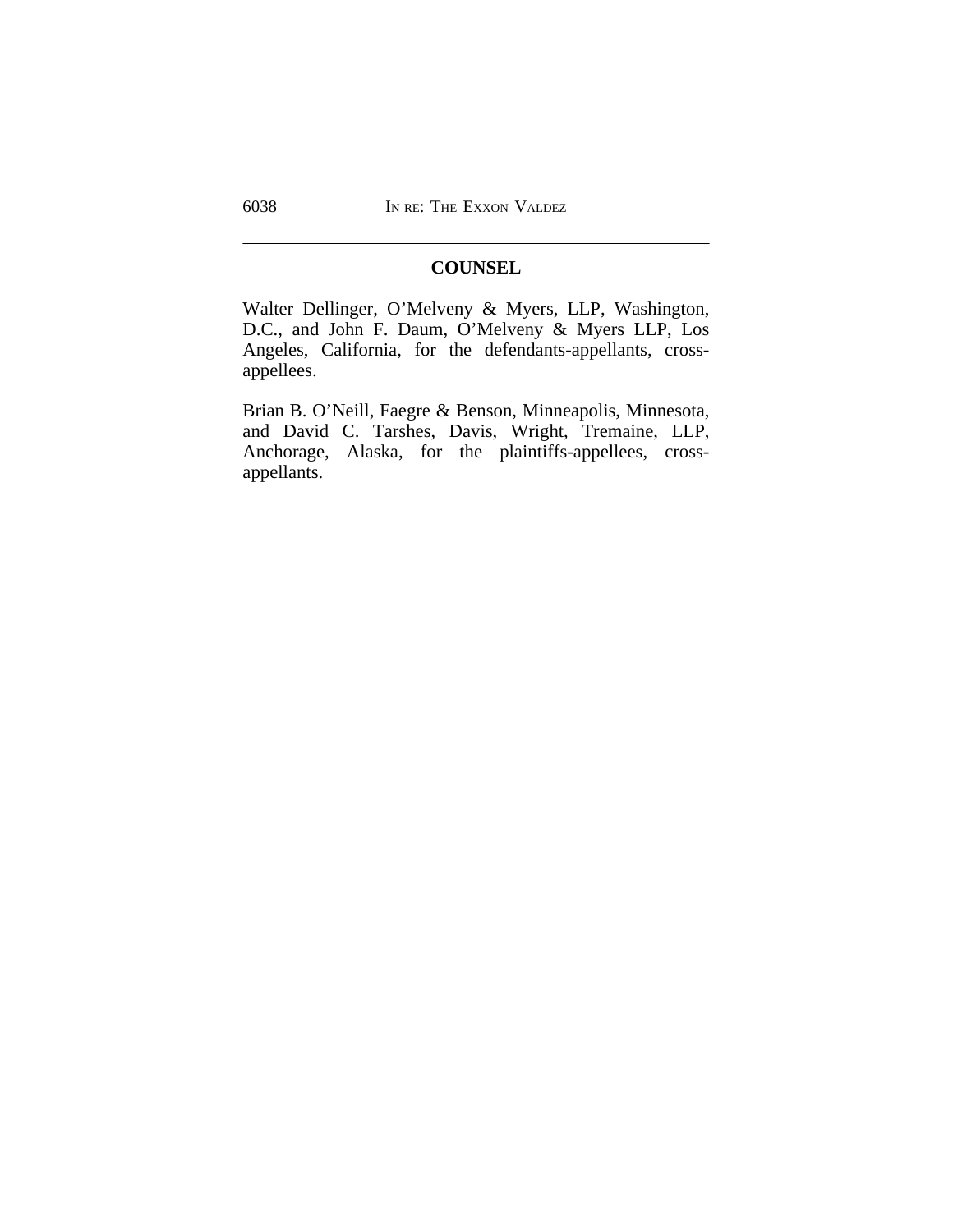## COUNSEL

Walter Dellinger, O'Melveny & Myers, LLP, Washington, D.C., and John F. Daum, O'Melveny & Myers LLP, Los Angeles, California, for the defendants-appellants, cross-appellees.

Brian B. O'Neill, Faegre & Benson, Minneapolis, Minnesota, and David C. Tarshes, Davis, Wright, Tremaine, LLP, Anchorage, Alaska, for the plaintiffs-appellees, cross-appellants.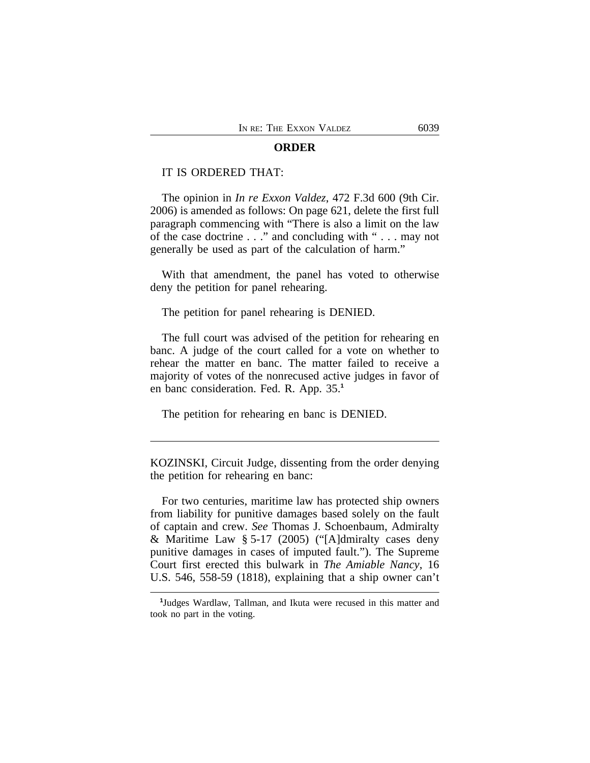**ORDER**

IT IS ORDERED THAT:

The opinion in *In re Exxon Valdez*, 472 F.3d 600 (9th Cir. 2006) is amended as follows: On page 621, delete the first full paragraph commencing with "There is also a limit on the law of the case doctrine . . ." and concluding with " . . . may not generally be used as part of the calculation of harm."

With that amendment, the panel has voted to otherwise deny the petition for panel rehearing.

The petition for panel rehearing is DENIED.

The full court was advised of the petition for rehearing en banc. A judge of the court called for a vote on whether to rehear the matter en banc. The matter failed to receive a majority of votes of the nonrecused active judges in favor of en banc consideration. Fed. R. App. 35.[1]

The petition for rehearing en banc is DENIED.

---

KOZINSKI, Circuit Judge, dissenting from the order denying the petition for rehearing en banc:

For two centuries, maritime law has protected ship owners from liability for punitive damages based solely on the fault of captain and crew. *See* Thomas J. Schoenbaum, Admiralty & Maritime Law § 5-17 (2005) ("[A]dmiralty cases deny punitive damages in cases of imputed fault."). The Supreme Court first erected this bulwark in *The Amiable Nancy*, 16 U.S. 546, 558-59 (1818), explaining that a ship owner can't

---

[1]Judges Wardlaw, Tallman, and Ikuta were recused in this matter and took no part in the voting.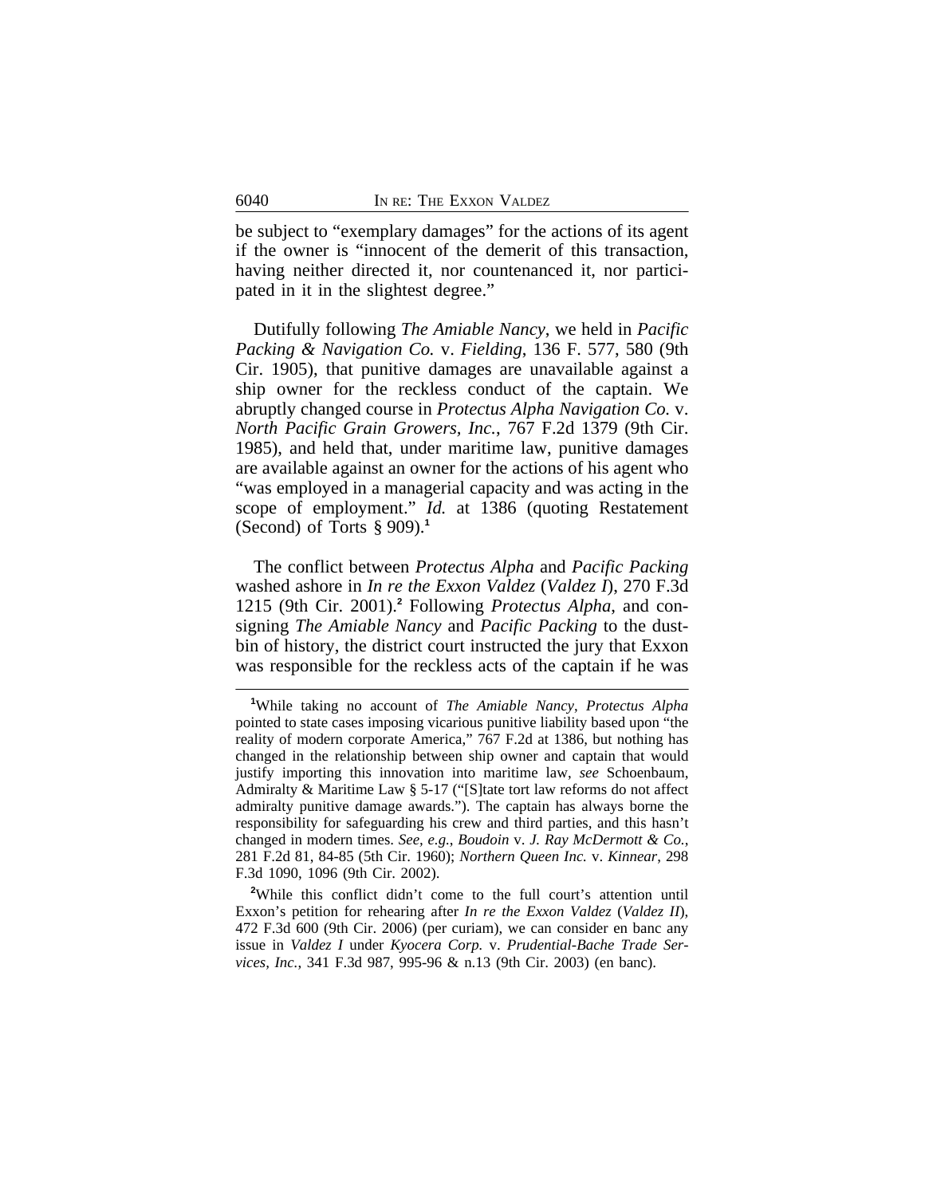be subject to "exemplary damages" for the actions of its agent if the owner is "innocent of the demerit of this transaction, having neither directed it, nor countenanced it, nor participated in it in the slightest degree."

Dutifully following *The Amiable Nancy*, we held in *Pacific Packing & Navigation Co.* v. *Fielding*, 136 F. 577, 580 (9th Cir. 1905), that punitive damages are unavailable against a ship owner for the reckless conduct of the captain. We abruptly changed course in *Protectus Alpha Navigation Co.* v. *North Pacific Grain Growers, Inc.*, 767 F.2d 1379 (9th Cir. 1985), and held that, under maritime law, punitive damages are available against an owner for the actions of his agent who "was employed in a managerial capacity and was acting in the scope of employment." *Id.* at 1386 (quoting Restatement (Second) of Torts § 909).[1]

The conflict between *Protectus Alpha* and *Pacific Packing* washed ashore in *In re the Exxon Valdez* (*Valdez I*), 270 F.3d 1215 (9th Cir. 2001).[2] Following *Protectus Alpha*, and consigning *The Amiable Nancy* and *Pacific Packing* to the dustbin of history, the district court instructed the jury that Exxon was responsible for the reckless acts of the captain if he was

[1] While taking no account of *The Amiable Nancy*, *Protectus Alpha* pointed to state cases imposing vicarious punitive liability based upon "the reality of modern corporate America," 767 F.2d at 1386, but nothing has changed in the relationship between ship owner and captain that would justify importing this innovation into maritime law, *see* Schoenbaum, Admiralty & Maritime Law § 5-17 ("[S]tate tort law reforms do not affect admiralty punitive damage awards."). The captain has always borne the responsibility for safeguarding his crew and third parties, and this hasn't changed in modern times. *See, e.g.*, *Boudoin* v. *J. Ray McDermott & Co.*, 281 F.2d 81, 84-85 (5th Cir. 1960); *Northern Queen Inc.* v. *Kinnear*, 298 F.3d 1090, 1096 (9th Cir. 2002).

[2] While this conflict didn't come to the full court's attention until Exxon's petition for rehearing after *In re the Exxon Valdez* (*Valdez II*), 472 F.3d 600 (9th Cir. 2006) (per curiam), we can consider en banc any issue in *Valdez I* under *Kyocera Corp.* v. *Prudential-Bache Trade Services, Inc.*, 341 F.3d 987, 995-96 & n.13 (9th Cir. 2003) (en banc).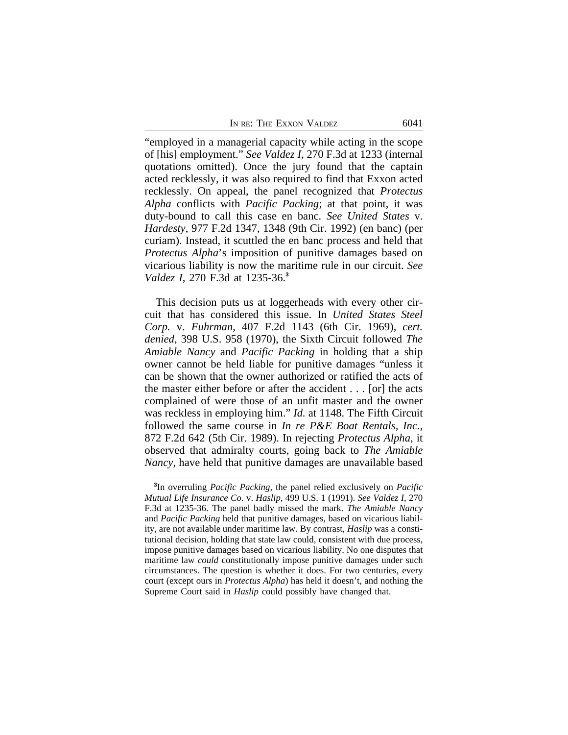"employed in a managerial capacity while acting in the scope of [his] employment." *See Valdez I*, 270 F.3d at 1233 (internal quotations omitted). Once the jury found that the captain acted recklessly, it was also required to find that Exxon acted recklessly. On appeal, the panel recognized that *Protectus Alpha* conflicts with *Pacific Packing*; at that point, it was duty-bound to call this case en banc. *See United States* v. *Hardesty*, 977 F.2d 1347, 1348 (9th Cir. 1992) (en banc) (per curiam). Instead, it scuttled the en banc process and held that *Protectus Alpha*'s imposition of punitive damages based on vicarious liability is now the maritime rule in our circuit. *See Valdez I*, 270 F.3d at 1235-36.[3]

This decision puts us at loggerheads with every other circuit that has considered this issue. In *United States Steel Corp.* v. *Fuhrman*, 407 F.2d 1143 (6th Cir. 1969), *cert. denied*, 398 U.S. 958 (1970), the Sixth Circuit followed *The Amiable Nancy* and *Pacific Packing* in holding that a ship owner cannot be held liable for punitive damages "unless it can be shown that the owner authorized or ratified the acts of the master either before or after the accident . . . [or] the acts complained of were those of an unfit master and the owner was reckless in employing him." *Id.* at 1148. The Fifth Circuit followed the same course in *In re P&E Boat Rentals, Inc.*, 872 F.2d 642 (5th Cir. 1989). In rejecting *Protectus Alpha*, it observed that admiralty courts, going back to *The Amiable Nancy*, have held that punitive damages are unavailable based

---

[3]In overruling *Pacific Packing*, the panel relied exclusively on *Pacific Mutual Life Insurance Co.* v. *Haslip*, 499 U.S. 1 (1991). *See Valdez I*, 270 F.3d at 1235-36. The panel badly missed the mark. *The Amiable Nancy* and *Pacific Packing* held that punitive damages, based on vicarious liability, are not available under maritime law. By contrast, *Haslip* was a constitutional decision, holding that state law could, consistent with due process, impose punitive damages based on vicarious liability. No one disputes that maritime law *could* constitutionally impose punitive damages under such circumstances. The question is whether it does. For two centuries, every court (except ours in *Protectus Alpha*) has held it doesn't, and nothing the Supreme Court said in *Haslip* could possibly have changed that.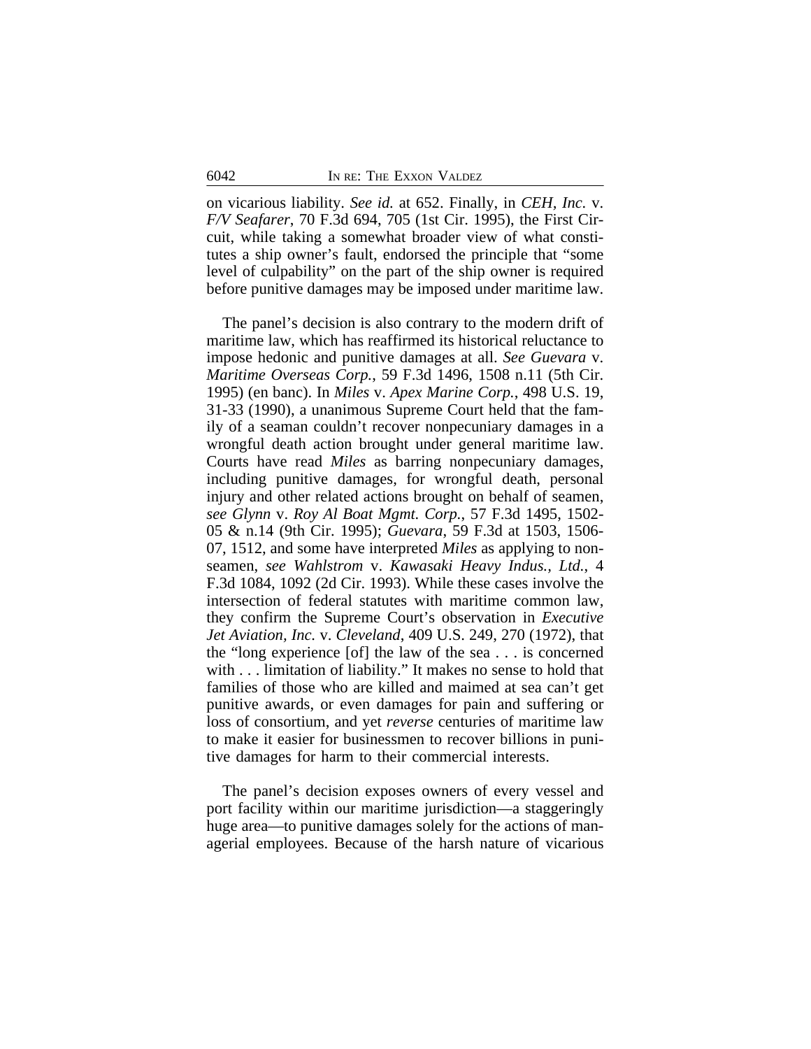on vicarious liability. *See id.* at 652. Finally, in *CEH, Inc.* v. *F/V Seafarer*, 70 F.3d 694, 705 (1st Cir. 1995), the First Circuit, while taking a somewhat broader view of what constitutes a ship owner's fault, endorsed the principle that "some level of culpability" on the part of the ship owner is required before punitive damages may be imposed under maritime law.

The panel's decision is also contrary to the modern drift of maritime law, which has reaffirmed its historical reluctance to impose hedonic and punitive damages at all. *See Guevara* v. *Maritime Overseas Corp.*, 59 F.3d 1496, 1508 n.11 (5th Cir. 1995) (en banc). In *Miles* v. *Apex Marine Corp.*, 498 U.S. 19, 31-33 (1990), a unanimous Supreme Court held that the family of a seaman couldn't recover nonpecuniary damages in a wrongful death action brought under general maritime law. Courts have read *Miles* as barring nonpecuniary damages, including punitive damages, for wrongful death, personal injury and other related actions brought on behalf of seamen, *see Glynn* v. *Roy Al Boat Mgmt. Corp.*, 57 F.3d 1495, 1502-05 & n.14 (9th Cir. 1995); *Guevara*, 59 F.3d at 1503, 1506-07, 1512, and some have interpreted *Miles* as applying to non-seamen, *see Wahlstrom* v. *Kawasaki Heavy Indus., Ltd.*, 4 F.3d 1084, 1092 (2d Cir. 1993). While these cases involve the intersection of federal statutes with maritime common law, they confirm the Supreme Court's observation in *Executive Jet Aviation, Inc.* v. *Cleveland*, 409 U.S. 249, 270 (1972), that the "long experience [of] the law of the sea . . . is concerned with . . . limitation of liability." It makes no sense to hold that families of those who are killed and maimed at sea can't get punitive awards, or even damages for pain and suffering or loss of consortium, and yet *reverse* centuries of maritime law to make it easier for businessmen to recover billions in punitive damages for harm to their commercial interests.

The panel's decision exposes owners of every vessel and port facility within our maritime jurisdiction—a staggeringly huge area—to punitive damages solely for the actions of managerial employees. Because of the harsh nature of vicarious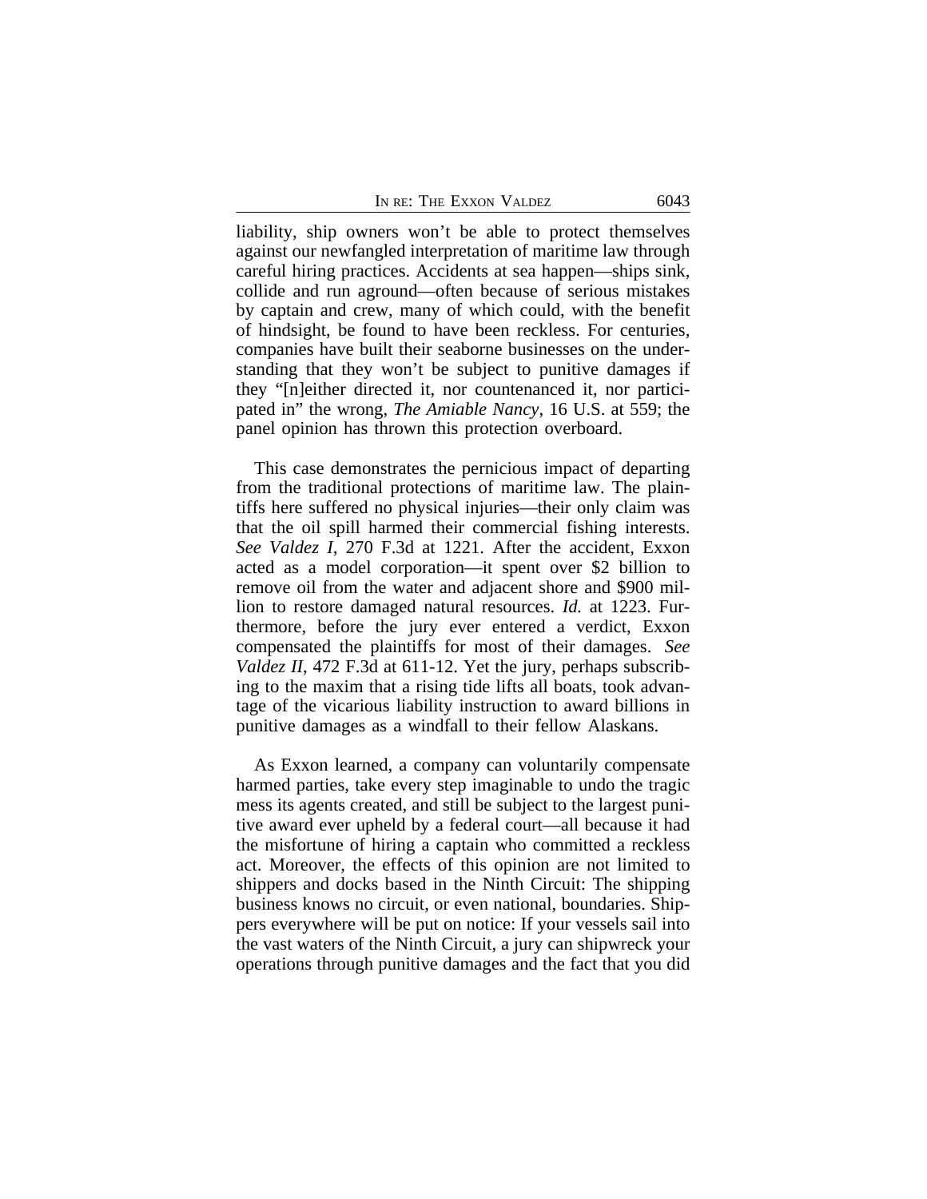liability, ship owners won't be able to protect themselves against our newfangled interpretation of maritime law through careful hiring practices. Accidents at sea happen—ships sink, collide and run aground—often because of serious mistakes by captain and crew, many of which could, with the benefit of hindsight, be found to have been reckless. For centuries, companies have built their seaborne businesses on the understanding that they won't be subject to punitive damages if they "[n]either directed it, nor countenanced it, nor participated in" the wrong, *The Amiable Nancy*, 16 U.S. at 559; the panel opinion has thrown this protection overboard.

This case demonstrates the pernicious impact of departing from the traditional protections of maritime law. The plaintiffs here suffered no physical injuries—their only claim was that the oil spill harmed their commercial fishing interests. *See Valdez I*, 270 F.3d at 1221. After the accident, Exxon acted as a model corporation—it spent over $2 billion to remove oil from the water and adjacent shore and $900 million to restore damaged natural resources. *Id.* at 1223. Furthermore, before the jury ever entered a verdict, Exxon compensated the plaintiffs for most of their damages. *See Valdez II*, 472 F.3d at 611-12. Yet the jury, perhaps subscribing to the maxim that a rising tide lifts all boats, took advantage of the vicarious liability instruction to award billions in punitive damages as a windfall to their fellow Alaskans.

As Exxon learned, a company can voluntarily compensate harmed parties, take every step imaginable to undo the tragic mess its agents created, and still be subject to the largest punitive award ever upheld by a federal court—all because it had the misfortune of hiring a captain who committed a reckless act. Moreover, the effects of this opinion are not limited to shippers and docks based in the Ninth Circuit: The shipping business knows no circuit, or even national, boundaries. Shippers everywhere will be put on notice: If your vessels sail into the vast waters of the Ninth Circuit, a jury can shipwreck your operations through punitive damages and the fact that you did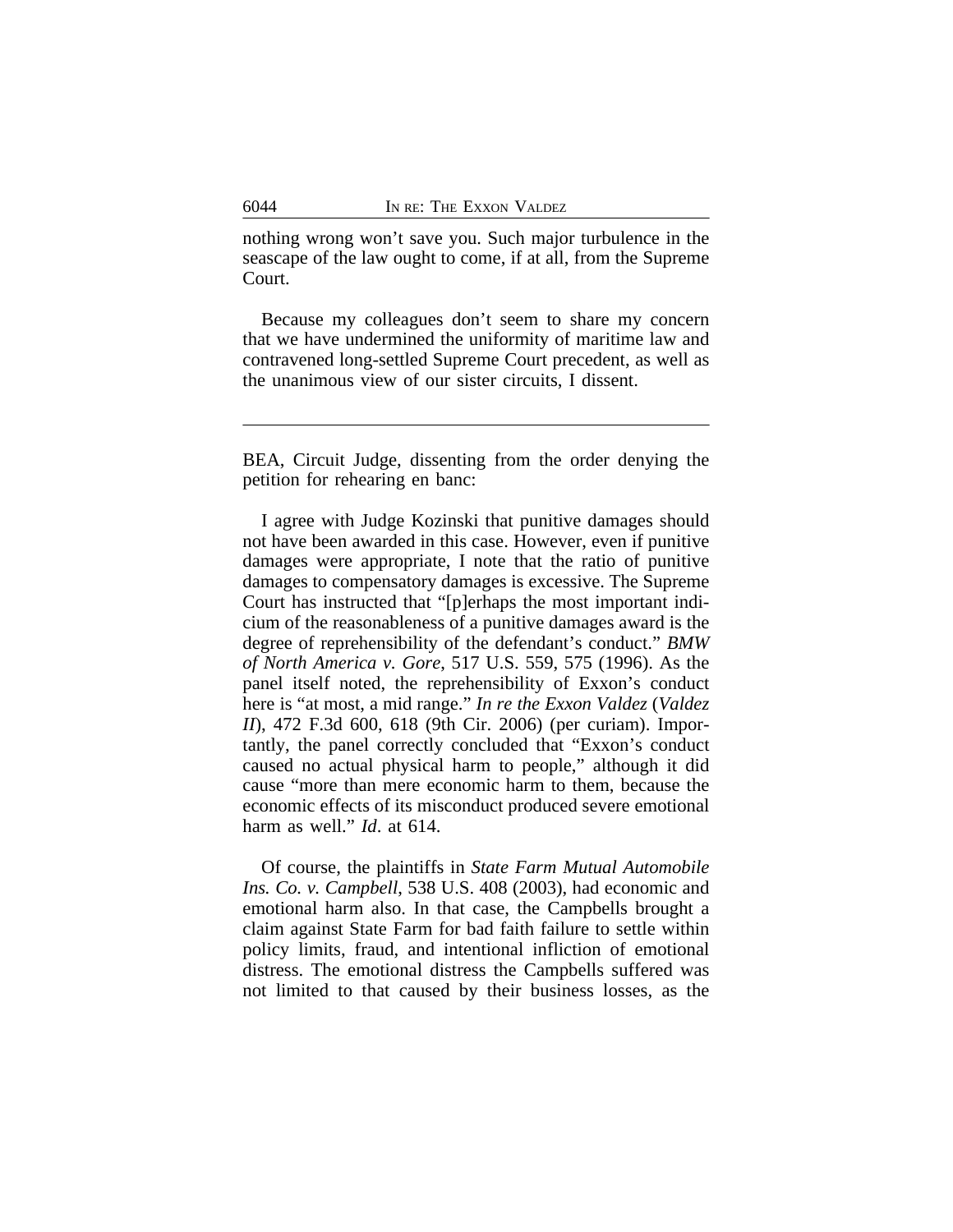nothing wrong won't save you. Such major turbulence in the seascape of the law ought to come, if at all, from the Supreme Court.

Because my colleagues don't seem to share my concern that we have undermined the uniformity of maritime law and contravened long-settled Supreme Court precedent, as well as the unanimous view of our sister circuits, I dissent.

---

BEA, Circuit Judge, dissenting from the order denying the petition for rehearing en banc:

I agree with Judge Kozinski that punitive damages should not have been awarded in this case. However, even if punitive damages were appropriate, I note that the ratio of punitive damages to compensatory damages is excessive. The Supreme Court has instructed that "[p]erhaps the most important indicium of the reasonableness of a punitive damages award is the degree of reprehensibility of the defendant's conduct." *BMW of North America v. Gore*, 517 U.S. 559, 575 (1996). As the panel itself noted, the reprehensibility of Exxon's conduct here is "at most, a mid range." *In re the Exxon Valdez* (*Valdez II*), 472 F.3d 600, 618 (9th Cir. 2006) (per curiam). Importantly, the panel correctly concluded that "Exxon's conduct caused no actual physical harm to people," although it did cause "more than mere economic harm to them, because the economic effects of its misconduct produced severe emotional harm as well." *Id*. at 614.

Of course, the plaintiffs in *State Farm Mutual Automobile Ins. Co. v. Campbell*, 538 U.S. 408 (2003), had economic and emotional harm also. In that case, the Campbells brought a claim against State Farm for bad faith failure to settle within policy limits, fraud, and intentional infliction of emotional distress. The emotional distress the Campbells suffered was not limited to that caused by their business losses, as the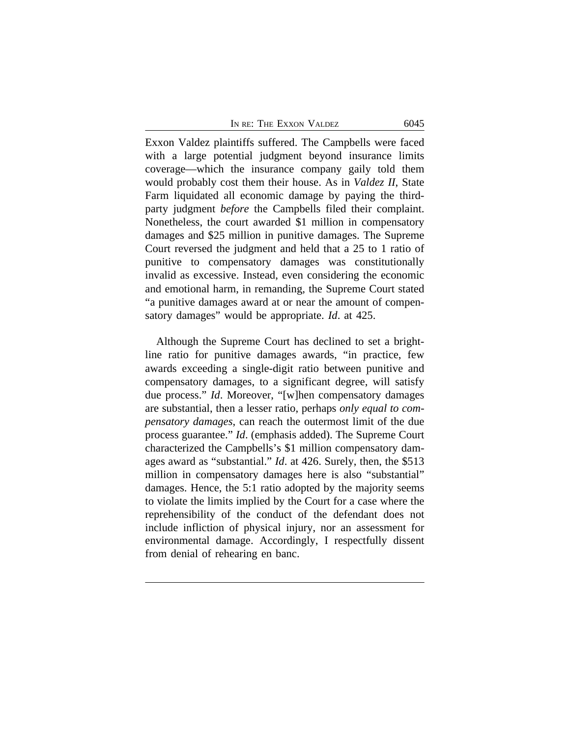Exxon Valdez plaintiffs suffered. The Campbells were faced with a large potential judgment beyond insurance limits coverage—which the insurance company gaily told them would probably cost them their house. As in *Valdez II,* State Farm liquidated all economic damage by paying the third-party judgment *before* the Campbells filed their complaint. Nonetheless, the court awarded $1 million in compensatory damages and $25 million in punitive damages. The Supreme Court reversed the judgment and held that a 25 to 1 ratio of punitive to compensatory damages was constitutionally invalid as excessive. Instead, even considering the economic and emotional harm, in remanding, the Supreme Court stated "a punitive damages award at or near the amount of compensatory damages" would be appropriate. *Id*. at 425.

Although the Supreme Court has declined to set a bright-line ratio for punitive damages awards, "in practice, few awards exceeding a single-digit ratio between punitive and compensatory damages, to a significant degree, will satisfy due process." *Id*. Moreover, "[w]hen compensatory damages are substantial, then a lesser ratio, perhaps *only equal to compensatory damages*, can reach the outermost limit of the due process guarantee." *Id*. (emphasis added). The Supreme Court characterized the Campbells's $1 million compensatory damages award as "substantial." *Id*. at 426. Surely, then, the $513 million in compensatory damages here is also "substantial" damages. Hence, the 5:1 ratio adopted by the majority seems to violate the limits implied by the Court for a case where the reprehensibility of the conduct of the defendant does not include infliction of physical injury, nor an assessment for environmental damage. Accordingly, I respectfully dissent from denial of rehearing en banc.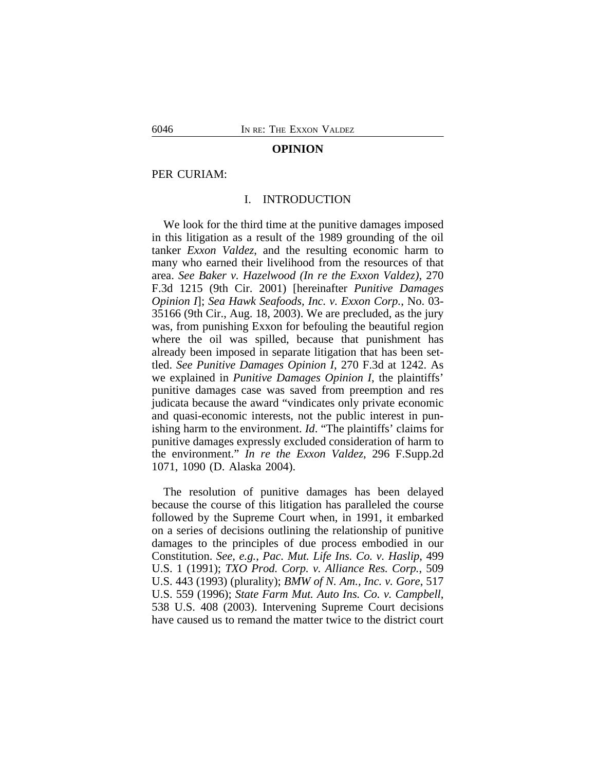## OPINION

PER CURIAM:

### I. INTRODUCTION

We look for the third time at the punitive damages imposed in this litigation as a result of the 1989 grounding of the oil tanker *Exxon Valdez*, and the resulting economic harm to many who earned their livelihood from the resources of that area. *See Baker v. Hazelwood (In re the Exxon Valdez)*, 270 F.3d 1215 (9th Cir. 2001) [hereinafter *Punitive Damages Opinion I*]; *Sea Hawk Seafoods, Inc. v. Exxon Corp.*, No. 03-35166 (9th Cir., Aug. 18, 2003). We are precluded, as the jury was, from punishing Exxon for befouling the beautiful region where the oil was spilled, because that punishment has already been imposed in separate litigation that has been settled. *See Punitive Damages Opinion I*, 270 F.3d at 1242. As we explained in *Punitive Damages Opinion I*, the plaintiffs' punitive damages case was saved from preemption and res judicata because the award "vindicates only private economic and quasi-economic interests, not the public interest in punishing harm to the environment. *Id*. "The plaintiffs' claims for punitive damages expressly excluded consideration of harm to the environment." *In re the Exxon Valdez*, 296 F.Supp.2d 1071, 1090 (D. Alaska 2004).

The resolution of punitive damages has been delayed because the course of this litigation has paralleled the course followed by the Supreme Court when, in 1991, it embarked on a series of decisions outlining the relationship of punitive damages to the principles of due process embodied in our Constitution. *See, e.g.*, *Pac. Mut. Life Ins. Co. v. Haslip*, 499 U.S. 1 (1991); *TXO Prod. Corp. v. Alliance Res. Corp.*, 509 U.S. 443 (1993) (plurality); *BMW of N. Am., Inc. v. Gore*, 517 U.S. 559 (1996); *State Farm Mut. Auto Ins. Co. v. Campbell*, 538 U.S. 408 (2003). Intervening Supreme Court decisions have caused us to remand the matter twice to the district court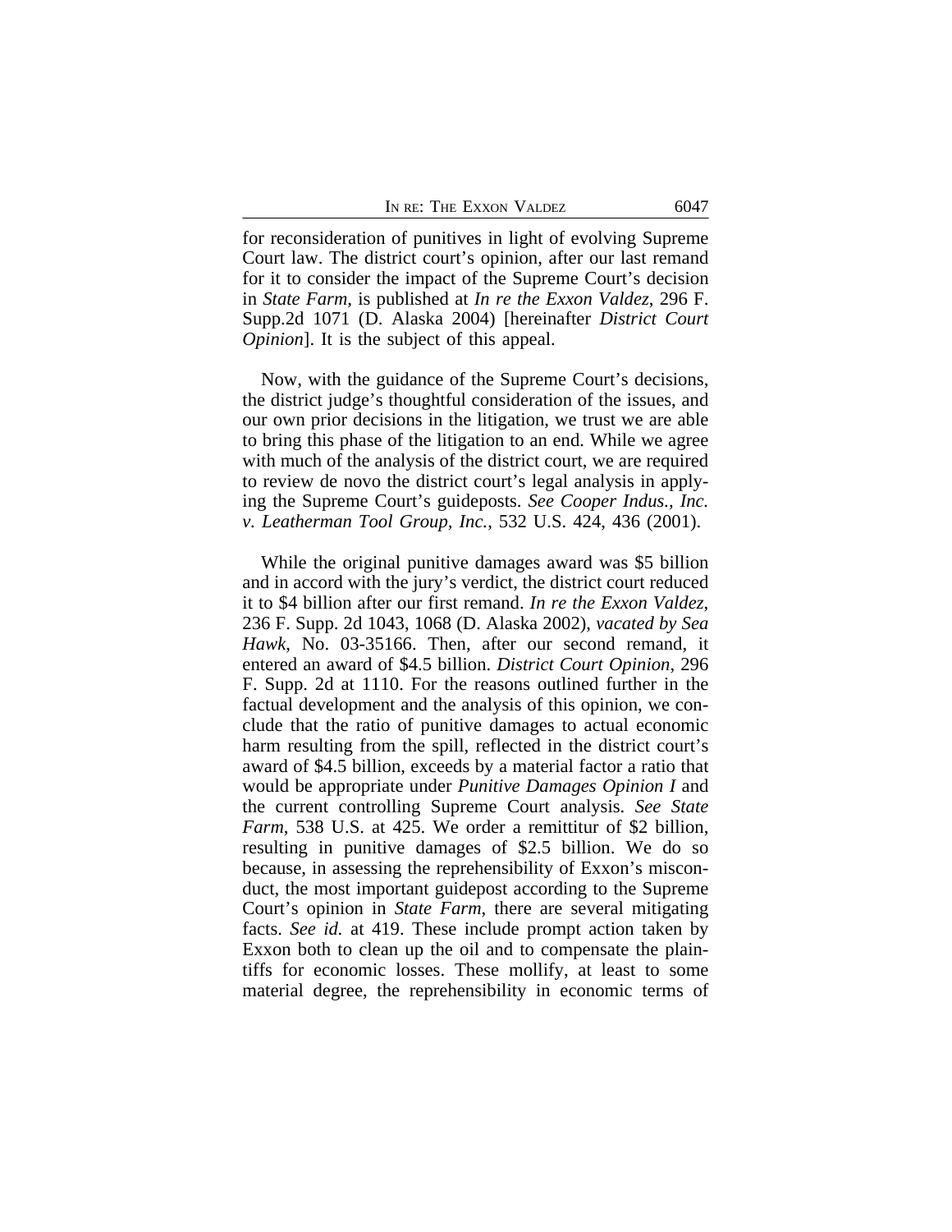for reconsideration of punitives in light of evolving Supreme Court law. The district court's opinion, after our last remand for it to consider the impact of the Supreme Court's decision in *State Farm*, is published at *In re the Exxon Valdez*, 296 F. Supp.2d 1071 (D. Alaska 2004) [hereinafter *District Court Opinion*]. It is the subject of this appeal.

Now, with the guidance of the Supreme Court's decisions, the district judge's thoughtful consideration of the issues, and our own prior decisions in the litigation, we trust we are able to bring this phase of the litigation to an end. While we agree with much of the analysis of the district court, we are required to review de novo the district court's legal analysis in applying the Supreme Court's guideposts. *See Cooper Indus., Inc. v. Leatherman Tool Group, Inc.*, 532 U.S. 424, 436 (2001).

While the original punitive damages award was $5 billion and in accord with the jury's verdict, the district court reduced it to $4 billion after our first remand. *In re the Exxon Valdez*, 236 F. Supp. 2d 1043, 1068 (D. Alaska 2002), *vacated by Sea Hawk*, No. 03-35166. Then, after our second remand, it entered an award of $4.5 billion. *District Court Opinion*, 296 F. Supp. 2d at 1110. For the reasons outlined further in the factual development and the analysis of this opinion, we conclude that the ratio of punitive damages to actual economic harm resulting from the spill, reflected in the district court's award of $4.5 billion, exceeds by a material factor a ratio that would be appropriate under *Punitive Damages Opinion I* and the current controlling Supreme Court analysis. *See State Farm*, 538 U.S. at 425. We order a remittitur of $2 billion, resulting in punitive damages of $2.5 billion. We do so because, in assessing the reprehensibility of Exxon's misconduct, the most important guidepost according to the Supreme Court's opinion in *State Farm*, there are several mitigating facts. *See id.* at 419. These include prompt action taken by Exxon both to clean up the oil and to compensate the plaintiffs for economic losses. These mollify, at least to some material degree, the reprehensibility in economic terms of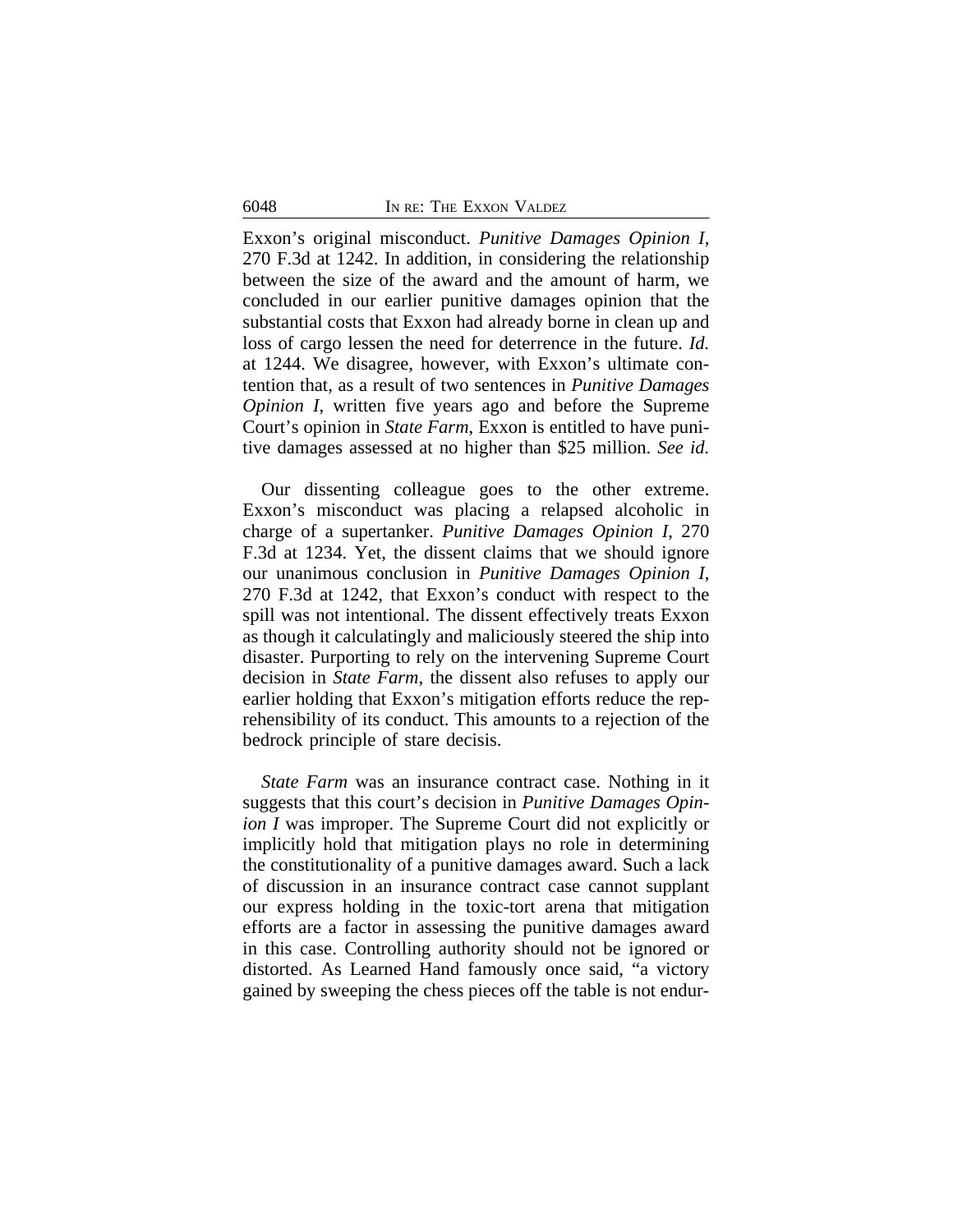Exxon's original misconduct. *Punitive Damages Opinion I*, 270 F.3d at 1242. In addition, in considering the relationship between the size of the award and the amount of harm, we concluded in our earlier punitive damages opinion that the substantial costs that Exxon had already borne in clean up and loss of cargo lessen the need for deterrence in the future. *Id.* at 1244. We disagree, however, with Exxon's ultimate contention that, as a result of two sentences in *Punitive Damages Opinion I*, written five years ago and before the Supreme Court's opinion in *State Farm*, Exxon is entitled to have punitive damages assessed at no higher than $25 million. *See id.*

Our dissenting colleague goes to the other extreme. Exxon's misconduct was placing a relapsed alcoholic in charge of a supertanker. *Punitive Damages Opinion I*, 270 F.3d at 1234. Yet, the dissent claims that we should ignore our unanimous conclusion in *Punitive Damages Opinion I*, 270 F.3d at 1242, that Exxon's conduct with respect to the spill was not intentional. The dissent effectively treats Exxon as though it calculatingly and maliciously steered the ship into disaster. Purporting to rely on the intervening Supreme Court decision in *State Farm*, the dissent also refuses to apply our earlier holding that Exxon's mitigation efforts reduce the reprehensibility of its conduct. This amounts to a rejection of the bedrock principle of stare decisis.

*State Farm* was an insurance contract case. Nothing in it suggests that this court's decision in *Punitive Damages Opinion I* was improper. The Supreme Court did not explicitly or implicitly hold that mitigation plays no role in determining the constitutionality of a punitive damages award. Such a lack of discussion in an insurance contract case cannot supplant our express holding in the toxic-tort arena that mitigation efforts are a factor in assessing the punitive damages award in this case. Controlling authority should not be ignored or distorted. As Learned Hand famously once said, "a victory gained by sweeping the chess pieces off the table is not endur-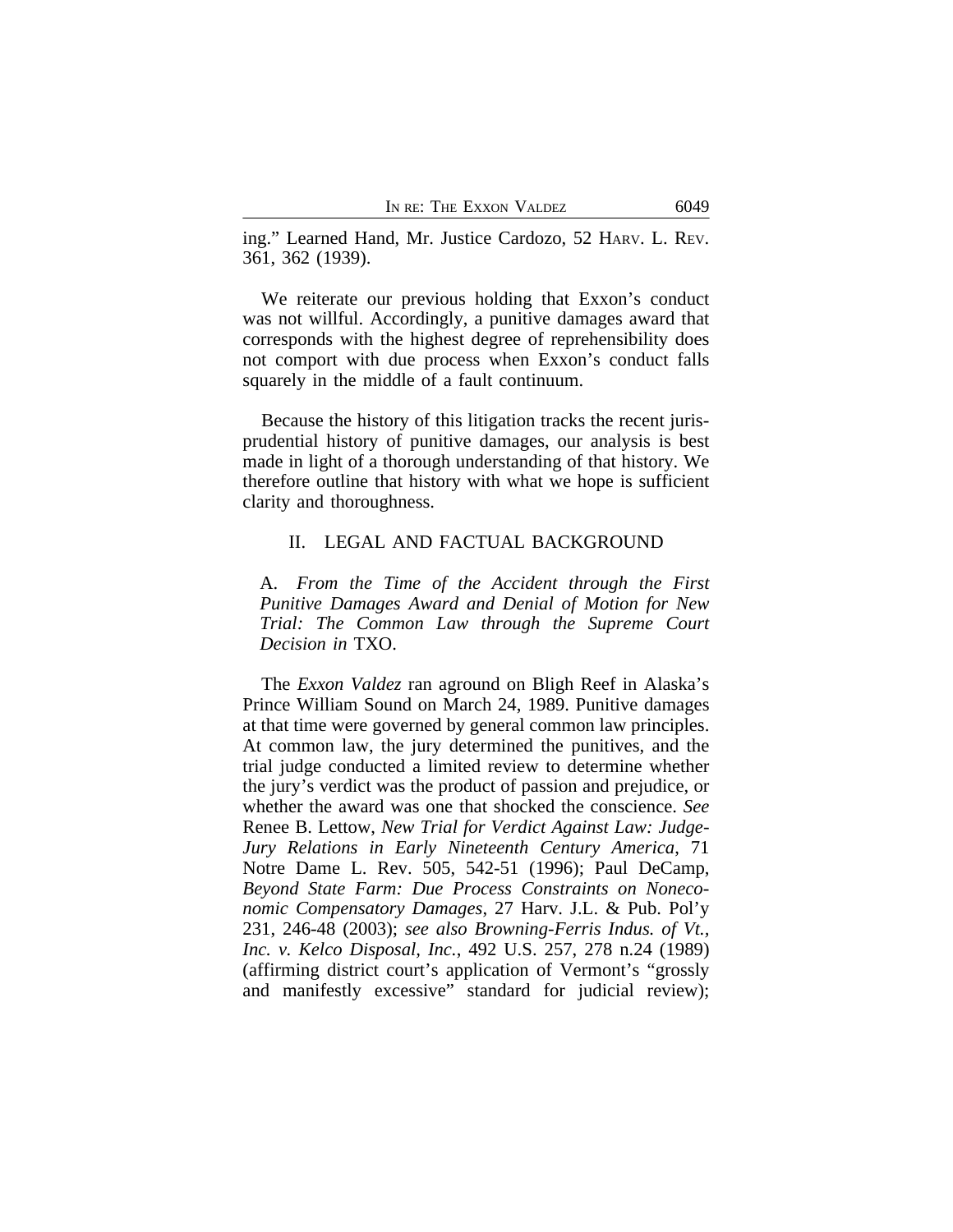ing." Learned Hand, Mr. Justice Cardozo, 52 HARV. L. REV. 361, 362 (1939).

We reiterate our previous holding that Exxon's conduct was not willful. Accordingly, a punitive damages award that corresponds with the highest degree of reprehensibility does not comport with due process when Exxon's conduct falls squarely in the middle of a fault continuum.

Because the history of this litigation tracks the recent jurisprudential history of punitive damages, our analysis is best made in light of a thorough understanding of that history. We therefore outline that history with what we hope is sufficient clarity and thoroughness.

## II. LEGAL AND FACTUAL BACKGROUND

### A. *From the Time of the Accident through the First Punitive Damages Award and Denial of Motion for New Trial: The Common Law through the Supreme Court Decision in* TXO.

The *Exxon Valdez* ran aground on Bligh Reef in Alaska's Prince William Sound on March 24, 1989. Punitive damages at that time were governed by general common law principles. At common law, the jury determined the punitives, and the trial judge conducted a limited review to determine whether the jury's verdict was the product of passion and prejudice, or whether the award was one that shocked the conscience. *See* Renee B. Lettow, *New Trial for Verdict Against Law: Judge-Jury Relations in Early Nineteenth Century America*, 71 Notre Dame L. Rev. 505, 542-51 (1996); Paul DeCamp, *Beyond State Farm: Due Process Constraints on Noneconomic Compensatory Damages*, 27 Harv. J.L. & Pub. Pol'y 231, 246-48 (2003); *see also Browning-Ferris Indus. of Vt., Inc. v. Kelco Disposal, Inc.*, 492 U.S. 257, 278 n.24 (1989) (affirming district court's application of Vermont's "grossly and manifestly excessive" standard for judicial review);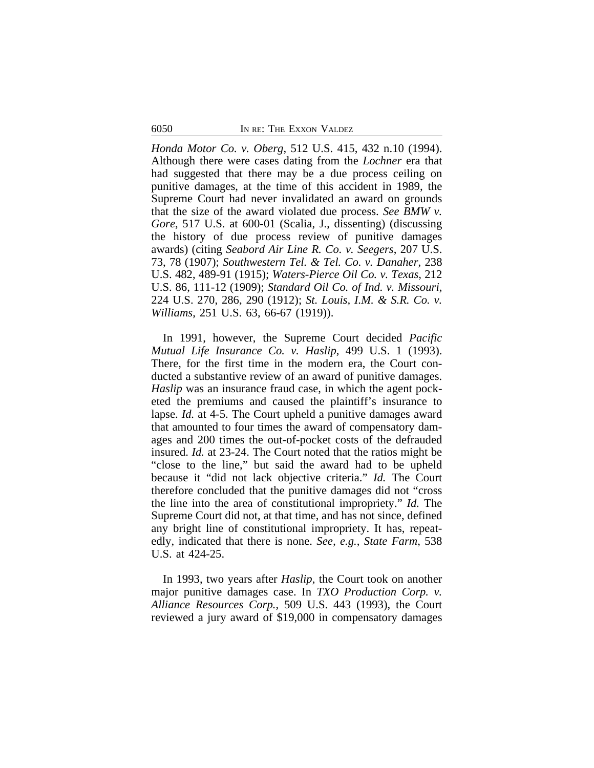*Honda Motor Co. v. Oberg*, 512 U.S. 415, 432 n.10 (1994). Although there were cases dating from the *Lochner* era that had suggested that there may be a due process ceiling on punitive damages, at the time of this accident in 1989, the Supreme Court had never invalidated an award on grounds that the size of the award violated due process. *See BMW v. Gore*, 517 U.S. at 600-01 (Scalia, J., dissenting) (discussing the history of due process review of punitive damages awards) (citing *Seabord Air Line R. Co. v. Seegers*, 207 U.S. 73, 78 (1907); *Southwestern Tel. & Tel. Co. v. Danaher*, 238 U.S. 482, 489-91 (1915); *Waters-Pierce Oil Co. v. Texas*, 212 U.S. 86, 111-12 (1909); *Standard Oil Co. of Ind. v. Missouri*, 224 U.S. 270, 286, 290 (1912); *St. Louis, I.M. & S.R. Co. v. Williams*, 251 U.S. 63, 66-67 (1919)).

In 1991, however, the Supreme Court decided *Pacific Mutual Life Insurance Co. v. Haslip*, 499 U.S. 1 (1993). There, for the first time in the modern era, the Court conducted a substantive review of an award of punitive damages. *Haslip* was an insurance fraud case, in which the agent pocketed the premiums and caused the plaintiff's insurance to lapse. *Id.* at 4-5. The Court upheld a punitive damages award that amounted to four times the award of compensatory damages and 200 times the out-of-pocket costs of the defrauded insured. *Id.* at 23-24. The Court noted that the ratios might be "close to the line," but said the award had to be upheld because it "did not lack objective criteria." *Id.* The Court therefore concluded that the punitive damages did not "cross the line into the area of constitutional impropriety." *Id.* The Supreme Court did not, at that time, and has not since, defined any bright line of constitutional impropriety. It has, repeatedly, indicated that there is none. *See, e.g.*, *State Farm*, 538 U.S. at 424-25.

In 1993, two years after *Haslip*, the Court took on another major punitive damages case. In *TXO Production Corp. v. Alliance Resources Corp.*, 509 U.S. 443 (1993), the Court reviewed a jury award of $19,000 in compensatory damages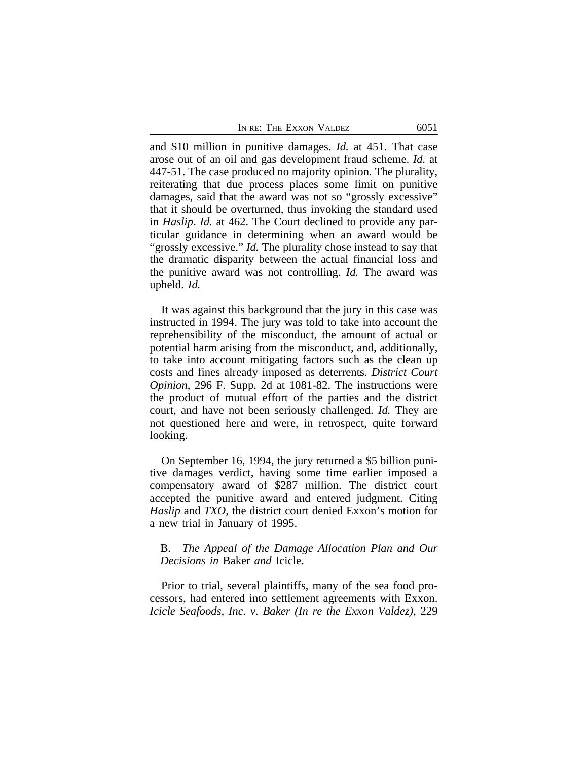and $10 million in punitive damages. *Id.* at 451. That case arose out of an oil and gas development fraud scheme. *Id.* at 447-51. The case produced no majority opinion. The plurality, reiterating that due process places some limit on punitive damages, said that the award was not so "grossly excessive" that it should be overturned, thus invoking the standard used in *Haslip*. *Id.* at 462. The Court declined to provide any particular guidance in determining when an award would be "grossly excessive." *Id.* The plurality chose instead to say that the dramatic disparity between the actual financial loss and the punitive award was not controlling. *Id.* The award was upheld. *Id.*

It was against this background that the jury in this case was instructed in 1994. The jury was told to take into account the reprehensibility of the misconduct, the amount of actual or potential harm arising from the misconduct, and, additionally, to take into account mitigating factors such as the clean up costs and fines already imposed as deterrents. *District Court Opinion*, 296 F. Supp. 2d at 1081-82. The instructions were the product of mutual effort of the parties and the district court, and have not been seriously challenged. *Id.* They are not questioned here and were, in retrospect, quite forward looking.

On September 16, 1994, the jury returned a $5 billion punitive damages verdict, having some time earlier imposed a compensatory award of $287 million. The district court accepted the punitive award and entered judgment. Citing *Haslip* and *TXO*, the district court denied Exxon's motion for a new trial in January of 1995.

### B. *The Appeal of the Damage Allocation Plan and Our Decisions in* Baker *and* Icicle.

Prior to trial, several plaintiffs, many of the sea food processors, had entered into settlement agreements with Exxon. *Icicle Seafoods, Inc. v. Baker (In re the Exxon Valdez)*, 229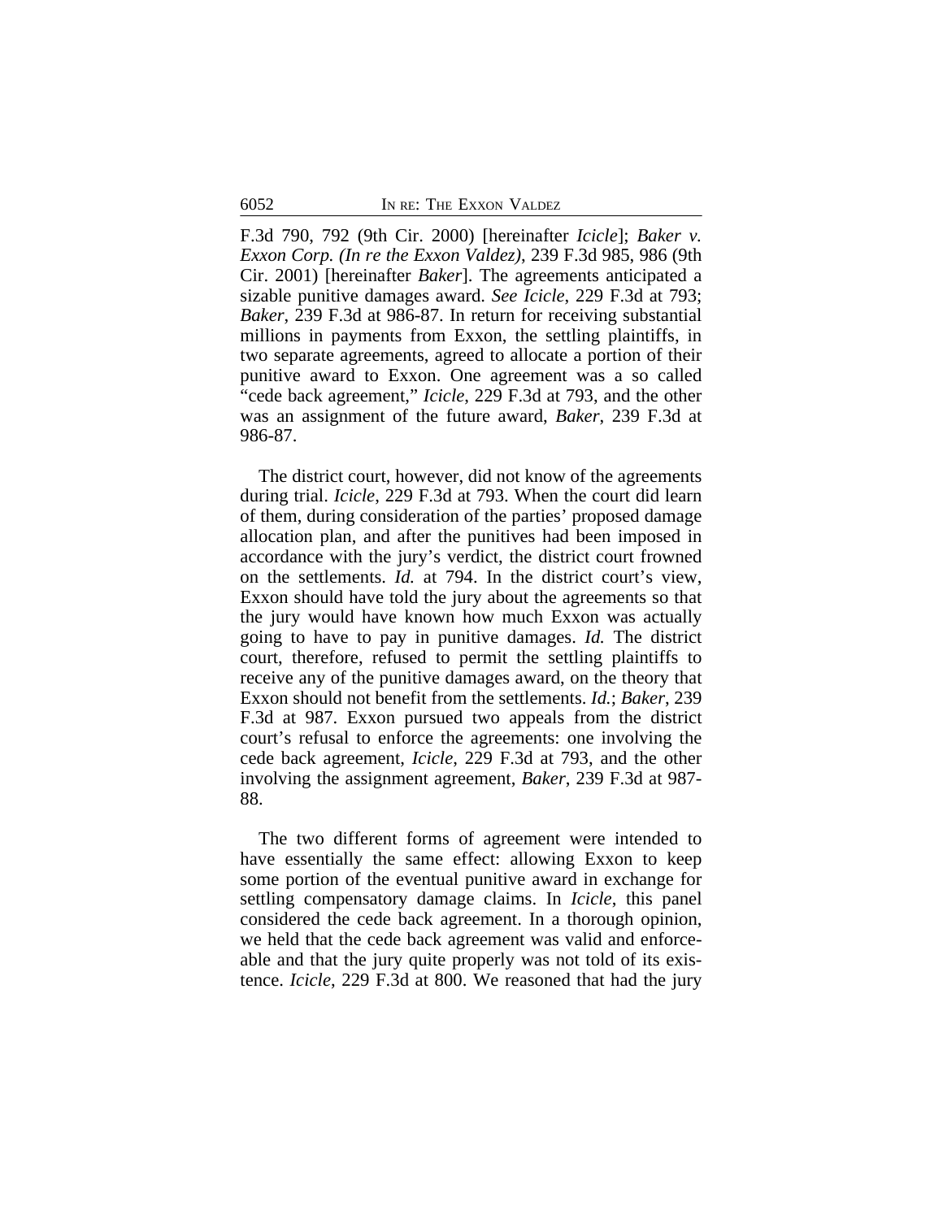F.3d 790, 792 (9th Cir. 2000) [hereinafter *Icicle*]; *Baker v. Exxon Corp. (In re the Exxon Valdez)*, 239 F.3d 985, 986 (9th Cir. 2001) [hereinafter *Baker*]. The agreements anticipated a sizable punitive damages award. *See Icicle*, 229 F.3d at 793; *Baker*, 239 F.3d at 986-87. In return for receiving substantial millions in payments from Exxon, the settling plaintiffs, in two separate agreements, agreed to allocate a portion of their punitive award to Exxon. One agreement was a so called "cede back agreement," *Icicle*, 229 F.3d at 793, and the other was an assignment of the future award, *Baker*, 239 F.3d at 986-87.

The district court, however, did not know of the agreements during trial. *Icicle*, 229 F.3d at 793. When the court did learn of them, during consideration of the parties' proposed damage allocation plan, and after the punitives had been imposed in accordance with the jury's verdict, the district court frowned on the settlements. *Id.* at 794. In the district court's view, Exxon should have told the jury about the agreements so that the jury would have known how much Exxon was actually going to have to pay in punitive damages. *Id.* The district court, therefore, refused to permit the settling plaintiffs to receive any of the punitive damages award, on the theory that Exxon should not benefit from the settlements. *Id.*; *Baker*, 239 F.3d at 987. Exxon pursued two appeals from the district court's refusal to enforce the agreements: one involving the cede back agreement, *Icicle*, 229 F.3d at 793, and the other involving the assignment agreement, *Baker*, 239 F.3d at 987-88.

The two different forms of agreement were intended to have essentially the same effect: allowing Exxon to keep some portion of the eventual punitive award in exchange for settling compensatory damage claims. In *Icicle*, this panel considered the cede back agreement. In a thorough opinion, we held that the cede back agreement was valid and enforceable and that the jury quite properly was not told of its existence. *Icicle*, 229 F.3d at 800. We reasoned that had the jury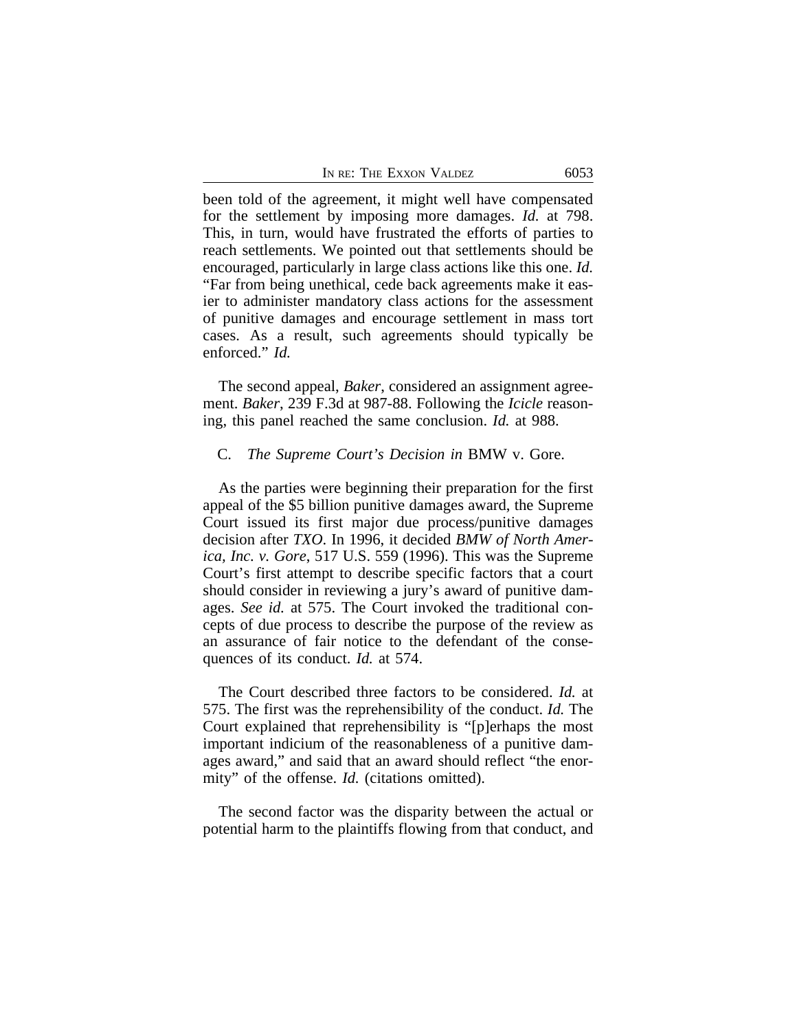been told of the agreement, it might well have compensated for the settlement by imposing more damages. *Id.* at 798. This, in turn, would have frustrated the efforts of parties to reach settlements. We pointed out that settlements should be encouraged, particularly in large class actions like this one. *Id.* "Far from being unethical, cede back agreements make it easier to administer mandatory class actions for the assessment of punitive damages and encourage settlement in mass tort cases. As a result, such agreements should typically be enforced." *Id.*

The second appeal, *Baker*, considered an assignment agreement. *Baker*, 239 F.3d at 987-88. Following the *Icicle* reasoning, this panel reached the same conclusion. *Id.* at 988.

### C. *The Supreme Court's Decision in* BMW v. Gore.

As the parties were beginning their preparation for the first appeal of the $5 billion punitive damages award, the Supreme Court issued its first major due process/punitive damages decision after *TXO*. In 1996, it decided *BMW of North America, Inc. v. Gore*, 517 U.S. 559 (1996). This was the Supreme Court's first attempt to describe specific factors that a court should consider in reviewing a jury's award of punitive damages. *See id.* at 575. The Court invoked the traditional concepts of due process to describe the purpose of the review as an assurance of fair notice to the defendant of the consequences of its conduct. *Id.* at 574.

The Court described three factors to be considered. *Id.* at 575. The first was the reprehensibility of the conduct. *Id.* The Court explained that reprehensibility is "[p]erhaps the most important indicium of the reasonableness of a punitive damages award," and said that an award should reflect "the enormity" of the offense. *Id.* (citations omitted).

The second factor was the disparity between the actual or potential harm to the plaintiffs flowing from that conduct, and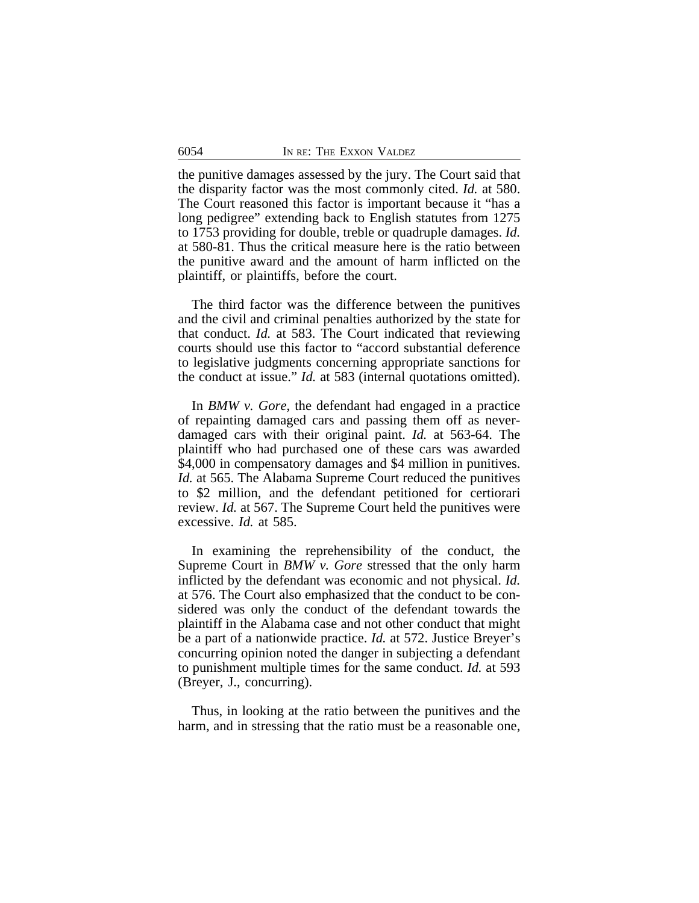the punitive damages assessed by the jury. The Court said that the disparity factor was the most commonly cited. *Id.* at 580. The Court reasoned this factor is important because it "has a long pedigree" extending back to English statutes from 1275 to 1753 providing for double, treble or quadruple damages. *Id.* at 580-81. Thus the critical measure here is the ratio between the punitive award and the amount of harm inflicted on the plaintiff, or plaintiffs, before the court.

The third factor was the difference between the punitives and the civil and criminal penalties authorized by the state for that conduct. *Id.* at 583. The Court indicated that reviewing courts should use this factor to "accord substantial deference to legislative judgments concerning appropriate sanctions for the conduct at issue." *Id.* at 583 (internal quotations omitted).

In *BMW v. Gore*, the defendant had engaged in a practice of repainting damaged cars and passing them off as never-damaged cars with their original paint. *Id.* at 563-64. The plaintiff who had purchased one of these cars was awarded $4,000 in compensatory damages and $4 million in punitives. *Id.* at 565. The Alabama Supreme Court reduced the punitives to $2 million, and the defendant petitioned for certiorari review. *Id.* at 567. The Supreme Court held the punitives were excessive. *Id.* at 585.

In examining the reprehensibility of the conduct, the Supreme Court in *BMW v. Gore* stressed that the only harm inflicted by the defendant was economic and not physical. *Id.* at 576. The Court also emphasized that the conduct to be considered was only the conduct of the defendant towards the plaintiff in the Alabama case and not other conduct that might be a part of a nationwide practice. *Id.* at 572. Justice Breyer's concurring opinion noted the danger in subjecting a defendant to punishment multiple times for the same conduct. *Id.* at 593 (Breyer, J., concurring).

Thus, in looking at the ratio between the punitives and the harm, and in stressing that the ratio must be a reasonable one,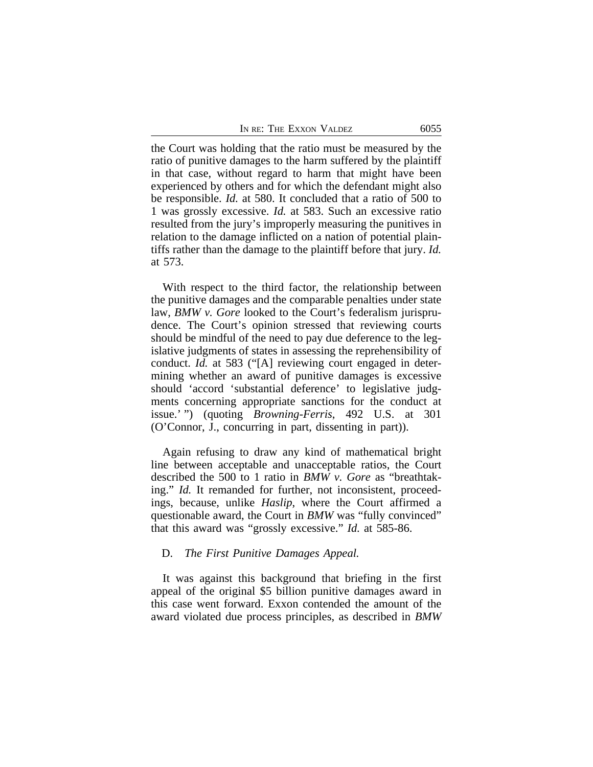the Court was holding that the ratio must be measured by the ratio of punitive damages to the harm suffered by the plaintiff in that case, without regard to harm that might have been experienced by others and for which the defendant might also be responsible. *Id.* at 580. It concluded that a ratio of 500 to 1 was grossly excessive. *Id.* at 583. Such an excessive ratio resulted from the jury's improperly measuring the punitives in relation to the damage inflicted on a nation of potential plaintiffs rather than the damage to the plaintiff before that jury. *Id.* at 573.

With respect to the third factor, the relationship between the punitive damages and the comparable penalties under state law, *BMW v. Gore* looked to the Court's federalism jurisprudence. The Court's opinion stressed that reviewing courts should be mindful of the need to pay due deference to the legislative judgments of states in assessing the reprehensibility of conduct. *Id.* at 583 ("[A] reviewing court engaged in determining whether an award of punitive damages is excessive should 'accord 'substantial deference' to legislative judgments concerning appropriate sanctions for the conduct at issue.' ") (quoting *Browning-Ferris*, 492 U.S. at 301 (O'Connor, J., concurring in part, dissenting in part)).

Again refusing to draw any kind of mathematical bright line between acceptable and unacceptable ratios, the Court described the 500 to 1 ratio in *BMW v. Gore* as "breathtaking." *Id.* It remanded for further, not inconsistent, proceedings, because, unlike *Haslip*, where the Court affirmed a questionable award, the Court in *BMW* was "fully convinced" that this award was "grossly excessive." *Id.* at 585-86.

### D. *The First Punitive Damages Appeal.*

It was against this background that briefing in the first appeal of the original $5 billion punitive damages award in this case went forward. Exxon contended the amount of the award violated due process principles, as described in *BMW*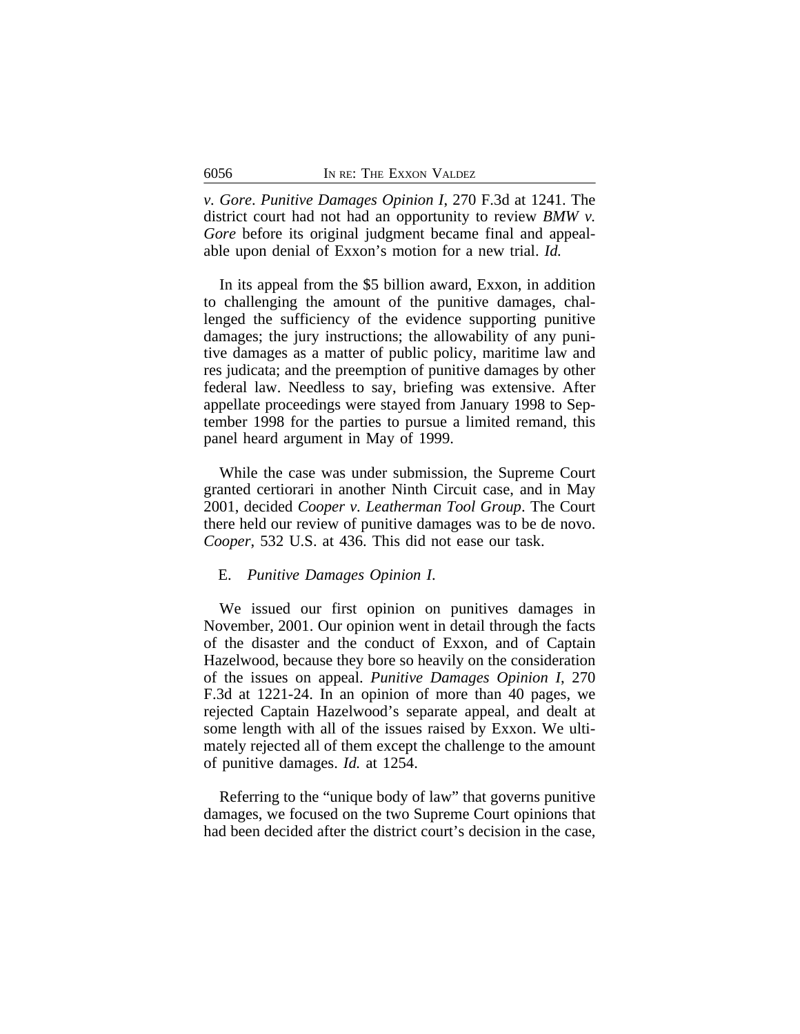*v. Gore*. *Punitive Damages Opinion I*, 270 F.3d at 1241. The district court had not had an opportunity to review *BMW v. Gore* before its original judgment became final and appealable upon denial of Exxon's motion for a new trial. *Id.*

In its appeal from the $5 billion award, Exxon, in addition to challenging the amount of the punitive damages, challenged the sufficiency of the evidence supporting punitive damages; the jury instructions; the allowability of any punitive damages as a matter of public policy, maritime law and res judicata; and the preemption of punitive damages by other federal law. Needless to say, briefing was extensive. After appellate proceedings were stayed from January 1998 to September 1998 for the parties to pursue a limited remand, this panel heard argument in May of 1999.

While the case was under submission, the Supreme Court granted certiorari in another Ninth Circuit case, and in May 2001, decided *Cooper v. Leatherman Tool Group*. The Court there held our review of punitive damages was to be de novo. *Cooper*, 532 U.S. at 436. This did not ease our task.

E. *Punitive Damages Opinion I*.

We issued our first opinion on punitives damages in November, 2001. Our opinion went in detail through the facts of the disaster and the conduct of Exxon, and of Captain Hazelwood, because they bore so heavily on the consideration of the issues on appeal. *Punitive Damages Opinion I*, 270 F.3d at 1221-24. In an opinion of more than 40 pages, we rejected Captain Hazelwood's separate appeal, and dealt at some length with all of the issues raised by Exxon. We ultimately rejected all of them except the challenge to the amount of punitive damages. *Id.* at 1254.

Referring to the "unique body of law" that governs punitive damages, we focused on the two Supreme Court opinions that had been decided after the district court's decision in the case,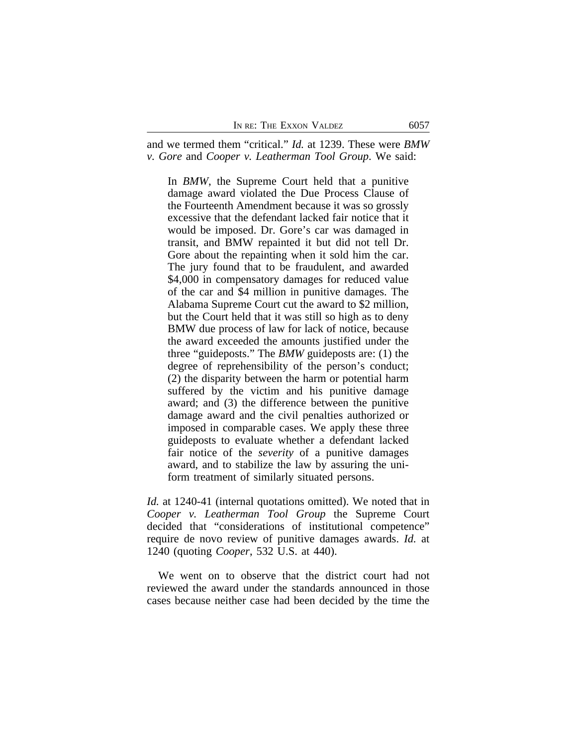and we termed them "critical." *Id.* at 1239. These were *BMW v. Gore* and *Cooper v. Leatherman Tool Group*. We said:

> In *BMW*, the Supreme Court held that a punitive damage award violated the Due Process Clause of the Fourteenth Amendment because it was so grossly excessive that the defendant lacked fair notice that it would be imposed. Dr. Gore's car was damaged in transit, and BMW repainted it but did not tell Dr. Gore about the repainting when it sold him the car. The jury found that to be fraudulent, and awarded $4,000 in compensatory damages for reduced value of the car and $4 million in punitive damages. The Alabama Supreme Court cut the award to $2 million, but the Court held that it was still so high as to deny BMW due process of law for lack of notice, because the award exceeded the amounts justified under the three "guideposts." The *BMW* guideposts are: (1) the degree of reprehensibility of the person's conduct; (2) the disparity between the harm or potential harm suffered by the victim and his punitive damage award; and (3) the difference between the punitive damage award and the civil penalties authorized or imposed in comparable cases. We apply these three guideposts to evaluate whether a defendant lacked fair notice of the *severity* of a punitive damages award, and to stabilize the law by assuring the uniform treatment of similarly situated persons.

*Id.* at 1240-41 (internal quotations omitted). We noted that in *Cooper v. Leatherman Tool Group* the Supreme Court decided that "considerations of institutional competence" require de novo review of punitive damages awards. *Id.* at 1240 (quoting *Cooper*, 532 U.S. at 440).

We went on to observe that the district court had not reviewed the award under the standards announced in those cases because neither case had been decided by the time the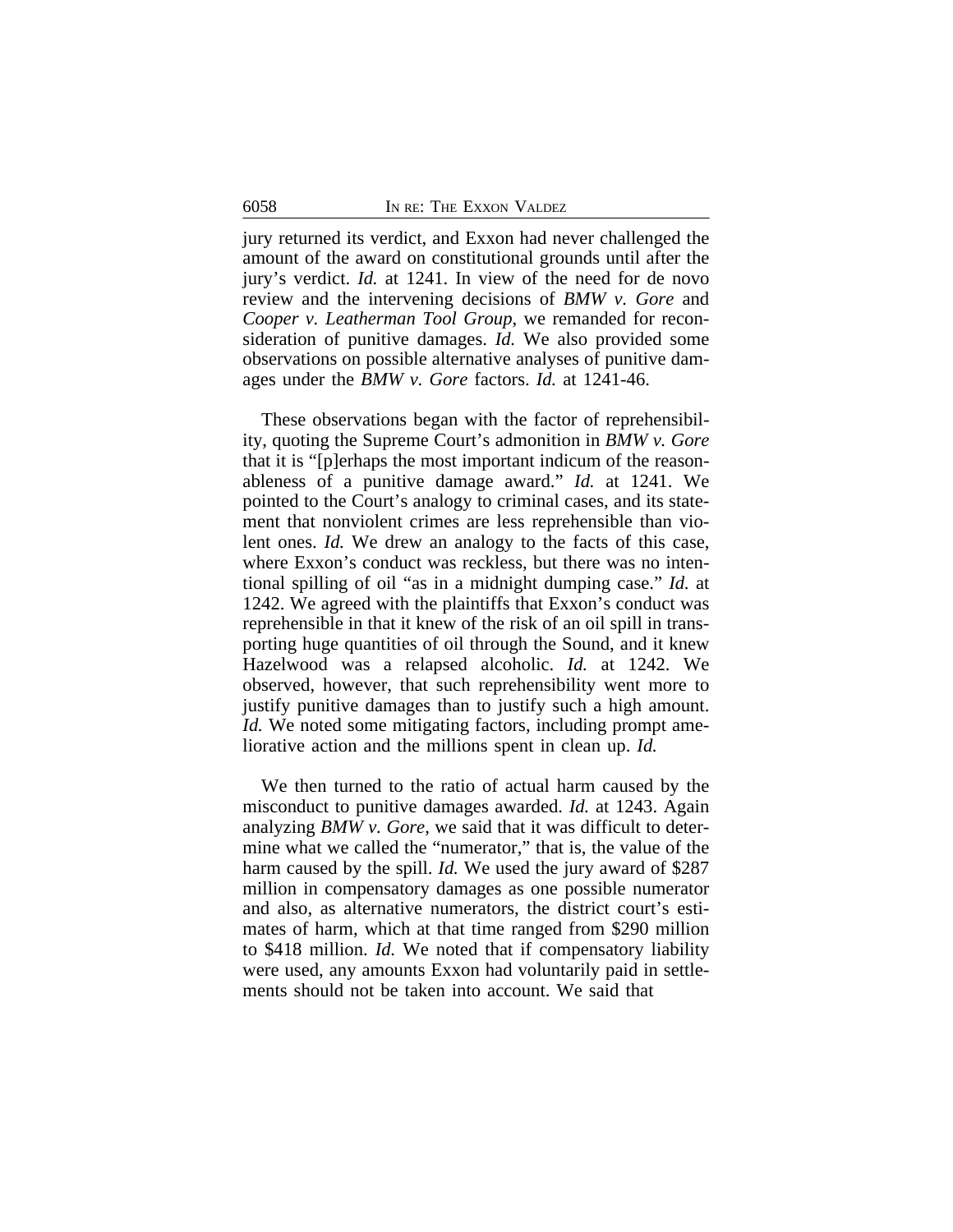jury returned its verdict, and Exxon had never challenged the amount of the award on constitutional grounds until after the jury's verdict. *Id.* at 1241. In view of the need for de novo review and the intervening decisions of *BMW v. Gore* and *Cooper v. Leatherman Tool Group*, we remanded for reconsideration of punitive damages. *Id.* We also provided some observations on possible alternative analyses of punitive damages under the *BMW v. Gore* factors. *Id.* at 1241-46.

These observations began with the factor of reprehensibility, quoting the Supreme Court's admonition in *BMW v. Gore* that it is "[p]erhaps the most important indicum of the reasonableness of a punitive damage award." *Id.* at 1241. We pointed to the Court's analogy to criminal cases, and its statement that nonviolent crimes are less reprehensible than violent ones. *Id.* We drew an analogy to the facts of this case, where Exxon's conduct was reckless, but there was no intentional spilling of oil "as in a midnight dumping case." *Id.* at 1242. We agreed with the plaintiffs that Exxon's conduct was reprehensible in that it knew of the risk of an oil spill in transporting huge quantities of oil through the Sound, and it knew Hazelwood was a relapsed alcoholic. *Id.* at 1242. We observed, however, that such reprehensibility went more to justify punitive damages than to justify such a high amount. *Id.* We noted some mitigating factors, including prompt ameliorative action and the millions spent in clean up. *Id.*

We then turned to the ratio of actual harm caused by the misconduct to punitive damages awarded. *Id.* at 1243. Again analyzing *BMW v. Gore*, we said that it was difficult to determine what we called the "numerator," that is, the value of the harm caused by the spill. *Id.* We used the jury award of $287 million in compensatory damages as one possible numerator and also, as alternative numerators, the district court's estimates of harm, which at that time ranged from $290 million to $418 million. *Id.* We noted that if compensatory liability were used, any amounts Exxon had voluntarily paid in settlements should not be taken into account. We said that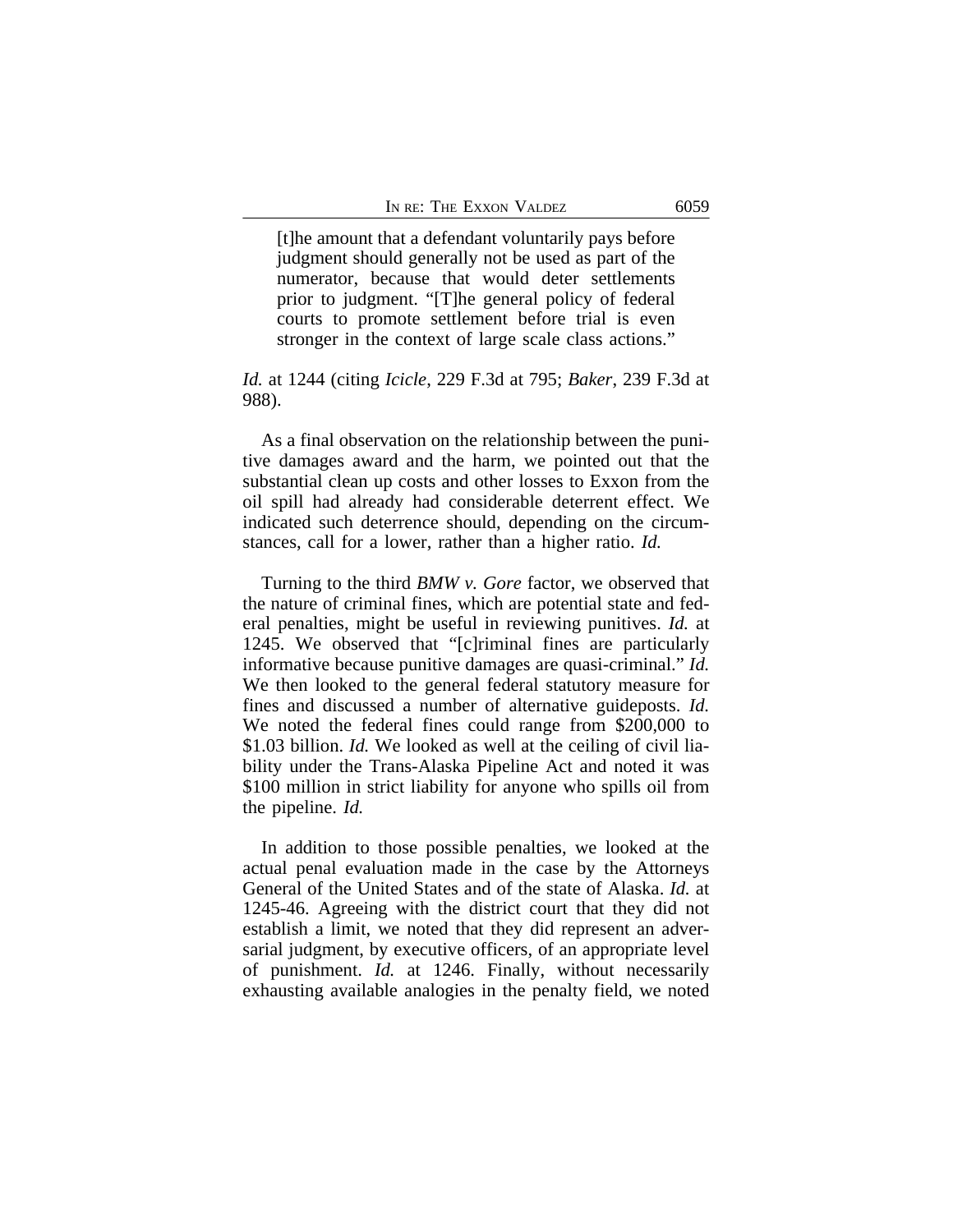> [t]he amount that a defendant voluntarily pays before judgment should generally not be used as part of the numerator, because that would deter settlements prior to judgment. "[T]he general policy of federal courts to promote settlement before trial is even stronger in the context of large scale class actions."

*Id.* at 1244 (citing *Icicle*, 229 F.3d at 795; *Baker*, 239 F.3d at 988).

As a final observation on the relationship between the punitive damages award and the harm, we pointed out that the substantial clean up costs and other losses to Exxon from the oil spill had already had considerable deterrent effect. We indicated such deterrence should, depending on the circumstances, call for a lower, rather than a higher ratio. *Id.*

Turning to the third *BMW v. Gore* factor, we observed that the nature of criminal fines, which are potential state and federal penalties, might be useful in reviewing punitives. *Id.* at 1245. We observed that "[c]riminal fines are particularly informative because punitive damages are quasi-criminal." *Id.* We then looked to the general federal statutory measure for fines and discussed a number of alternative guideposts. *Id.* We noted the federal fines could range from $200,000 to $1.03 billion. *Id.* We looked as well at the ceiling of civil liability under the Trans-Alaska Pipeline Act and noted it was $100 million in strict liability for anyone who spills oil from the pipeline. *Id.*

In addition to those possible penalties, we looked at the actual penal evaluation made in the case by the Attorneys General of the United States and of the state of Alaska. *Id.* at 1245-46. Agreeing with the district court that they did not establish a limit, we noted that they did represent an adversarial judgment, by executive officers, of an appropriate level of punishment. *Id.* at 1246. Finally, without necessarily exhausting available analogies in the penalty field, we noted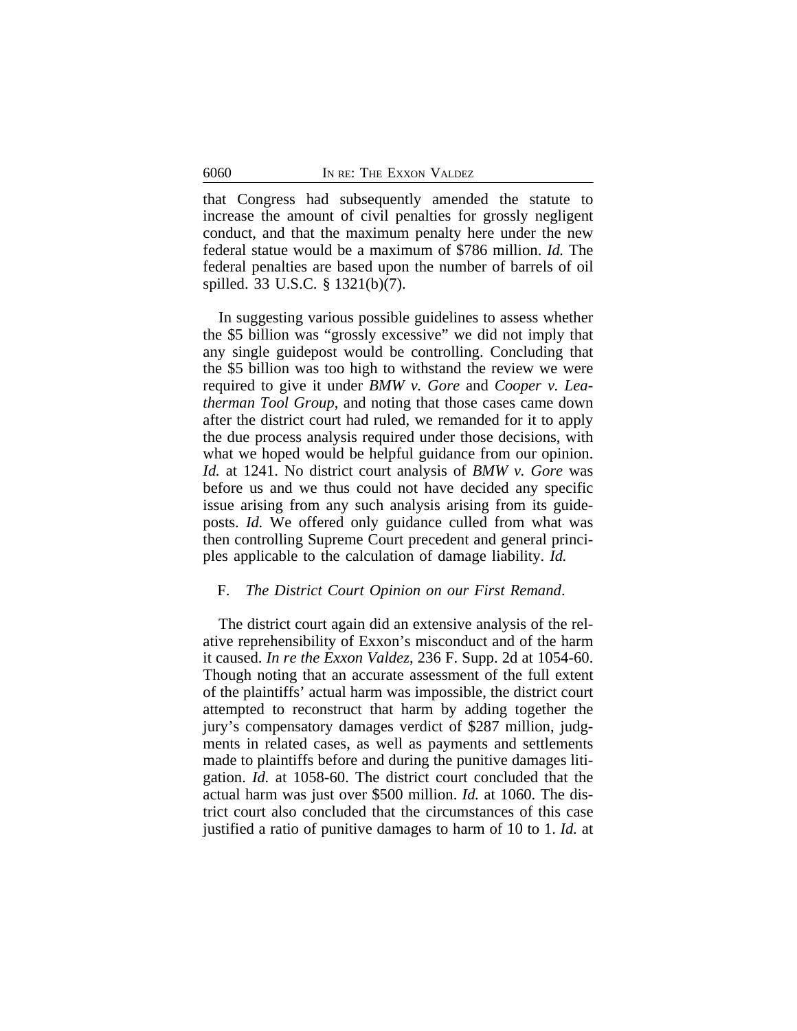that Congress had subsequently amended the statute to increase the amount of civil penalties for grossly negligent conduct, and that the maximum penalty here under the new federal statue would be a maximum of $786 million. *Id.* The federal penalties are based upon the number of barrels of oil spilled. 33 U.S.C. § 1321(b)(7).

In suggesting various possible guidelines to assess whether the $5 billion was "grossly excessive" we did not imply that any single guidepost would be controlling. Concluding that the $5 billion was too high to withstand the review we were required to give it under *BMW v. Gore* and *Cooper v. Leatherman Tool Group*, and noting that those cases came down after the district court had ruled, we remanded for it to apply the due process analysis required under those decisions, with what we hoped would be helpful guidance from our opinion. *Id.* at 1241. No district court analysis of *BMW v. Gore* was before us and we thus could not have decided any specific issue arising from any such analysis arising from its guideposts. *Id.* We offered only guidance culled from what was then controlling Supreme Court precedent and general principles applicable to the calculation of damage liability. *Id.*

F. *The District Court Opinion on our First Remand*.

The district court again did an extensive analysis of the relative reprehensibility of Exxon's misconduct and of the harm it caused. *In re the Exxon Valdez*, 236 F. Supp. 2d at 1054-60. Though noting that an accurate assessment of the full extent of the plaintiffs' actual harm was impossible, the district court attempted to reconstruct that harm by adding together the jury's compensatory damages verdict of $287 million, judgments in related cases, as well as payments and settlements made to plaintiffs before and during the punitive damages litigation. *Id.* at 1058-60. The district court concluded that the actual harm was just over $500 million. *Id.* at 1060. The district court also concluded that the circumstances of this case justified a ratio of punitive damages to harm of 10 to 1. *Id.* at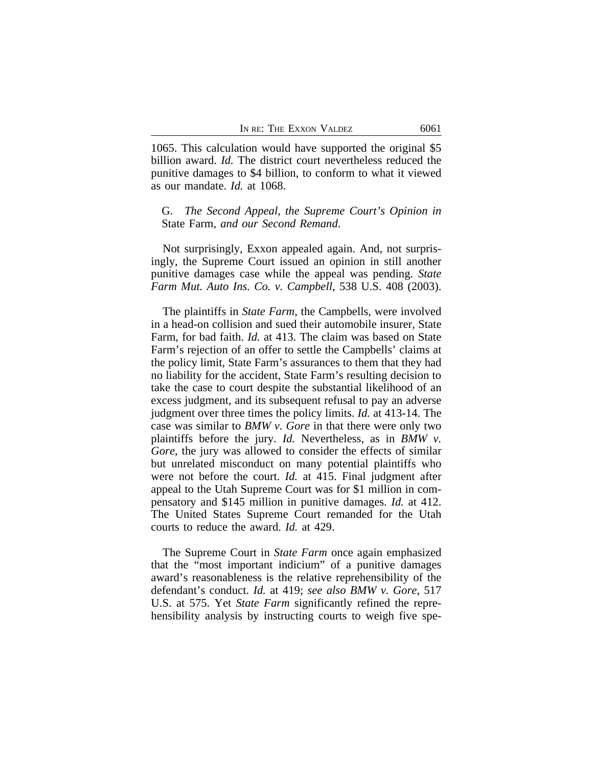1065. This calculation would have supported the original $5 billion award. *Id.* The district court nevertheless reduced the punitive damages to $4 billion, to conform to what it viewed as our mandate. *Id.* at 1068.

G. *The Second Appeal, the Supreme Court's Opinion in* State Farm*, and our Second Remand.*

Not surprisingly, Exxon appealed again. And, not surprisingly, the Supreme Court issued an opinion in still another punitive damages case while the appeal was pending. *State Farm Mut. Auto Ins. Co. v. Campbell*, 538 U.S. 408 (2003).

The plaintiffs in *State Farm*, the Campbells, were involved in a head-on collision and sued their automobile insurer, State Farm, for bad faith. *Id.* at 413. The claim was based on State Farm's rejection of an offer to settle the Campbells' claims at the policy limit, State Farm's assurances to them that they had no liability for the accident, State Farm's resulting decision to take the case to court despite the substantial likelihood of an excess judgment, and its subsequent refusal to pay an adverse judgment over three times the policy limits. *Id.* at 413-14. The case was similar to *BMW v. Gore* in that there were only two plaintiffs before the jury. *Id.* Nevertheless, as in *BMW v. Gore*, the jury was allowed to consider the effects of similar but unrelated misconduct on many potential plaintiffs who were not before the court. *Id.* at 415. Final judgment after appeal to the Utah Supreme Court was for $1 million in compensatory and $145 million in punitive damages. *Id.* at 412. The United States Supreme Court remanded for the Utah courts to reduce the award. *Id.* at 429.

The Supreme Court in *State Farm* once again emphasized that the "most important indicium" of a punitive damages award's reasonableness is the relative reprehensibility of the defendant's conduct. *Id.* at 419; *see also BMW v. Gore*, 517 U.S. at 575. Yet *State Farm* significantly refined the reprehensibility analysis by instructing courts to weigh five spe-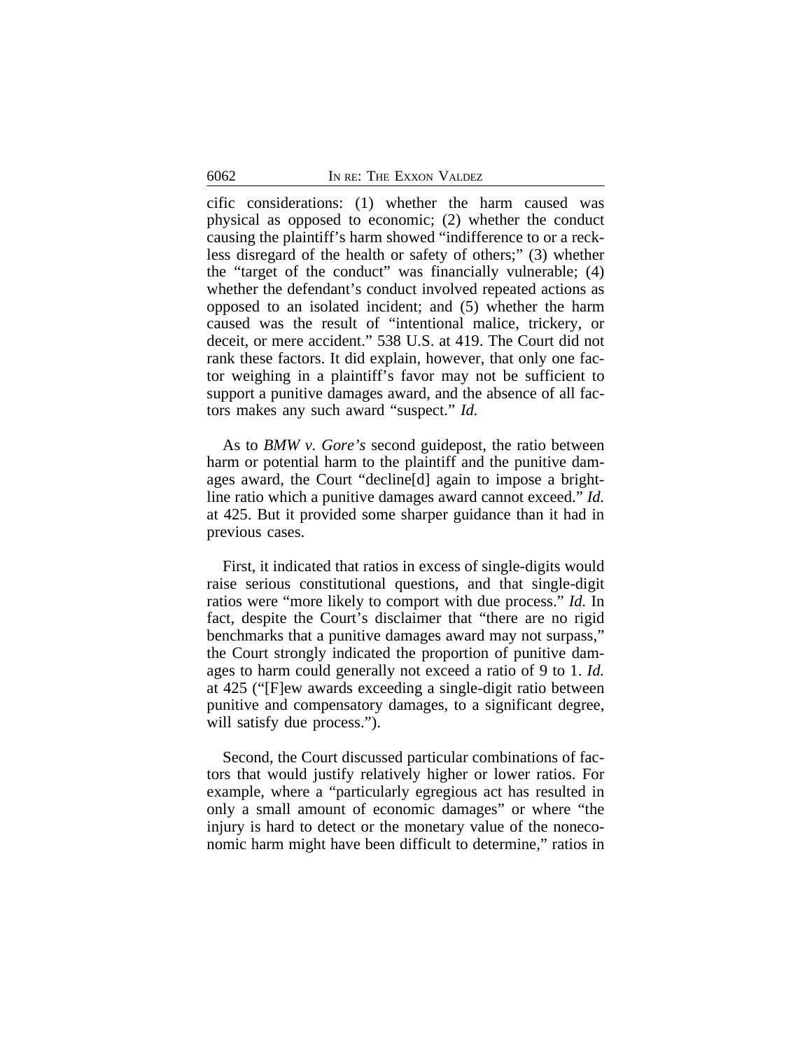cific considerations: (1) whether the harm caused was physical as opposed to economic; (2) whether the conduct causing the plaintiff's harm showed "indifference to or a reckless disregard of the health or safety of others;" (3) whether the "target of the conduct" was financially vulnerable; (4) whether the defendant's conduct involved repeated actions as opposed to an isolated incident; and (5) whether the harm caused was the result of "intentional malice, trickery, or deceit, or mere accident." 538 U.S. at 419. The Court did not rank these factors. It did explain, however, that only one factor weighing in a plaintiff's favor may not be sufficient to support a punitive damages award, and the absence of all factors makes any such award "suspect." *Id.*

As to *BMW v. Gore's* second guidepost, the ratio between harm or potential harm to the plaintiff and the punitive damages award, the Court "decline[d] again to impose a bright-line ratio which a punitive damages award cannot exceed." *Id.* at 425. But it provided some sharper guidance than it had in previous cases.

First, it indicated that ratios in excess of single-digits would raise serious constitutional questions, and that single-digit ratios were "more likely to comport with due process." *Id.* In fact, despite the Court's disclaimer that "there are no rigid benchmarks that a punitive damages award may not surpass," the Court strongly indicated the proportion of punitive damages to harm could generally not exceed a ratio of 9 to 1. *Id.* at 425 ("[F]ew awards exceeding a single-digit ratio between punitive and compensatory damages, to a significant degree, will satisfy due process.").

Second, the Court discussed particular combinations of factors that would justify relatively higher or lower ratios. For example, where a "particularly egregious act has resulted in only a small amount of economic damages" or where "the injury is hard to detect or the monetary value of the noneconomic harm might have been difficult to determine," ratios in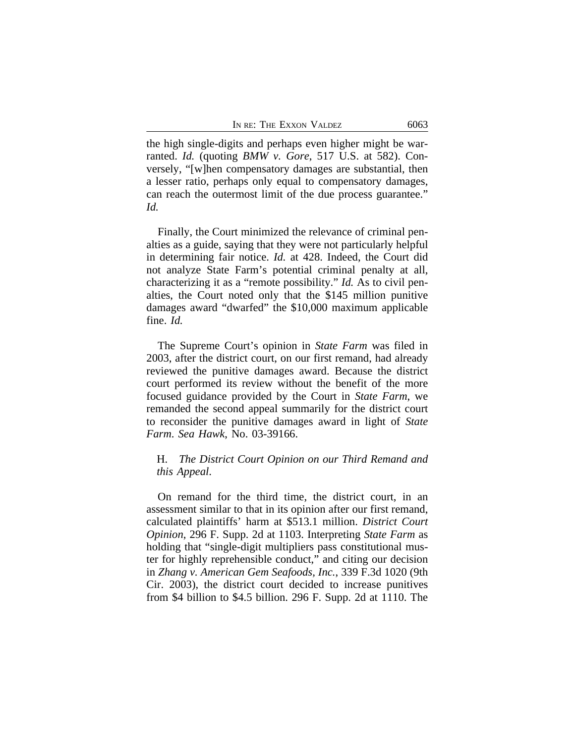the high single-digits and perhaps even higher might be warranted. *Id.* (quoting *BMW v. Gore*, 517 U.S. at 582). Conversely, "[w]hen compensatory damages are substantial, then a lesser ratio, perhaps only equal to compensatory damages, can reach the outermost limit of the due process guarantee." *Id.*

Finally, the Court minimized the relevance of criminal penalties as a guide, saying that they were not particularly helpful in determining fair notice. *Id.* at 428. Indeed, the Court did not analyze State Farm's potential criminal penalty at all, characterizing it as a "remote possibility." *Id.* As to civil penalties, the Court noted only that the $145 million punitive damages award "dwarfed" the $10,000 maximum applicable fine. *Id.*

The Supreme Court's opinion in *State Farm* was filed in 2003, after the district court, on our first remand, had already reviewed the punitive damages award. Because the district court performed its review without the benefit of the more focused guidance provided by the Court in *State Farm*, we remanded the second appeal summarily for the district court to reconsider the punitive damages award in light of *State Farm*. *Sea Hawk*, No. 03-39166.

H. *The District Court Opinion on our Third Remand and this Appeal.*

On remand for the third time, the district court, in an assessment similar to that in its opinion after our first remand, calculated plaintiffs' harm at $513.1 million. *District Court Opinion*, 296 F. Supp. 2d at 1103. Interpreting *State Farm* as holding that "single-digit multipliers pass constitutional muster for highly reprehensible conduct," and citing our decision in *Zhang v. American Gem Seafoods, Inc.*, 339 F.3d 1020 (9th Cir. 2003), the district court decided to increase punitives from $4 billion to $4.5 billion. 296 F. Supp. 2d at 1110. The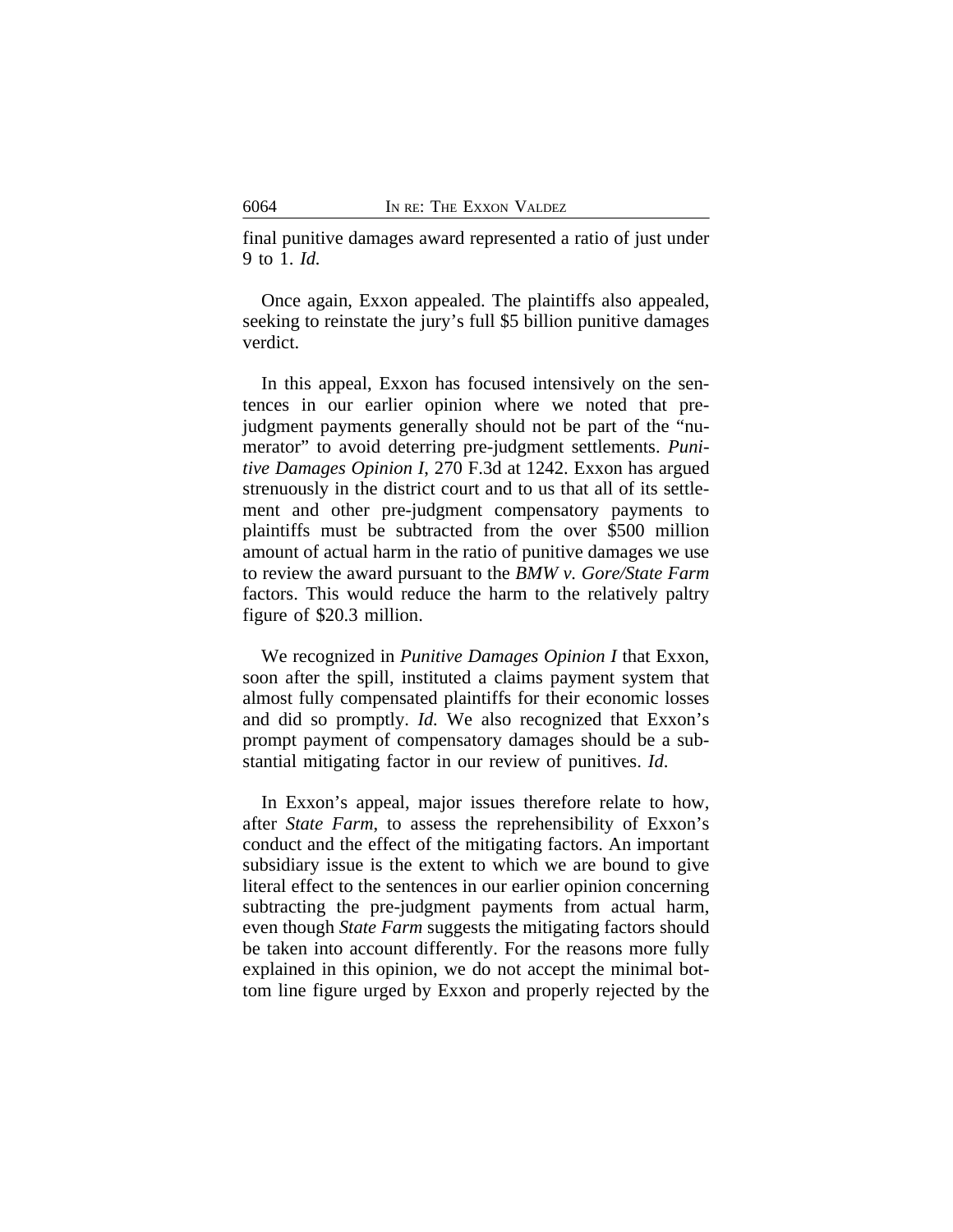final punitive damages award represented a ratio of just under 9 to 1. *Id.*

Once again, Exxon appealed. The plaintiffs also appealed, seeking to reinstate the jury's full $5 billion punitive damages verdict.

In this appeal, Exxon has focused intensively on the sentences in our earlier opinion where we noted that pre-judgment payments generally should not be part of the "numerator" to avoid deterring pre-judgment settlements. *Punitive Damages Opinion I*, 270 F.3d at 1242. Exxon has argued strenuously in the district court and to us that all of its settlement and other pre-judgment compensatory payments to plaintiffs must be subtracted from the over $500 million amount of actual harm in the ratio of punitive damages we use to review the award pursuant to the *BMW v. Gore/State Farm* factors. This would reduce the harm to the relatively paltry figure of $20.3 million.

We recognized in *Punitive Damages Opinion I* that Exxon, soon after the spill, instituted a claims payment system that almost fully compensated plaintiffs for their economic losses and did so promptly. *Id.* We also recognized that Exxon's prompt payment of compensatory damages should be a substantial mitigating factor in our review of punitives. *Id.*

In Exxon's appeal, major issues therefore relate to how, after *State Farm*, to assess the reprehensibility of Exxon's conduct and the effect of the mitigating factors. An important subsidiary issue is the extent to which we are bound to give literal effect to the sentences in our earlier opinion concerning subtracting the pre-judgment payments from actual harm, even though *State Farm* suggests the mitigating factors should be taken into account differently. For the reasons more fully explained in this opinion, we do not accept the minimal bottom line figure urged by Exxon and properly rejected by the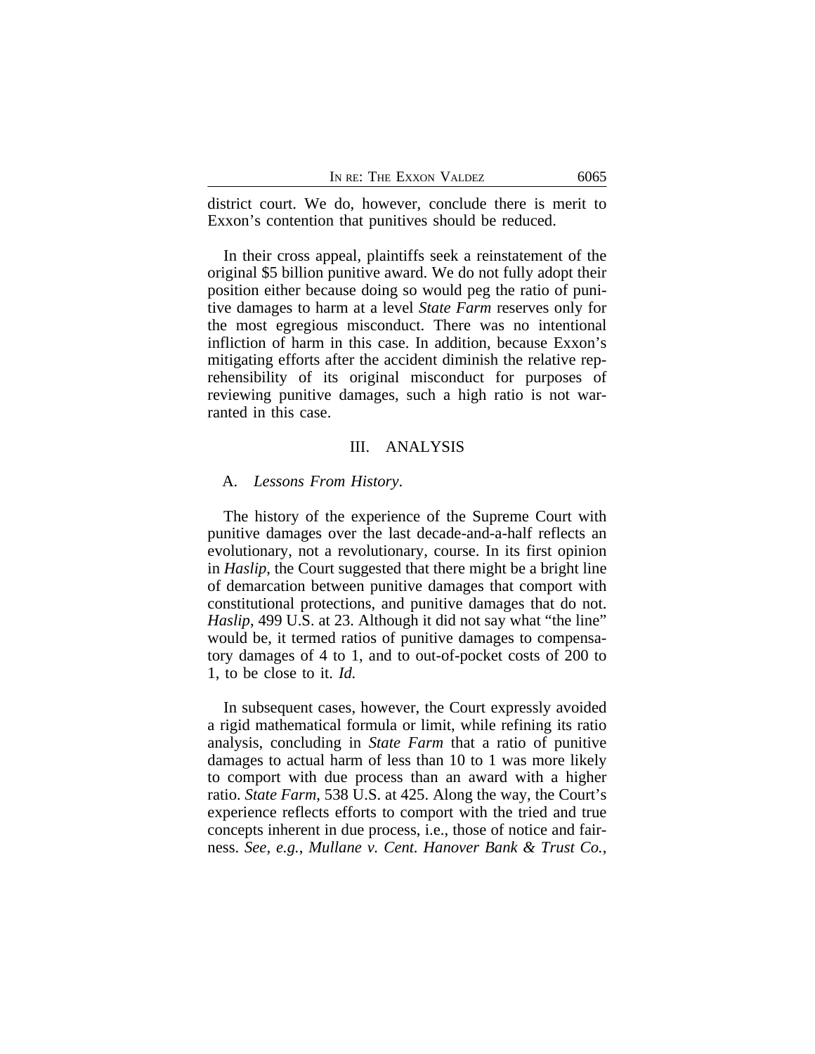district court. We do, however, conclude there is merit to Exxon's contention that punitives should be reduced.

In their cross appeal, plaintiffs seek a reinstatement of the original $5 billion punitive award. We do not fully adopt their position either because doing so would peg the ratio of punitive damages to harm at a level *State Farm* reserves only for the most egregious misconduct. There was no intentional infliction of harm in this case. In addition, because Exxon's mitigating efforts after the accident diminish the relative reprehensibility of its original misconduct for purposes of reviewing punitive damages, such a high ratio is not warranted in this case.

## III. ANALYSIS

### A. *Lessons From History*.

The history of the experience of the Supreme Court with punitive damages over the last decade-and-a-half reflects an evolutionary, not a revolutionary, course. In its first opinion in *Haslip*, the Court suggested that there might be a bright line of demarcation between punitive damages that comport with constitutional protections, and punitive damages that do not. *Haslip*, 499 U.S. at 23. Although it did not say what "the line" would be, it termed ratios of punitive damages to compensatory damages of 4 to 1, and to out-of-pocket costs of 200 to 1, to be close to it. *Id.*

In subsequent cases, however, the Court expressly avoided a rigid mathematical formula or limit, while refining its ratio analysis, concluding in *State Farm* that a ratio of punitive damages to actual harm of less than 10 to 1 was more likely to comport with due process than an award with a higher ratio. *State Farm*, 538 U.S. at 425. Along the way, the Court's experience reflects efforts to comport with the tried and true concepts inherent in due process, i.e., those of notice and fairness. *See, e.g.*, *Mullane v. Cent. Hanover Bank & Trust Co.*,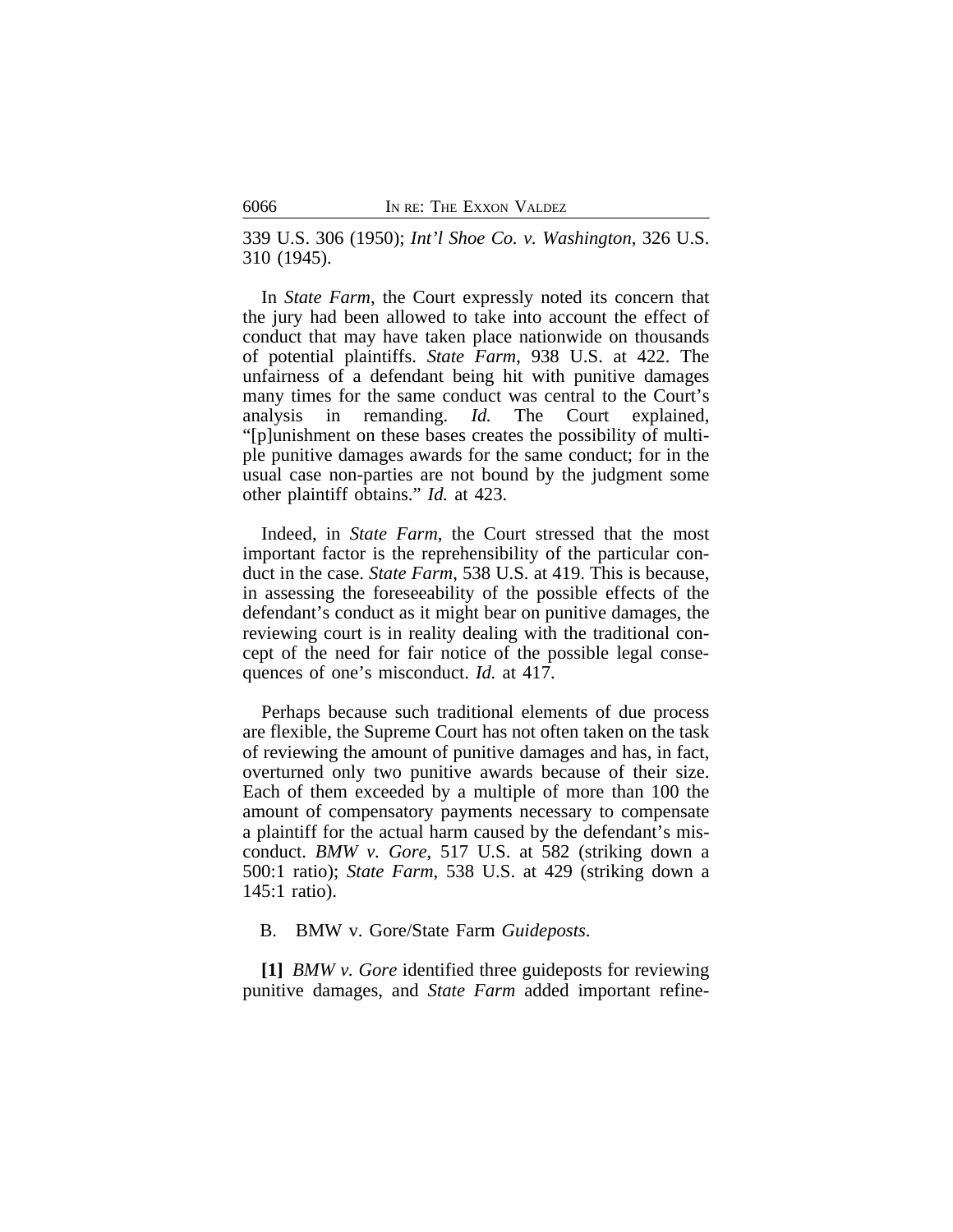339 U.S. 306 (1950); *Int'l Shoe Co. v. Washington*, 326 U.S. 310 (1945).

In *State Farm*, the Court expressly noted its concern that the jury had been allowed to take into account the effect of conduct that may have taken place nationwide on thousands of potential plaintiffs. *State Farm*, 938 U.S. at 422. The unfairness of a defendant being hit with punitive damages many times for the same conduct was central to the Court's analysis in remanding. *Id.* The Court explained, "[p]unishment on these bases creates the possibility of multiple punitive damages awards for the same conduct; for in the usual case non-parties are not bound by the judgment some other plaintiff obtains." *Id.* at 423.

Indeed, in *State Farm*, the Court stressed that the most important factor is the reprehensibility of the particular conduct in the case. *State Farm*, 538 U.S. at 419. This is because, in assessing the foreseeability of the possible effects of the defendant's conduct as it might bear on punitive damages, the reviewing court is in reality dealing with the traditional concept of the need for fair notice of the possible legal consequences of one's misconduct. *Id.* at 417.

Perhaps because such traditional elements of due process are flexible, the Supreme Court has not often taken on the task of reviewing the amount of punitive damages and has, in fact, overturned only two punitive awards because of their size. Each of them exceeded by a multiple of more than 100 the amount of compensatory payments necessary to compensate a plaintiff for the actual harm caused by the defendant's misconduct. *BMW v. Gore*, 517 U.S. at 582 (striking down a 500:1 ratio); *State Farm*, 538 U.S. at 429 (striking down a 145:1 ratio).

B. BMW v. Gore/State Farm *Guideposts*.

**[1]** *BMW v. Gore* identified three guideposts for reviewing punitive damages, and *State Farm* added important refine-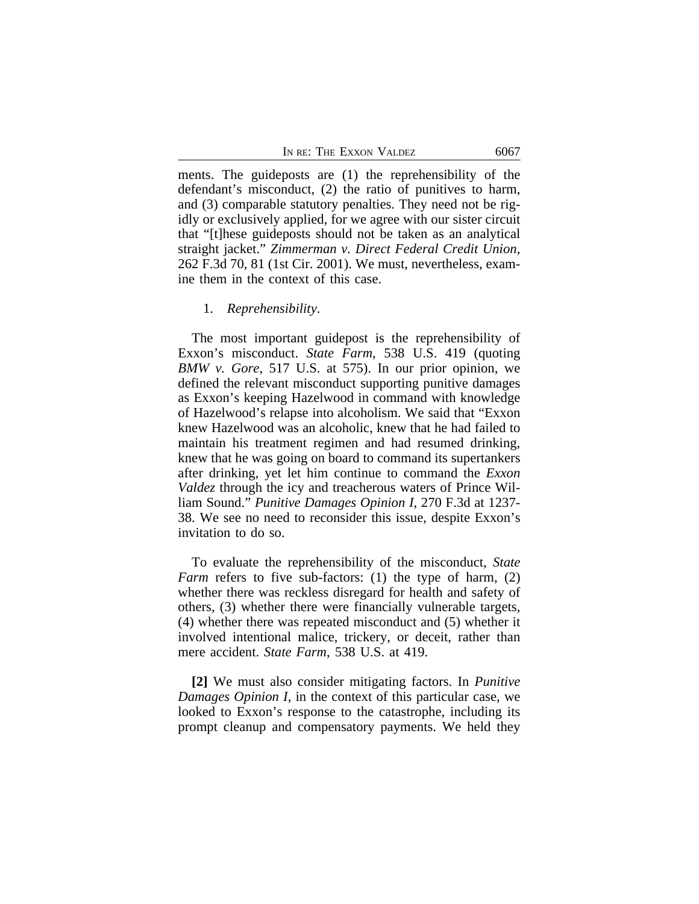ments. The guideposts are (1) the reprehensibility of the defendant's misconduct, (2) the ratio of punitives to harm, and (3) comparable statutory penalties. They need not be rigidly or exclusively applied, for we agree with our sister circuit that "[t]hese guideposts should not be taken as an analytical straight jacket." *Zimmerman v. Direct Federal Credit Union*, 262 F.3d 70, 81 (1st Cir. 2001). We must, nevertheless, examine them in the context of this case.

1. *Reprehensibility*.

The most important guidepost is the reprehensibility of Exxon's misconduct. *State Farm*, 538 U.S. 419 (quoting *BMW v. Gore*, 517 U.S. at 575). In our prior opinion, we defined the relevant misconduct supporting punitive damages as Exxon's keeping Hazelwood in command with knowledge of Hazelwood's relapse into alcoholism. We said that "Exxon knew Hazelwood was an alcoholic, knew that he had failed to maintain his treatment regimen and had resumed drinking, knew that he was going on board to command its supertankers after drinking, yet let him continue to command the *Exxon Valdez* through the icy and treacherous waters of Prince William Sound." *Punitive Damages Opinion I*, 270 F.3d at 1237-38. We see no need to reconsider this issue, despite Exxon's invitation to do so.

To evaluate the reprehensibility of the misconduct, *State Farm* refers to five sub-factors: (1) the type of harm, (2) whether there was reckless disregard for health and safety of others, (3) whether there were financially vulnerable targets, (4) whether there was repeated misconduct and (5) whether it involved intentional malice, trickery, or deceit, rather than mere accident. *State Farm*, 538 U.S. at 419.

**[2]** We must also consider mitigating factors. In *Punitive Damages Opinion I*, in the context of this particular case, we looked to Exxon's response to the catastrophe, including its prompt cleanup and compensatory payments. We held they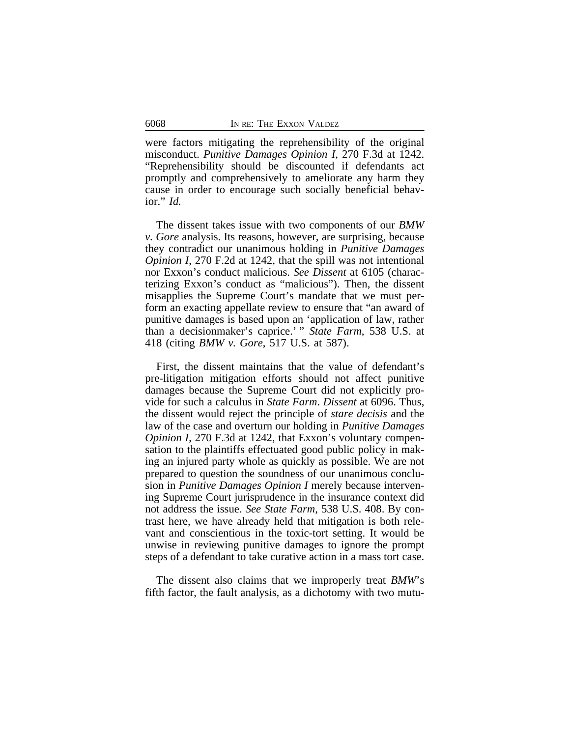were factors mitigating the reprehensibility of the original misconduct. *Punitive Damages Opinion I*, 270 F.3d at 1242. "Reprehensibility should be discounted if defendants act promptly and comprehensively to ameliorate any harm they cause in order to encourage such socially beneficial behavior." *Id.*

The dissent takes issue with two components of our *BMW v. Gore* analysis. Its reasons, however, are surprising, because they contradict our unanimous holding in *Punitive Damages Opinion I*, 270 F.2d at 1242, that the spill was not intentional nor Exxon's conduct malicious. *See Dissent* at 6105 (characterizing Exxon's conduct as "malicious"). Then, the dissent misapplies the Supreme Court's mandate that we must perform an exacting appellate review to ensure that "an award of punitive damages is based upon an 'application of law, rather than a decisionmaker's caprice.' " *State Farm*, 538 U.S. at 418 (citing *BMW v. Gore*, 517 U.S. at 587).

First, the dissent maintains that the value of defendant's pre-litigation mitigation efforts should not affect punitive damages because the Supreme Court did not explicitly provide for such a calculus in *State Farm*. *Dissent* at 6096. Thus, the dissent would reject the principle of *stare decisis* and the law of the case and overturn our holding in *Punitive Damages Opinion I*, 270 F.3d at 1242, that Exxon's voluntary compensation to the plaintiffs effectuated good public policy in making an injured party whole as quickly as possible. We are not prepared to question the soundness of our unanimous conclusion in *Punitive Damages Opinion I* merely because intervening Supreme Court jurisprudence in the insurance context did not address the issue. *See State Farm*, 538 U.S. 408. By contrast here, we have already held that mitigation is both relevant and conscientious in the toxic-tort setting. It would be unwise in reviewing punitive damages to ignore the prompt steps of a defendant to take curative action in a mass tort case.

The dissent also claims that we improperly treat *BMW*'s fifth factor, the fault analysis, as a dichotomy with two mutu-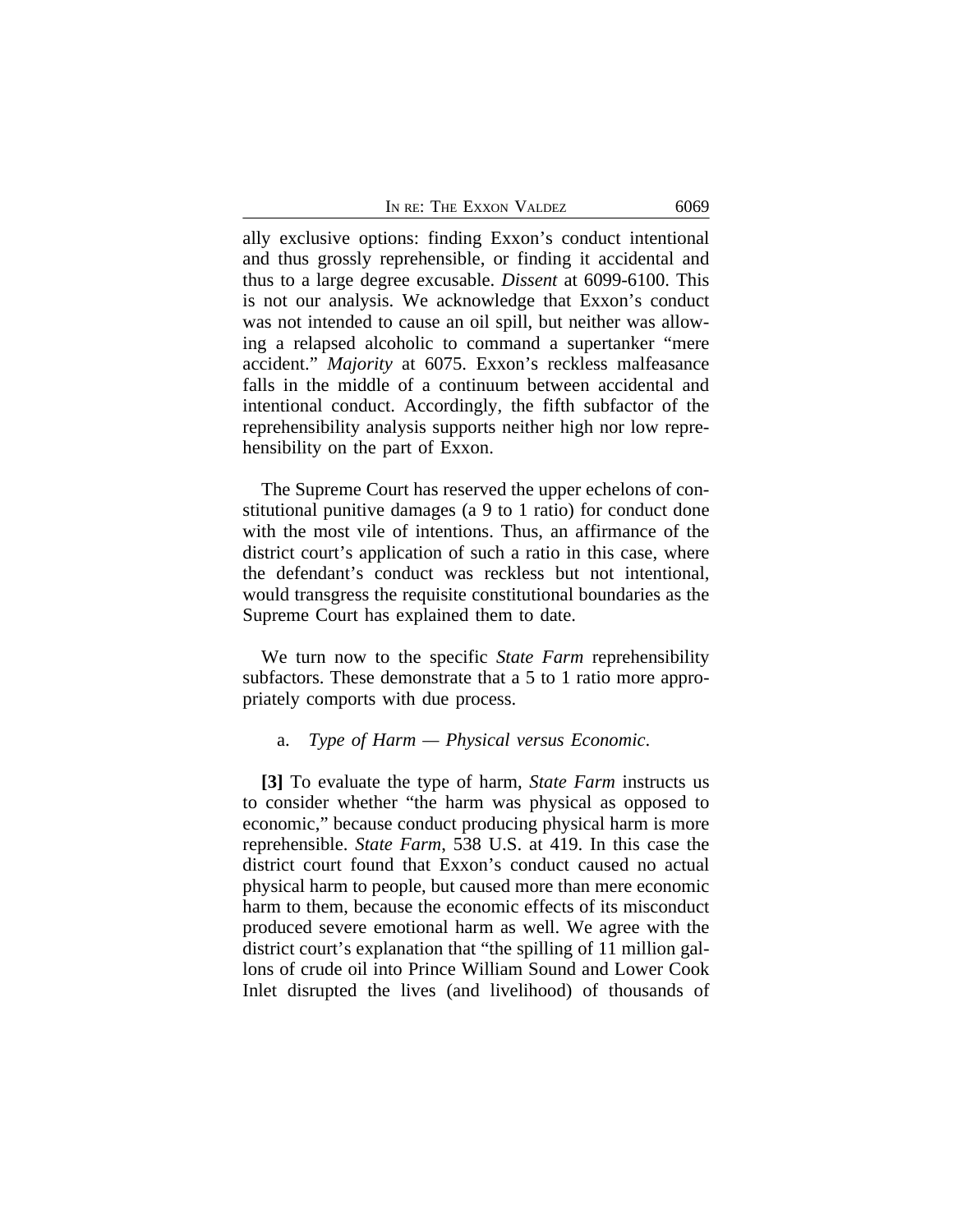ally exclusive options: finding Exxon's conduct intentional and thus grossly reprehensible, or finding it accidental and thus to a large degree excusable. *Dissent* at 6099-6100. This is not our analysis. We acknowledge that Exxon's conduct was not intended to cause an oil spill, but neither was allowing a relapsed alcoholic to command a supertanker "mere accident." *Majority* at 6075. Exxon's reckless malfeasance falls in the middle of a continuum between accidental and intentional conduct. Accordingly, the fifth subfactor of the reprehensibility analysis supports neither high nor low reprehensibility on the part of Exxon.

The Supreme Court has reserved the upper echelons of constitutional punitive damages (a 9 to 1 ratio) for conduct done with the most vile of intentions. Thus, an affirmance of the district court's application of such a ratio in this case, where the defendant's conduct was reckless but not intentional, would transgress the requisite constitutional boundaries as the Supreme Court has explained them to date.

We turn now to the specific *State Farm* reprehensibility subfactors. These demonstrate that a 5 to 1 ratio more appropriately comports with due process.

a. *Type of Harm — Physical versus Economic*.

**[3]** To evaluate the type of harm, *State Farm* instructs us to consider whether "the harm was physical as opposed to economic," because conduct producing physical harm is more reprehensible. *State Farm*, 538 U.S. at 419. In this case the district court found that Exxon's conduct caused no actual physical harm to people, but caused more than mere economic harm to them, because the economic effects of its misconduct produced severe emotional harm as well. We agree with the district court's explanation that "the spilling of 11 million gallons of crude oil into Prince William Sound and Lower Cook Inlet disrupted the lives (and livelihood) of thousands of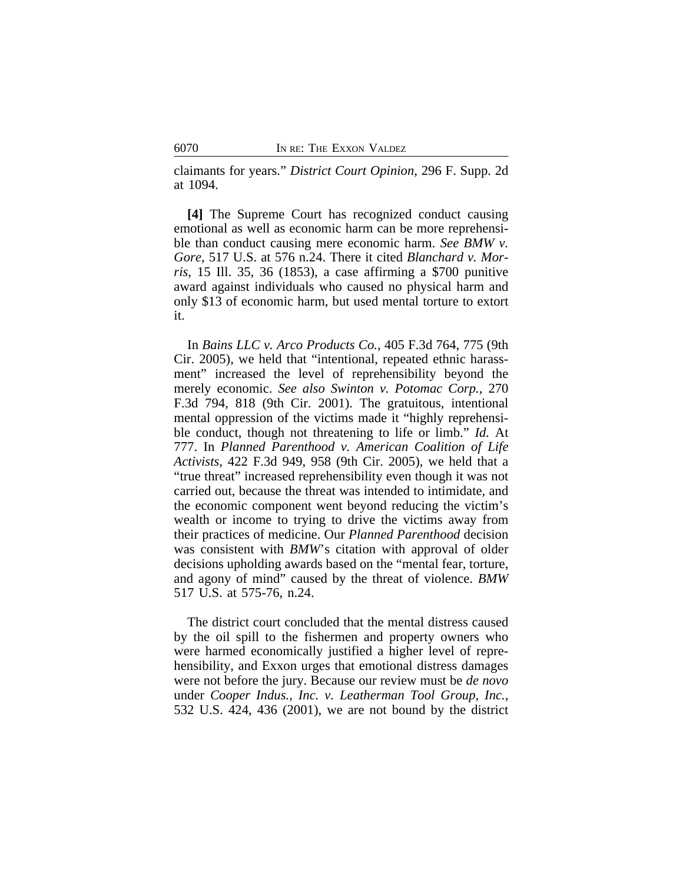claimants for years." *District Court Opinion*, 296 F. Supp. 2d at 1094.

**[4]** The Supreme Court has recognized conduct causing emotional as well as economic harm can be more reprehensible than conduct causing mere economic harm. *See BMW v. Gore*, 517 U.S. at 576 n.24. There it cited *Blanchard v. Morris*, 15 Ill. 35, 36 (1853), a case affirming a $700 punitive award against individuals who caused no physical harm and only $13 of economic harm, but used mental torture to extort it.

In *Bains LLC v. Arco Products Co.*, 405 F.3d 764, 775 (9th Cir. 2005), we held that "intentional, repeated ethnic harassment" increased the level of reprehensibility beyond the merely economic. *See also Swinton v. Potomac Corp.*, 270 F.3d 794, 818 (9th Cir. 2001). The gratuitous, intentional mental oppression of the victims made it "highly reprehensible conduct, though not threatening to life or limb." *Id.* At 777. In *Planned Parenthood v. American Coalition of Life Activists*, 422 F.3d 949, 958 (9th Cir. 2005), we held that a "true threat" increased reprehensibility even though it was not carried out, because the threat was intended to intimidate, and the economic component went beyond reducing the victim's wealth or income to trying to drive the victims away from their practices of medicine. Our *Planned Parenthood* decision was consistent with *BMW*'s citation with approval of older decisions upholding awards based on the "mental fear, torture, and agony of mind" caused by the threat of violence. *BMW* 517 U.S. at 575-76, n.24.

The district court concluded that the mental distress caused by the oil spill to the fishermen and property owners who were harmed economically justified a higher level of reprehensibility, and Exxon urges that emotional distress damages were not before the jury. Because our review must be *de novo* under *Cooper Indus., Inc. v. Leatherman Tool Group, Inc.*, 532 U.S. 424, 436 (2001), we are not bound by the district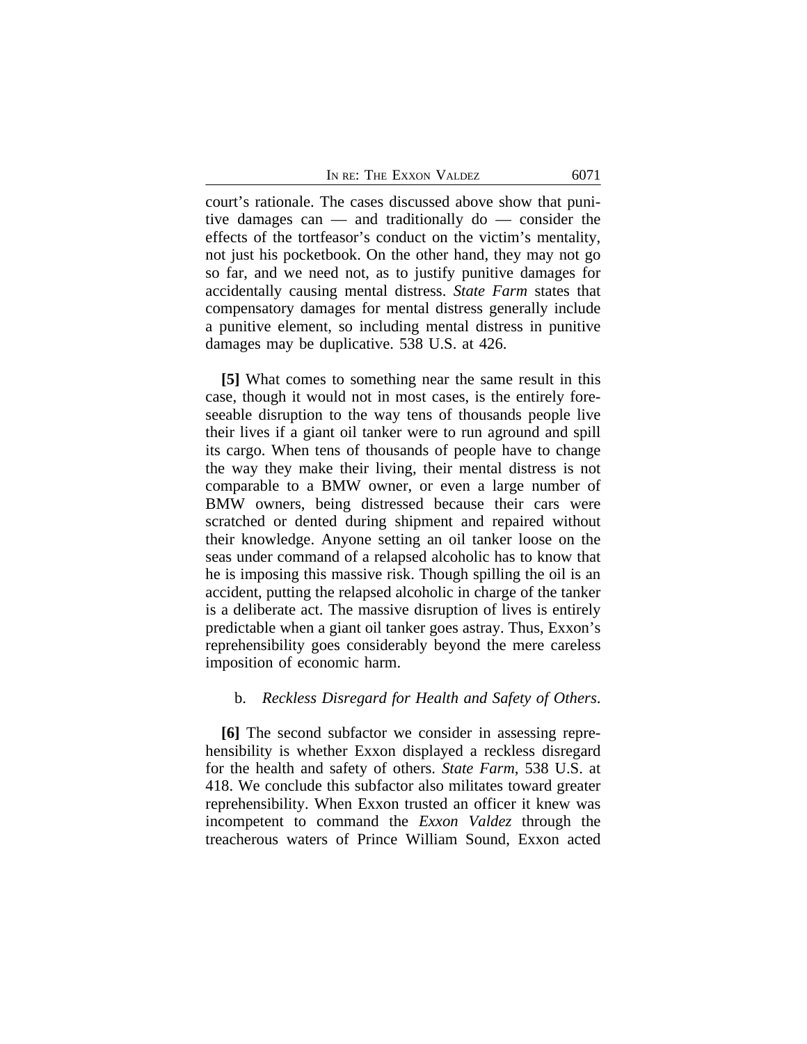court's rationale. The cases discussed above show that punitive damages can — and traditionally do — consider the effects of the tortfeasor's conduct on the victim's mentality, not just his pocketbook. On the other hand, they may not go so far, and we need not, as to justify punitive damages for accidentally causing mental distress. *State Farm* states that compensatory damages for mental distress generally include a punitive element, so including mental distress in punitive damages may be duplicative. 538 U.S. at 426.

**[5]** What comes to something near the same result in this case, though it would not in most cases, is the entirely foreseeable disruption to the way tens of thousands people live their lives if a giant oil tanker were to run aground and spill its cargo. When tens of thousands of people have to change the way they make their living, their mental distress is not comparable to a BMW owner, or even a large number of BMW owners, being distressed because their cars were scratched or dented during shipment and repaired without their knowledge. Anyone setting an oil tanker loose on the seas under command of a relapsed alcoholic has to know that he is imposing this massive risk. Though spilling the oil is an accident, putting the relapsed alcoholic in charge of the tanker is a deliberate act. The massive disruption of lives is entirely predictable when a giant oil tanker goes astray. Thus, Exxon's reprehensibility goes considerably beyond the mere careless imposition of economic harm.

b. *Reckless Disregard for Health and Safety of Others*.

**[6]** The second subfactor we consider in assessing reprehensibility is whether Exxon displayed a reckless disregard for the health and safety of others. *State Farm*, 538 U.S. at 418. We conclude this subfactor also militates toward greater reprehensibility. When Exxon trusted an officer it knew was incompetent to command the *Exxon Valdez* through the treacherous waters of Prince William Sound, Exxon acted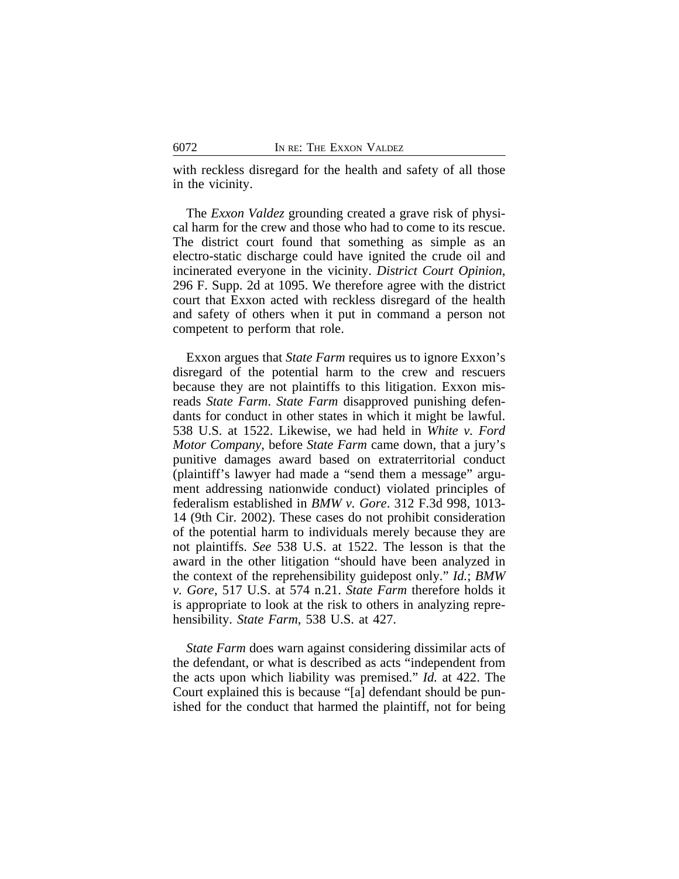with reckless disregard for the health and safety of all those in the vicinity.

The *Exxon Valdez* grounding created a grave risk of physical harm for the crew and those who had to come to its rescue. The district court found that something as simple as an electro-static discharge could have ignited the crude oil and incinerated everyone in the vicinity. *District Court Opinion*, 296 F. Supp. 2d at 1095. We therefore agree with the district court that Exxon acted with reckless disregard of the health and safety of others when it put in command a person not competent to perform that role.

Exxon argues that *State Farm* requires us to ignore Exxon's disregard of the potential harm to the crew and rescuers because they are not plaintiffs to this litigation. Exxon misreads *State Farm*. *State Farm* disapproved punishing defendants for conduct in other states in which it might be lawful. 538 U.S. at 1522. Likewise, we had held in *White v. Ford Motor Company*, before *State Farm* came down, that a jury's punitive damages award based on extraterritorial conduct (plaintiff's lawyer had made a "send them a message" argument addressing nationwide conduct) violated principles of federalism established in *BMW v. Gore*. 312 F.3d 998, 1013-14 (9th Cir. 2002). These cases do not prohibit consideration of the potential harm to individuals merely because they are not plaintiffs. *See* 538 U.S. at 1522. The lesson is that the award in the other litigation "should have been analyzed in the context of the reprehensibility guidepost only." *Id.*; *BMW v. Gore*, 517 U.S. at 574 n.21. *State Farm* therefore holds it is appropriate to look at the risk to others in analyzing reprehensibility. *State Farm*, 538 U.S. at 427.

*State Farm* does warn against considering dissimilar acts of the defendant, or what is described as acts "independent from the acts upon which liability was premised." *Id.* at 422. The Court explained this is because "[a] defendant should be punished for the conduct that harmed the plaintiff, not for being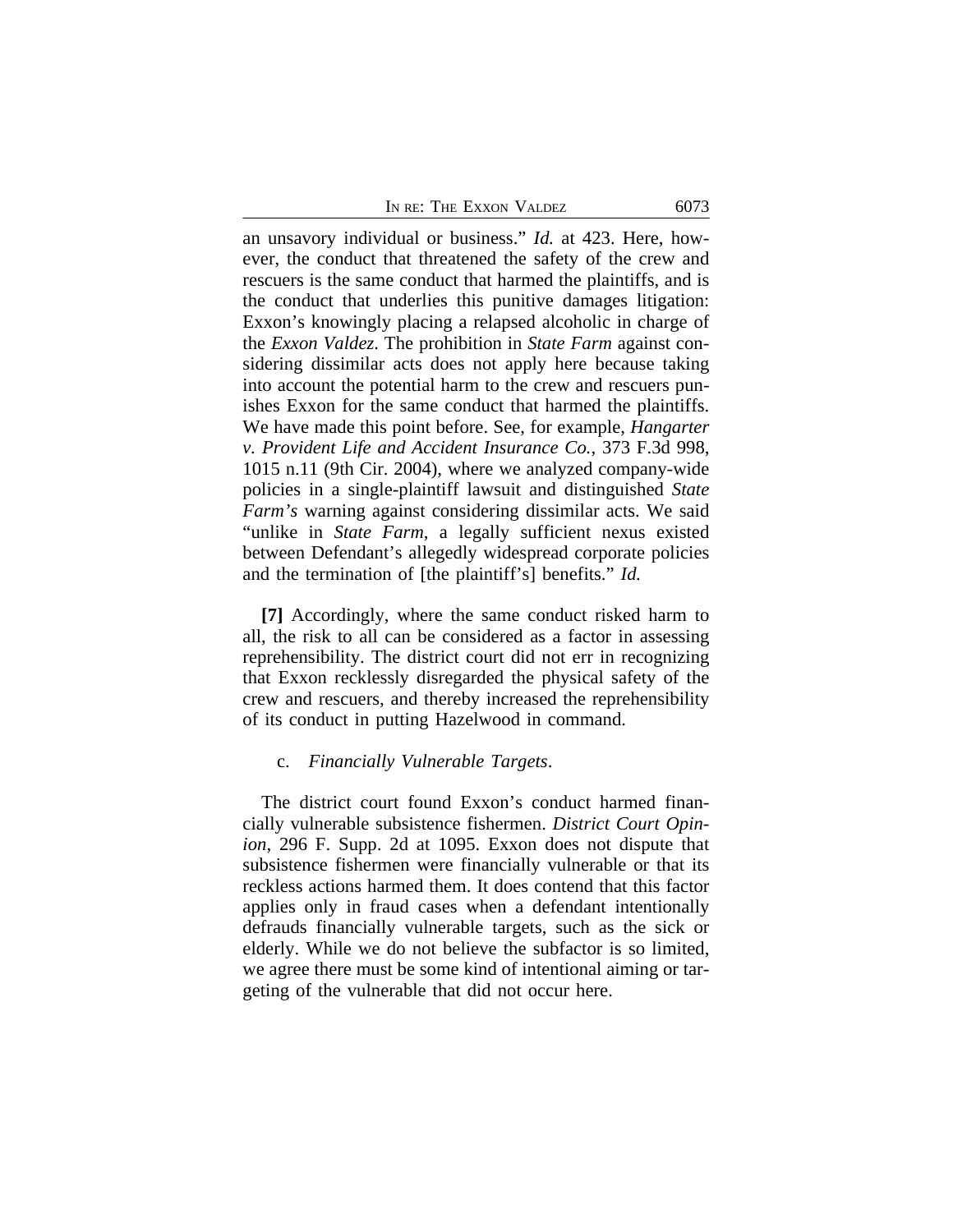an unsavory individual or business." *Id.* at 423. Here, however, the conduct that threatened the safety of the crew and rescuers is the same conduct that harmed the plaintiffs, and is the conduct that underlies this punitive damages litigation: Exxon's knowingly placing a relapsed alcoholic in charge of the *Exxon Valdez*. The prohibition in *State Farm* against considering dissimilar acts does not apply here because taking into account the potential harm to the crew and rescuers punishes Exxon for the same conduct that harmed the plaintiffs. We have made this point before. See, for example, *Hangarter v. Provident Life and Accident Insurance Co.*, 373 F.3d 998, 1015 n.11 (9th Cir. 2004), where we analyzed company-wide policies in a single-plaintiff lawsuit and distinguished *State Farm's* warning against considering dissimilar acts. We said "unlike in *State Farm*, a legally sufficient nexus existed between Defendant's allegedly widespread corporate policies and the termination of [the plaintiff's] benefits." *Id.*

**[7]** Accordingly, where the same conduct risked harm to all, the risk to all can be considered as a factor in assessing reprehensibility. The district court did not err in recognizing that Exxon recklessly disregarded the physical safety of the crew and rescuers, and thereby increased the reprehensibility of its conduct in putting Hazelwood in command.

c. *Financially Vulnerable Targets*.

The district court found Exxon's conduct harmed financially vulnerable subsistence fishermen. *District Court Opinion*, 296 F. Supp. 2d at 1095. Exxon does not dispute that subsistence fishermen were financially vulnerable or that its reckless actions harmed them. It does contend that this factor applies only in fraud cases when a defendant intentionally defrauds financially vulnerable targets, such as the sick or elderly. While we do not believe the subfactor is so limited, we agree there must be some kind of intentional aiming or targeting of the vulnerable that did not occur here.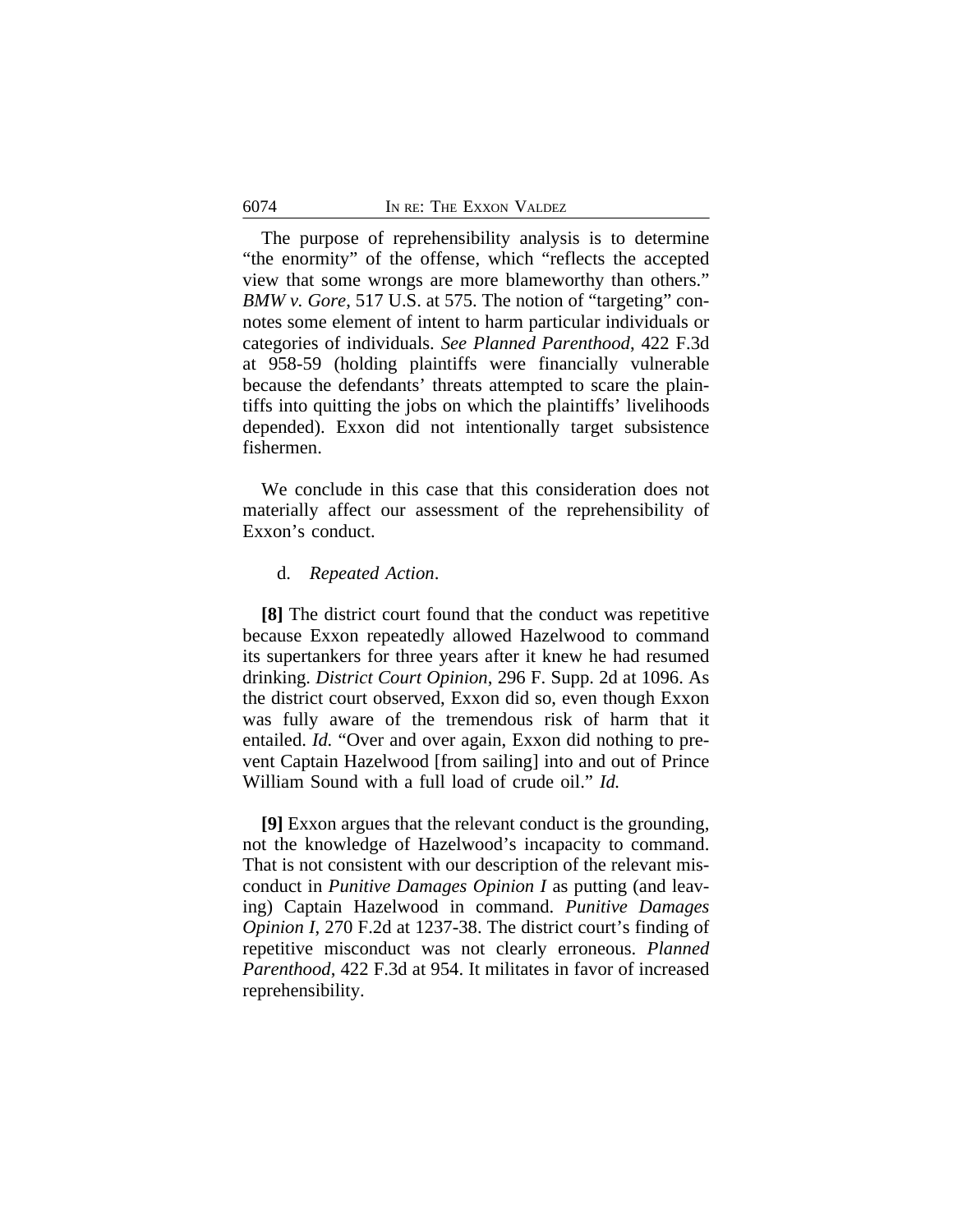The purpose of reprehensibility analysis is to determine "the enormity" of the offense, which "reflects the accepted view that some wrongs are more blameworthy than others." *BMW v. Gore*, 517 U.S. at 575. The notion of "targeting" connotes some element of intent to harm particular individuals or categories of individuals. *See Planned Parenthood*, 422 F.3d at 958-59 (holding plaintiffs were financially vulnerable because the defendants' threats attempted to scare the plaintiffs into quitting the jobs on which the plaintiffs' livelihoods depended). Exxon did not intentionally target subsistence fishermen.

We conclude in this case that this consideration does not materially affect our assessment of the reprehensibility of Exxon's conduct.

d. *Repeated Action*.

**[8]** The district court found that the conduct was repetitive because Exxon repeatedly allowed Hazelwood to command its supertankers for three years after it knew he had resumed drinking. *District Court Opinion*, 296 F. Supp. 2d at 1096. As the district court observed, Exxon did so, even though Exxon was fully aware of the tremendous risk of harm that it entailed. *Id.* "Over and over again, Exxon did nothing to prevent Captain Hazelwood [from sailing] into and out of Prince William Sound with a full load of crude oil." *Id.*

**[9]** Exxon argues that the relevant conduct is the grounding, not the knowledge of Hazelwood's incapacity to command. That is not consistent with our description of the relevant misconduct in *Punitive Damages Opinion I* as putting (and leaving) Captain Hazelwood in command. *Punitive Damages Opinion I*, 270 F.2d at 1237-38. The district court's finding of repetitive misconduct was not clearly erroneous. *Planned Parenthood*, 422 F.3d at 954. It militates in favor of increased reprehensibility.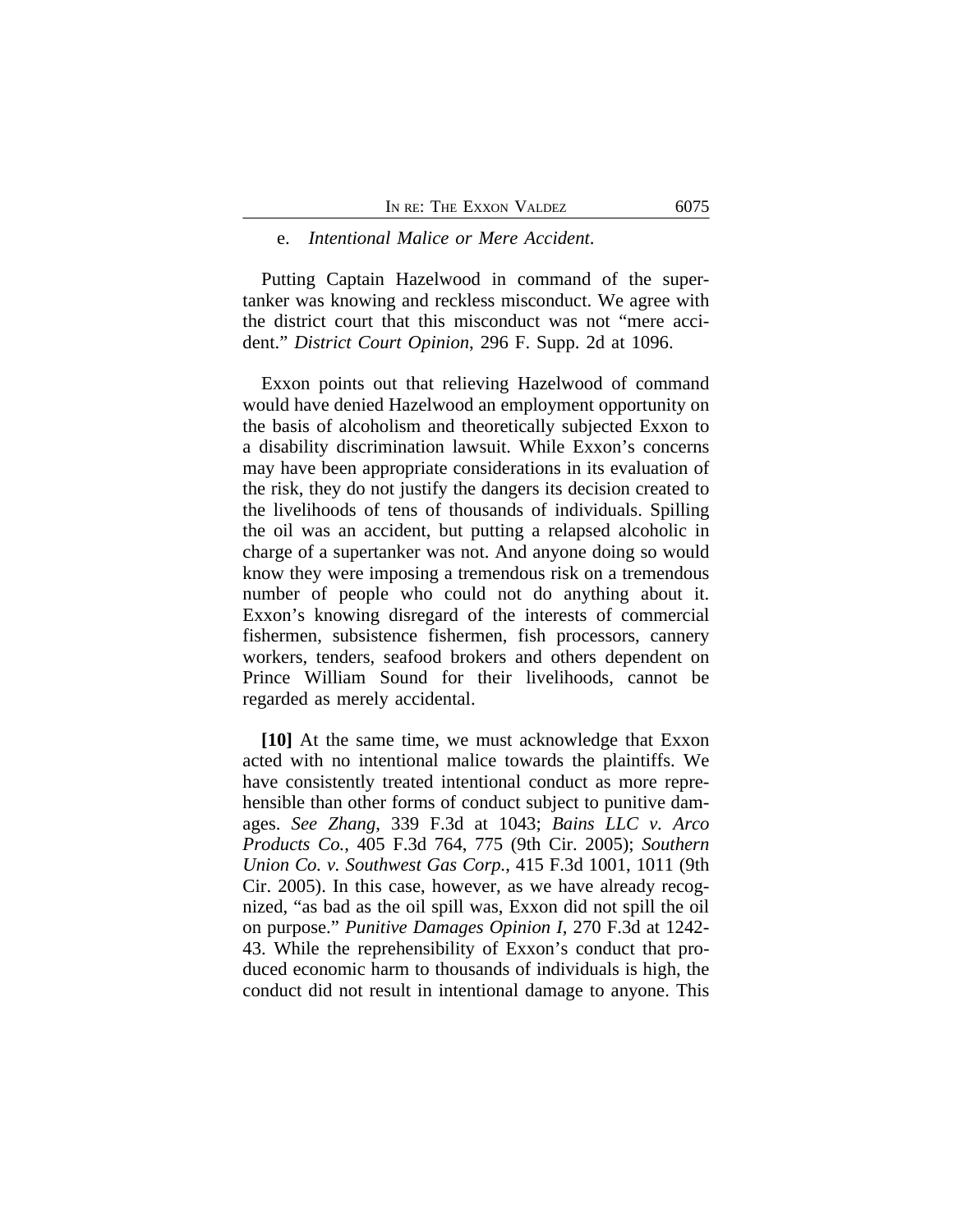e. *Intentional Malice or Mere Accident.*

Putting Captain Hazelwood in command of the supertanker was knowing and reckless misconduct. We agree with the district court that this misconduct was not "mere accident." *District Court Opinion*, 296 F. Supp. 2d at 1096.

Exxon points out that relieving Hazelwood of command would have denied Hazelwood an employment opportunity on the basis of alcoholism and theoretically subjected Exxon to a disability discrimination lawsuit. While Exxon's concerns may have been appropriate considerations in its evaluation of the risk, they do not justify the dangers its decision created to the livelihoods of tens of thousands of individuals. Spilling the oil was an accident, but putting a relapsed alcoholic in charge of a supertanker was not. And anyone doing so would know they were imposing a tremendous risk on a tremendous number of people who could not do anything about it. Exxon's knowing disregard of the interests of commercial fishermen, subsistence fishermen, fish processors, cannery workers, tenders, seafood brokers and others dependent on Prince William Sound for their livelihoods, cannot be regarded as merely accidental.

**[10]** At the same time, we must acknowledge that Exxon acted with no intentional malice towards the plaintiffs. We have consistently treated intentional conduct as more reprehensible than other forms of conduct subject to punitive damages. *See Zhang*, 339 F.3d at 1043; *Bains LLC v. Arco Products Co.*, 405 F.3d 764, 775 (9th Cir. 2005); *Southern Union Co. v. Southwest Gas Corp.*, 415 F.3d 1001, 1011 (9th Cir. 2005). In this case, however, as we have already recognized, "as bad as the oil spill was, Exxon did not spill the oil on purpose." *Punitive Damages Opinion I*, 270 F.3d at 1242-43. While the reprehensibility of Exxon's conduct that produced economic harm to thousands of individuals is high, the conduct did not result in intentional damage to anyone. This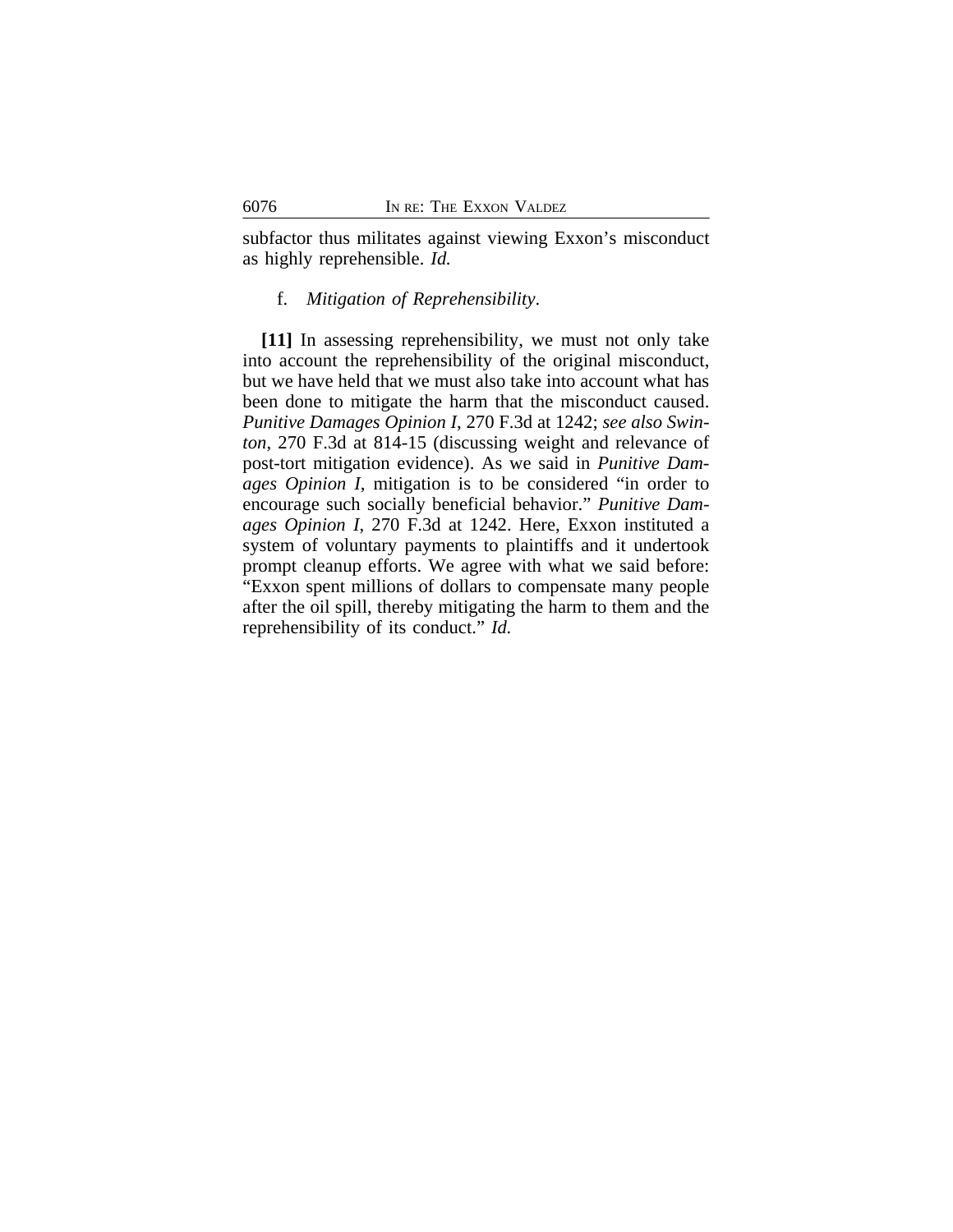subfactor thus militates against viewing Exxon's misconduct as highly reprehensible. *Id.*

f. *Mitigation of Reprehensibility*.

**[11]** In assessing reprehensibility, we must not only take into account the reprehensibility of the original misconduct, but we have held that we must also take into account what has been done to mitigate the harm that the misconduct caused. *Punitive Damages Opinion I*, 270 F.3d at 1242; *see also Swinton*, 270 F.3d at 814-15 (discussing weight and relevance of post-tort mitigation evidence). As we said in *Punitive Damages Opinion I*, mitigation is to be considered "in order to encourage such socially beneficial behavior." *Punitive Damages Opinion I*, 270 F.3d at 1242. Here, Exxon instituted a system of voluntary payments to plaintiffs and it undertook prompt cleanup efforts. We agree with what we said before: "Exxon spent millions of dollars to compensate many people after the oil spill, thereby mitigating the harm to them and the reprehensibility of its conduct." *Id.*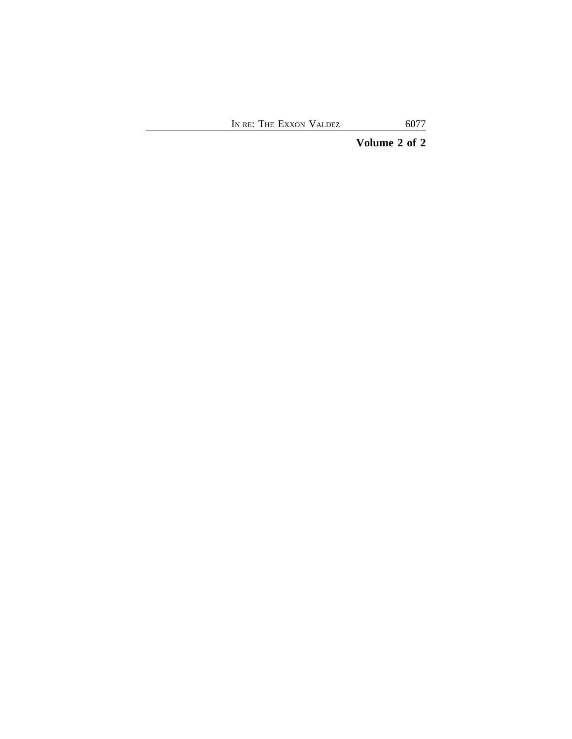**Volume 2 of 2**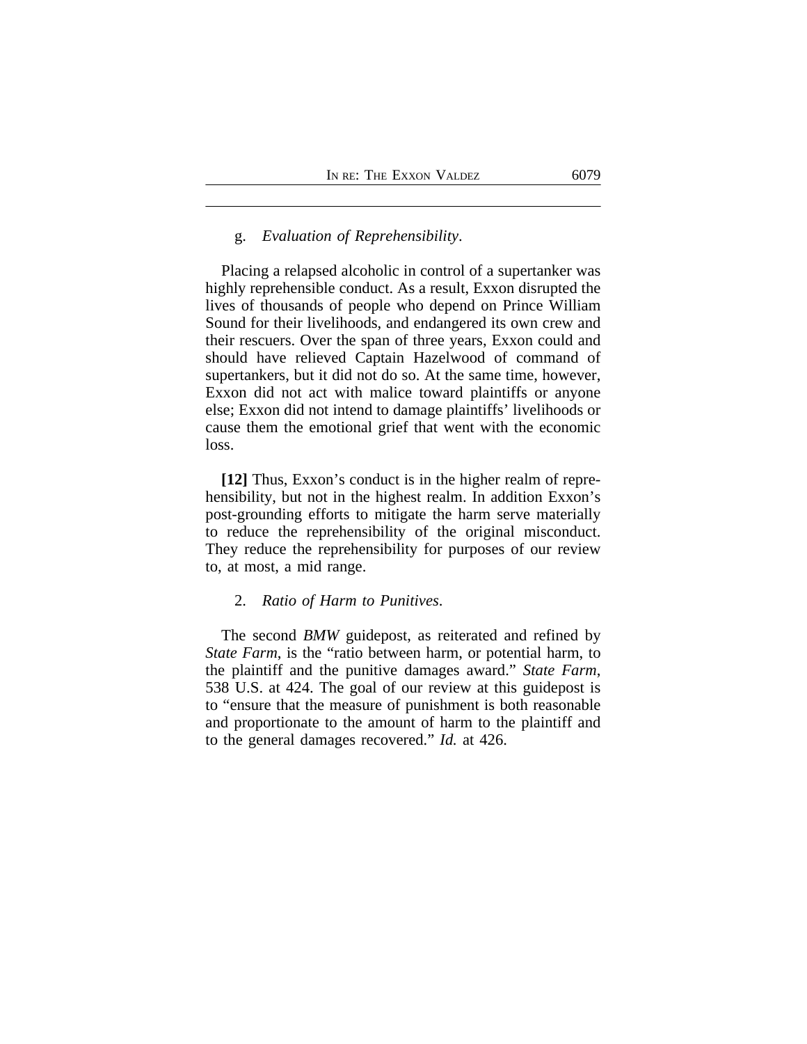g. *Evaluation of Reprehensibility*.

Placing a relapsed alcoholic in control of a supertanker was highly reprehensible conduct. As a result, Exxon disrupted the lives of thousands of people who depend on Prince William Sound for their livelihoods, and endangered its own crew and their rescuers. Over the span of three years, Exxon could and should have relieved Captain Hazelwood of command of supertankers, but it did not do so. At the same time, however, Exxon did not act with malice toward plaintiffs or anyone else; Exxon did not intend to damage plaintiffs' livelihoods or cause them the emotional grief that went with the economic loss.

**[12]** Thus, Exxon's conduct is in the higher realm of reprehensibility, but not in the highest realm. In addition Exxon's post-grounding efforts to mitigate the harm serve materially to reduce the reprehensibility of the original misconduct. They reduce the reprehensibility for purposes of our review to, at most, a mid range.

2. *Ratio of Harm to Punitives*.

The second *BMW* guidepost, as reiterated and refined by *State Farm*, is the "ratio between harm, or potential harm, to the plaintiff and the punitive damages award." *State Farm*, 538 U.S. at 424. The goal of our review at this guidepost is to "ensure that the measure of punishment is both reasonable and proportionate to the amount of harm to the plaintiff and to the general damages recovered." *Id.* at 426.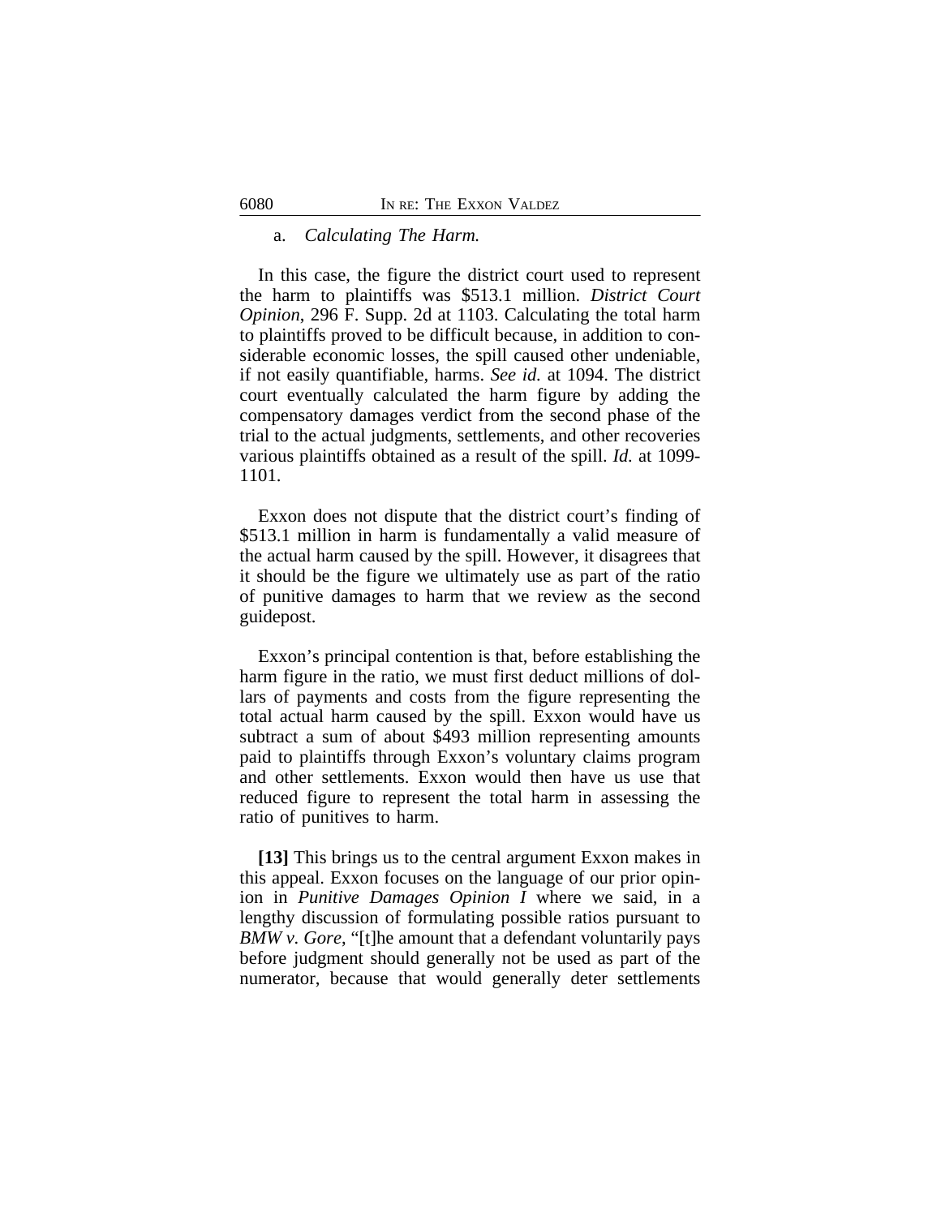a. *Calculating The Harm.*

In this case, the figure the district court used to represent the harm to plaintiffs was $513.1 million. *District Court Opinion*, 296 F. Supp. 2d at 1103. Calculating the total harm to plaintiffs proved to be difficult because, in addition to considerable economic losses, the spill caused other undeniable, if not easily quantifiable, harms. *See id.* at 1094. The district court eventually calculated the harm figure by adding the compensatory damages verdict from the second phase of the trial to the actual judgments, settlements, and other recoveries various plaintiffs obtained as a result of the spill. *Id.* at 1099-1101.

Exxon does not dispute that the district court's finding of $513.1 million in harm is fundamentally a valid measure of the actual harm caused by the spill. However, it disagrees that it should be the figure we ultimately use as part of the ratio of punitive damages to harm that we review as the second guidepost.

Exxon's principal contention is that, before establishing the harm figure in the ratio, we must first deduct millions of dollars of payments and costs from the figure representing the total actual harm caused by the spill. Exxon would have us subtract a sum of about $493 million representing amounts paid to plaintiffs through Exxon's voluntary claims program and other settlements. Exxon would then have us use that reduced figure to represent the total harm in assessing the ratio of punitives to harm.

**[13]** This brings us to the central argument Exxon makes in this appeal. Exxon focuses on the language of our prior opinion in *Punitive Damages Opinion I* where we said, in a lengthy discussion of formulating possible ratios pursuant to *BMW v. Gore*, "[t]he amount that a defendant voluntarily pays before judgment should generally not be used as part of the numerator, because that would generally deter settlements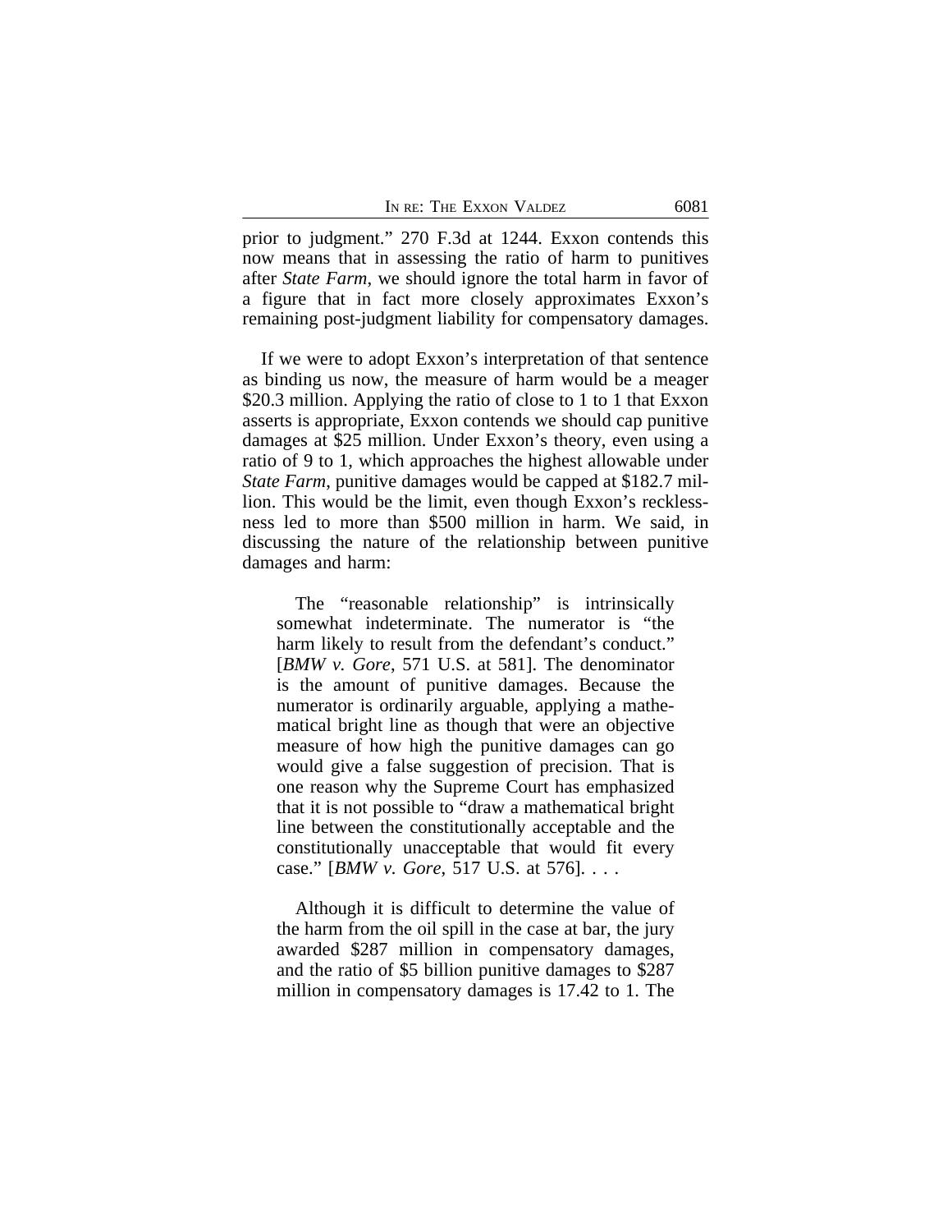prior to judgment." 270 F.3d at 1244. Exxon contends this now means that in assessing the ratio of harm to punitives after *State Farm*, we should ignore the total harm in favor of a figure that in fact more closely approximates Exxon's remaining post-judgment liability for compensatory damages.

If we were to adopt Exxon's interpretation of that sentence as binding us now, the measure of harm would be a meager $20.3 million. Applying the ratio of close to 1 to 1 that Exxon asserts is appropriate, Exxon contends we should cap punitive damages at $25 million. Under Exxon's theory, even using a ratio of 9 to 1, which approaches the highest allowable under *State Farm*, punitive damages would be capped at $182.7 million. This would be the limit, even though Exxon's recklessness led to more than $500 million in harm. We said, in discussing the nature of the relationship between punitive damages and harm:

> The "reasonable relationship" is intrinsically somewhat indeterminate. The numerator is "the harm likely to result from the defendant's conduct." [*BMW v. Gore*, 571 U.S. at 581]. The denominator is the amount of punitive damages. Because the numerator is ordinarily arguable, applying a mathematical bright line as though that were an objective measure of how high the punitive damages can go would give a false suggestion of precision. That is one reason why the Supreme Court has emphasized that it is not possible to "draw a mathematical bright line between the constitutionally acceptable and the constitutionally unacceptable that would fit every case." [*BMW v. Gore*, 517 U.S. at 576]. . . .
>
> Although it is difficult to determine the value of the harm from the oil spill in the case at bar, the jury awarded $287 million in compensatory damages, and the ratio of $5 billion punitive damages to $287 million in compensatory damages is 17.42 to 1. The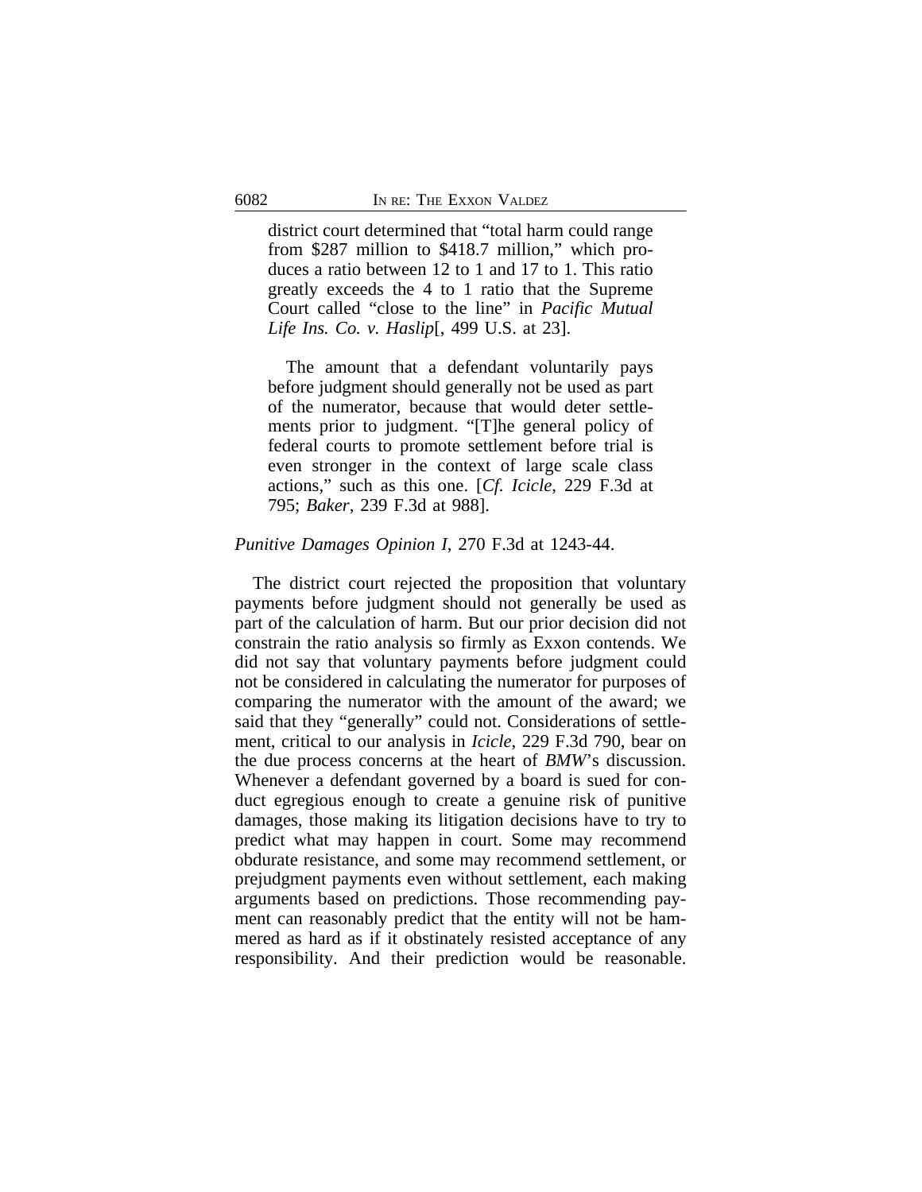> district court determined that "total harm could range from $287 million to $418.7 million," which produces a ratio between 12 to 1 and 17 to 1. This ratio greatly exceeds the 4 to 1 ratio that the Supreme Court called "close to the line" in *Pacific Mutual Life Ins. Co. v. Haslip*[, 499 U.S. at 23].
>
> The amount that a defendant voluntarily pays before judgment should generally not be used as part of the numerator, because that would deter settlements prior to judgment. "[T]he general policy of federal courts to promote settlement before trial is even stronger in the context of large scale class actions," such as this one. [*Cf. Icicle*, 229 F.3d at 795; *Baker*, 239 F.3d at 988].

*Punitive Damages Opinion I*, 270 F.3d at 1243-44.

The district court rejected the proposition that voluntary payments before judgment should not generally be used as part of the calculation of harm. But our prior decision did not constrain the ratio analysis so firmly as Exxon contends. We did not say that voluntary payments before judgment could not be considered in calculating the numerator for purposes of comparing the numerator with the amount of the award; we said that they "generally" could not. Considerations of settlement, critical to our analysis in *Icicle*, 229 F.3d 790, bear on the due process concerns at the heart of *BMW*'s discussion. Whenever a defendant governed by a board is sued for conduct egregious enough to create a genuine risk of punitive damages, those making its litigation decisions have to try to predict what may happen in court. Some may recommend obdurate resistance, and some may recommend settlement, or prejudgment payments even without settlement, each making arguments based on predictions. Those recommending payment can reasonably predict that the entity will not be hammered as hard as if it obstinately resisted acceptance of any responsibility. And their prediction would be reasonable.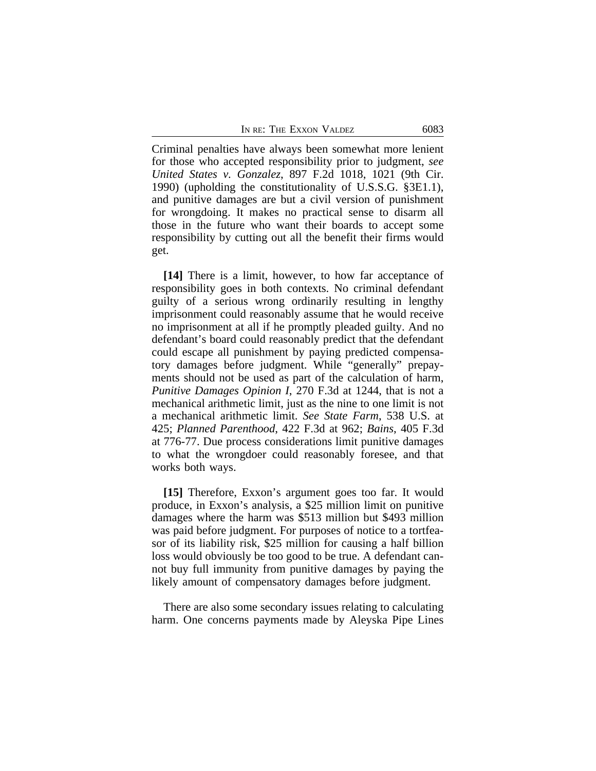Criminal penalties have always been somewhat more lenient for those who accepted responsibility prior to judgment, *see United States v. Gonzalez*, 897 F.2d 1018, 1021 (9th Cir. 1990) (upholding the constitutionality of U.S.S.G. §3E1.1), and punitive damages are but a civil version of punishment for wrongdoing. It makes no practical sense to disarm all those in the future who want their boards to accept some responsibility by cutting out all the benefit their firms would get.

**[14]** There is a limit, however, to how far acceptance of responsibility goes in both contexts. No criminal defendant guilty of a serious wrong ordinarily resulting in lengthy imprisonment could reasonably assume that he would receive no imprisonment at all if he promptly pleaded guilty. And no defendant's board could reasonably predict that the defendant could escape all punishment by paying predicted compensatory damages before judgment. While "generally" prepayments should not be used as part of the calculation of harm, *Punitive Damages Opinion I*, 270 F.3d at 1244, that is not a mechanical arithmetic limit, just as the nine to one limit is not a mechanical arithmetic limit. *See State Farm*, 538 U.S. at 425; *Planned Parenthood*, 422 F.3d at 962; *Bains*, 405 F.3d at 776-77. Due process considerations limit punitive damages to what the wrongdoer could reasonably foresee, and that works both ways.

**[15]** Therefore, Exxon's argument goes too far. It would produce, in Exxon's analysis, a $25 million limit on punitive damages where the harm was $513 million but $493 million was paid before judgment. For purposes of notice to a tortfeasor of its liability risk, $25 million for causing a half billion loss would obviously be too good to be true. A defendant cannot buy full immunity from punitive damages by paying the likely amount of compensatory damages before judgment.

There are also some secondary issues relating to calculating harm. One concerns payments made by Aleyska Pipe Lines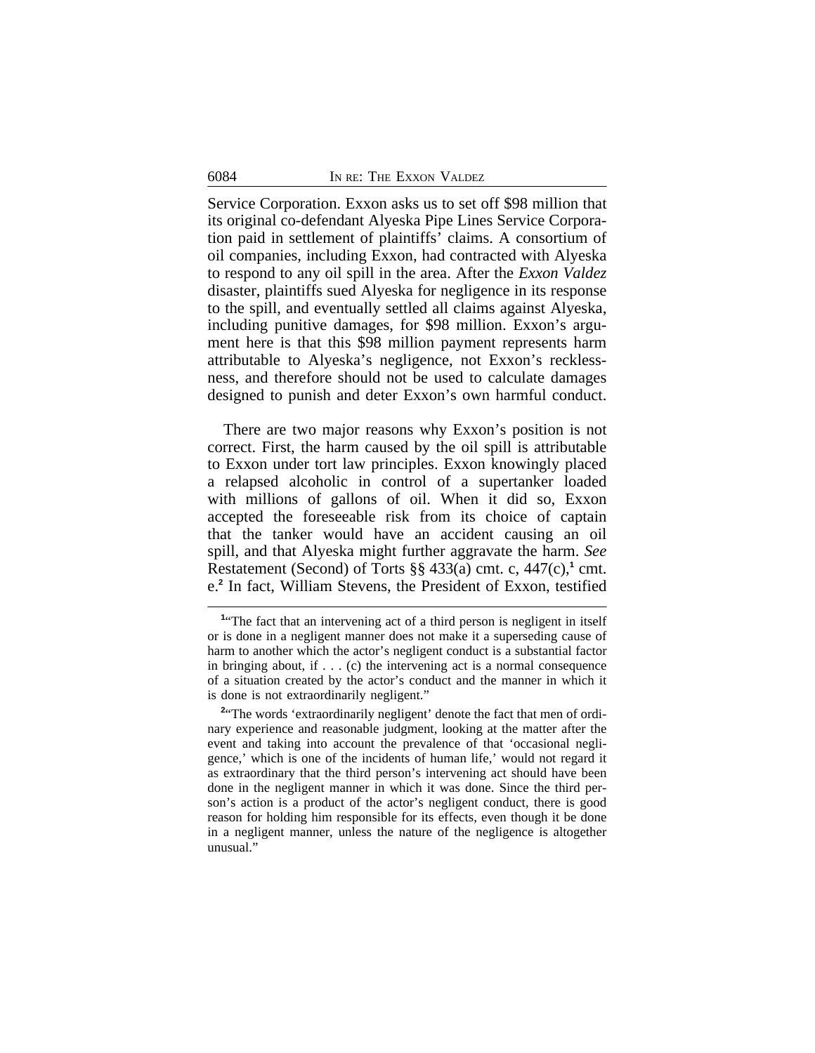Service Corporation. Exxon asks us to set off $98 million that its original co-defendant Alyeska Pipe Lines Service Corporation paid in settlement of plaintiffs' claims. A consortium of oil companies, including Exxon, had contracted with Alyeska to respond to any oil spill in the area. After the *Exxon Valdez* disaster, plaintiffs sued Alyeska for negligence in its response to the spill, and eventually settled all claims against Alyeska, including punitive damages, for $98 million. Exxon's argument here is that this $98 million payment represents harm attributable to Alyeska's negligence, not Exxon's recklessness, and therefore should not be used to calculate damages designed to punish and deter Exxon's own harmful conduct.

There are two major reasons why Exxon's position is not correct. First, the harm caused by the oil spill is attributable to Exxon under tort law principles. Exxon knowingly placed a relapsed alcoholic in control of a supertanker loaded with millions of gallons of oil. When it did so, Exxon accepted the foreseeable risk from its choice of captain that the tanker would have an accident causing an oil spill, and that Alyeska might further aggravate the harm. *See* Restatement (Second) of Torts §§ 433(a) cmt. c, 447(c),[1] cmt. e.[2] In fact, William Stevens, the President of Exxon, testified

---

[1]"The fact that an intervening act of a third person is negligent in itself or is done in a negligent manner does not make it a superseding cause of harm to another which the actor's negligent conduct is a substantial factor in bringing about, if . . . (c) the intervening act is a normal consequence of a situation created by the actor's conduct and the manner in which it is done is not extraordinarily negligent."

[2]"The words 'extraordinarily negligent' denote the fact that men of ordinary experience and reasonable judgment, looking at the matter after the event and taking into account the prevalence of that 'occasional negligence,' which is one of the incidents of human life,' would not regard it as extraordinary that the third person's intervening act should have been done in the negligent manner in which it was done. Since the third person's action is a product of the actor's negligent conduct, there is good reason for holding him responsible for its effects, even though it be done in a negligent manner, unless the nature of the negligence is altogether unusual."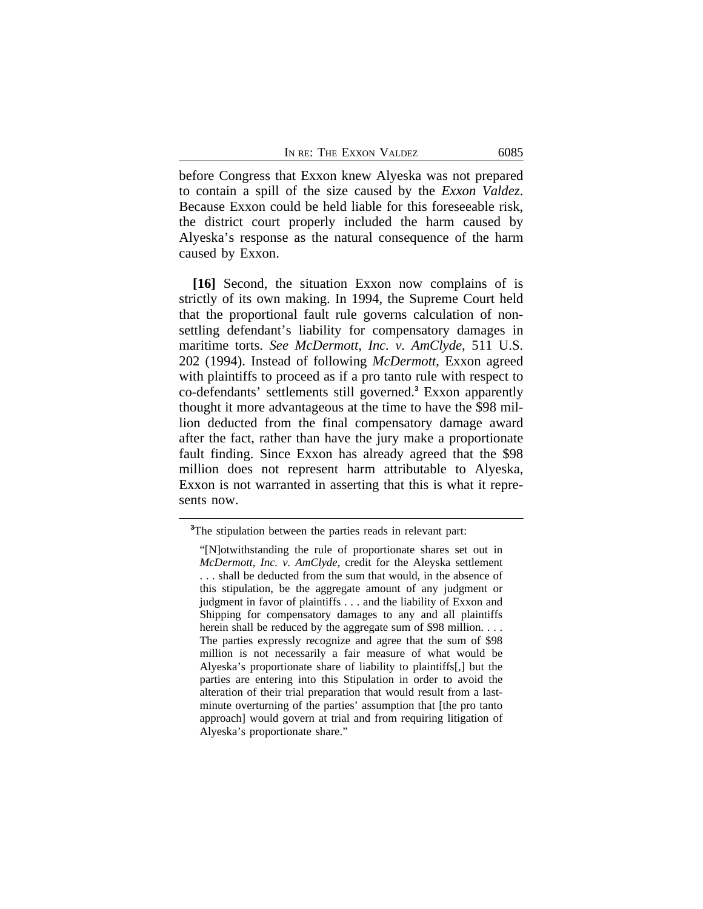before Congress that Exxon knew Alyeska was not prepared to contain a spill of the size caused by the *Exxon Valdez*. Because Exxon could be held liable for this foreseeable risk, the district court properly included the harm caused by Alyeska's response as the natural consequence of the harm caused by Exxon.

**[16]** Second, the situation Exxon now complains of is strictly of its own making. In 1994, the Supreme Court held that the proportional fault rule governs calculation of non-settling defendant's liability for compensatory damages in maritime torts. *See McDermott, Inc. v. AmClyde*, 511 U.S. 202 (1994). Instead of following *McDermott*, Exxon agreed with plaintiffs to proceed as if a pro tanto rule with respect to co-defendants' settlements still governed.[3] Exxon apparently thought it more advantageous at the time to have the $98 million deducted from the final compensatory damage award after the fact, rather than have the jury make a proportionate fault finding. Since Exxon has already agreed that the $98 million does not represent harm attributable to Alyeska, Exxon is not warranted in asserting that this is what it represents now.

---

[3]The stipulation between the parties reads in relevant part:

> "[N]otwithstanding the rule of proportionate shares set out in *McDermott, Inc. v. AmClyde*, credit for the Aleyska settlement . . . shall be deducted from the sum that would, in the absence of this stipulation, be the aggregate amount of any judgment or judgment in favor of plaintiffs . . . and the liability of Exxon and Shipping for compensatory damages to any and all plaintiffs herein shall be reduced by the aggregate sum of $98 million. . . . The parties expressly recognize and agree that the sum of $98 million is not necessarily a fair measure of what would be Alyeska's proportionate share of liability to plaintiffs[,] but the parties are entering into this Stipulation in order to avoid the alteration of their trial preparation that would result from a last-minute overturning of the parties' assumption that [the pro tanto approach] would govern at trial and from requiring litigation of Alyeska's proportionate share."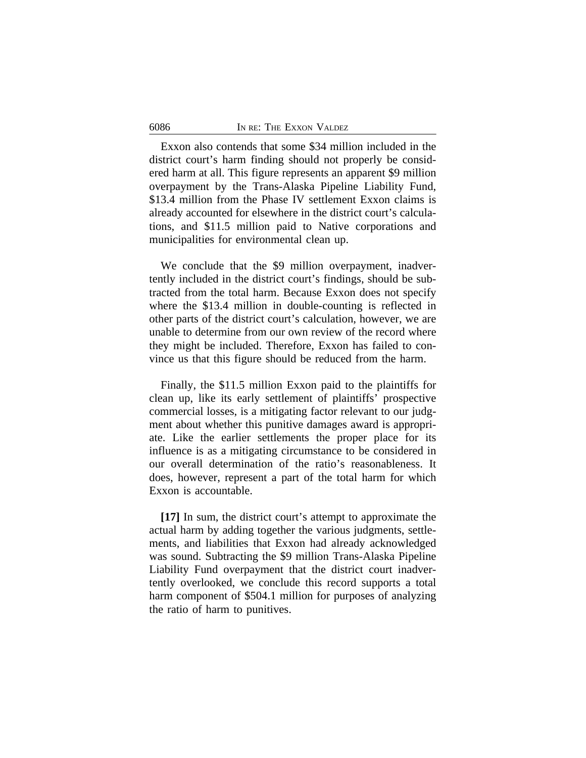Exxon also contends that some $34 million included in the district court's harm finding should not properly be considered harm at all. This figure represents an apparent $9 million overpayment by the Trans-Alaska Pipeline Liability Fund, $13.4 million from the Phase IV settlement Exxon claims is already accounted for elsewhere in the district court's calculations, and $11.5 million paid to Native corporations and municipalities for environmental clean up.

We conclude that the $9 million overpayment, inadvertently included in the district court's findings, should be subtracted from the total harm. Because Exxon does not specify where the $13.4 million in double-counting is reflected in other parts of the district court's calculation, however, we are unable to determine from our own review of the record where they might be included. Therefore, Exxon has failed to convince us that this figure should be reduced from the harm.

Finally, the $11.5 million Exxon paid to the plaintiffs for clean up, like its early settlement of plaintiffs' prospective commercial losses, is a mitigating factor relevant to our judgment about whether this punitive damages award is appropriate. Like the earlier settlements the proper place for its influence is as a mitigating circumstance to be considered in our overall determination of the ratio's reasonableness. It does, however, represent a part of the total harm for which Exxon is accountable.

**[17]** In sum, the district court's attempt to approximate the actual harm by adding together the various judgments, settlements, and liabilities that Exxon had already acknowledged was sound. Subtracting the $9 million Trans-Alaska Pipeline Liability Fund overpayment that the district court inadvertently overlooked, we conclude this record supports a total harm component of $504.1 million for purposes of analyzing the ratio of harm to punitives.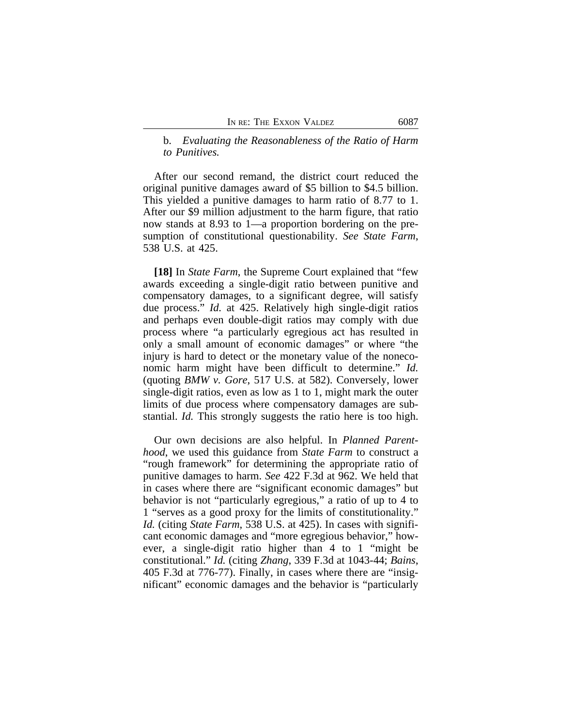b. *Evaluating the Reasonableness of the Ratio of Harm to Punitives.*

After our second remand, the district court reduced the original punitive damages award of $5 billion to $4.5 billion. This yielded a punitive damages to harm ratio of 8.77 to 1. After our $9 million adjustment to the harm figure, that ratio now stands at 8.93 to 1—a proportion bordering on the presumption of constitutional questionability. *See State Farm*, 538 U.S. at 425.

**[18]** In *State Farm*, the Supreme Court explained that "few awards exceeding a single-digit ratio between punitive and compensatory damages, to a significant degree, will satisfy due process." *Id.* at 425. Relatively high single-digit ratios and perhaps even double-digit ratios may comply with due process where "a particularly egregious act has resulted in only a small amount of economic damages" or where "the injury is hard to detect or the monetary value of the noneconomic harm might have been difficult to determine." *Id.* (quoting *BMW v. Gore*, 517 U.S. at 582). Conversely, lower single-digit ratios, even as low as 1 to 1, might mark the outer limits of due process where compensatory damages are substantial. *Id.* This strongly suggests the ratio here is too high.

Our own decisions are also helpful. In *Planned Parenthood*, we used this guidance from *State Farm* to construct a "rough framework" for determining the appropriate ratio of punitive damages to harm. *See* 422 F.3d at 962. We held that in cases where there are "significant economic damages" but behavior is not "particularly egregious," a ratio of up to 4 to 1 "serves as a good proxy for the limits of constitutionality." *Id.* (citing *State Farm*, 538 U.S. at 425). In cases with significant economic damages and "more egregious behavior," however, a single-digit ratio higher than 4 to 1 "might be constitutional." *Id.* (citing *Zhang*, 339 F.3d at 1043-44; *Bains*, 405 F.3d at 776-77). Finally, in cases where there are "insignificant" economic damages and the behavior is "particularly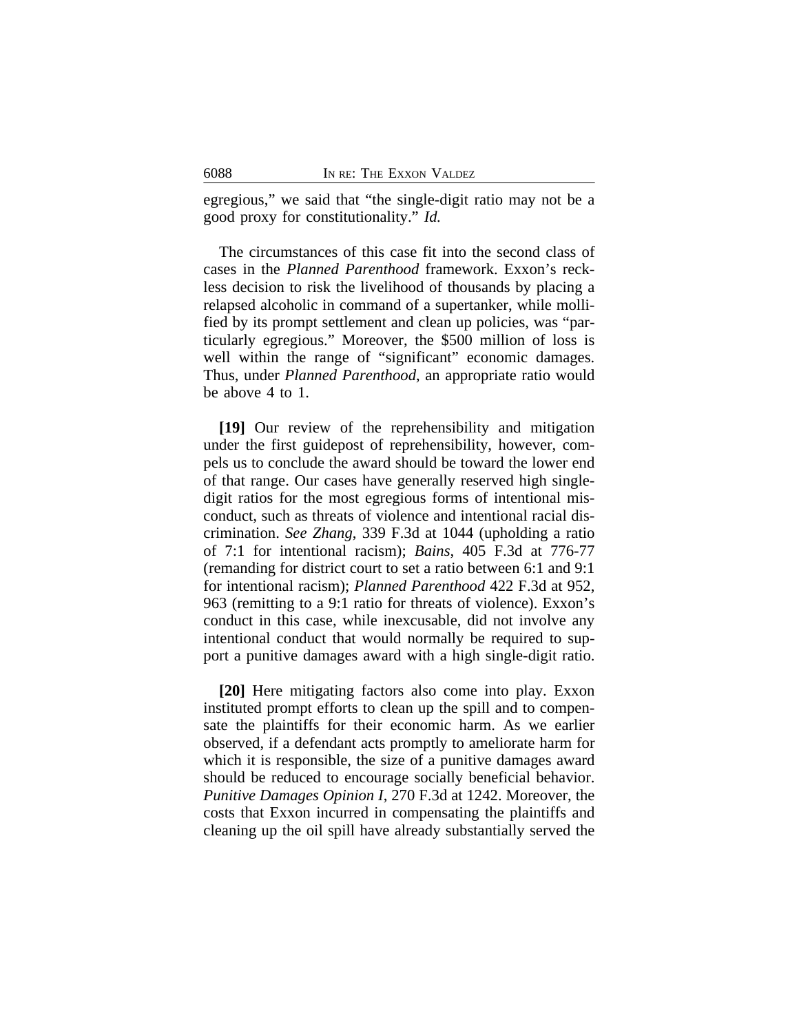egregious," we said that "the single-digit ratio may not be a good proxy for constitutionality." *Id.*

The circumstances of this case fit into the second class of cases in the *Planned Parenthood* framework. Exxon's reckless decision to risk the livelihood of thousands by placing a relapsed alcoholic in command of a supertanker, while mollified by its prompt settlement and clean up policies, was "particularly egregious." Moreover, the \$500 million of loss is well within the range of "significant" economic damages. Thus, under *Planned Parenthood*, an appropriate ratio would be above 4 to 1.

**[19]** Our review of the reprehensibility and mitigation under the first guidepost of reprehensibility, however, compels us to conclude the award should be toward the lower end of that range. Our cases have generally reserved high single-digit ratios for the most egregious forms of intentional misconduct, such as threats of violence and intentional racial discrimination. *See Zhang*, 339 F.3d at 1044 (upholding a ratio of 7:1 for intentional racism); *Bains*, 405 F.3d at 776-77 (remanding for district court to set a ratio between 6:1 and 9:1 for intentional racism); *Planned Parenthood* 422 F.3d at 952, 963 (remitting to a 9:1 ratio for threats of violence). Exxon's conduct in this case, while inexcusable, did not involve any intentional conduct that would normally be required to support a punitive damages award with a high single-digit ratio.

**[20]** Here mitigating factors also come into play. Exxon instituted prompt efforts to clean up the spill and to compensate the plaintiffs for their economic harm. As we earlier observed, if a defendant acts promptly to ameliorate harm for which it is responsible, the size of a punitive damages award should be reduced to encourage socially beneficial behavior. *Punitive Damages Opinion I*, 270 F.3d at 1242. Moreover, the costs that Exxon incurred in compensating the plaintiffs and cleaning up the oil spill have already substantially served the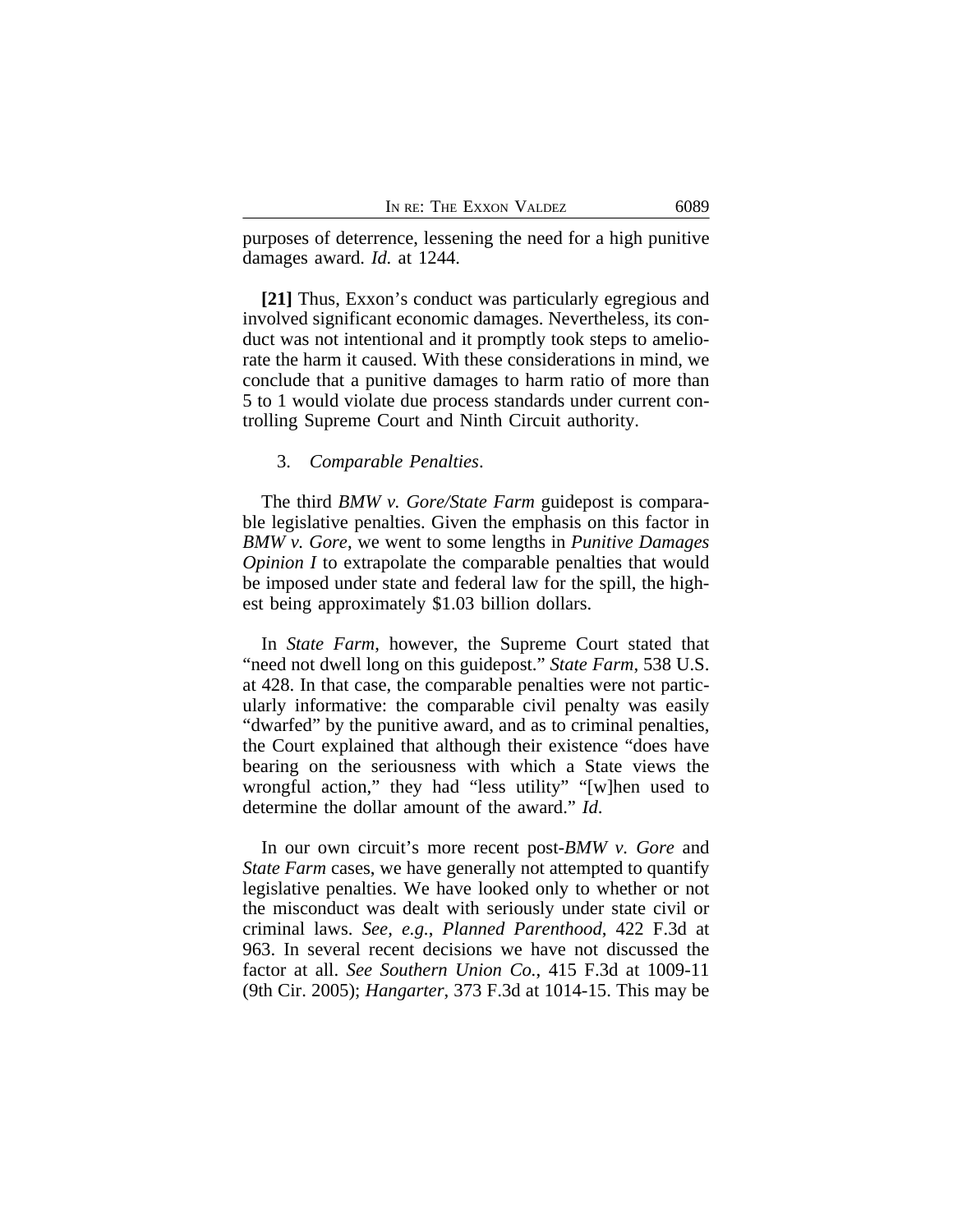purposes of deterrence, lessening the need for a high punitive damages award. *Id.* at 1244.

**[21]** Thus, Exxon's conduct was particularly egregious and involved significant economic damages. Nevertheless, its conduct was not intentional and it promptly took steps to ameliorate the harm it caused. With these considerations in mind, we conclude that a punitive damages to harm ratio of more than 5 to 1 would violate due process standards under current controlling Supreme Court and Ninth Circuit authority.

3. *Comparable Penalties*.

The third *BMW v. Gore/State Farm* guidepost is comparable legislative penalties. Given the emphasis on this factor in *BMW v. Gore*, we went to some lengths in *Punitive Damages Opinion I* to extrapolate the comparable penalties that would be imposed under state and federal law for the spill, the highest being approximately $1.03 billion dollars.

In *State Farm*, however, the Supreme Court stated that "need not dwell long on this guidepost." *State Farm*, 538 U.S. at 428. In that case, the comparable penalties were not particularly informative: the comparable civil penalty was easily "dwarfed" by the punitive award, and as to criminal penalties, the Court explained that although their existence "does have bearing on the seriousness with which a State views the wrongful action," they had "less utility" "[w]hen used to determine the dollar amount of the award." *Id*.

In our own circuit's more recent post-*BMW v. Gore* and *State Farm* cases, we have generally not attempted to quantify legislative penalties. We have looked only to whether or not the misconduct was dealt with seriously under state civil or criminal laws. *See, e.g.*, *Planned Parenthood*, 422 F.3d at 963. In several recent decisions we have not discussed the factor at all. *See Southern Union Co.*, 415 F.3d at 1009-11 (9th Cir. 2005); *Hangarter*, 373 F.3d at 1014-15. This may be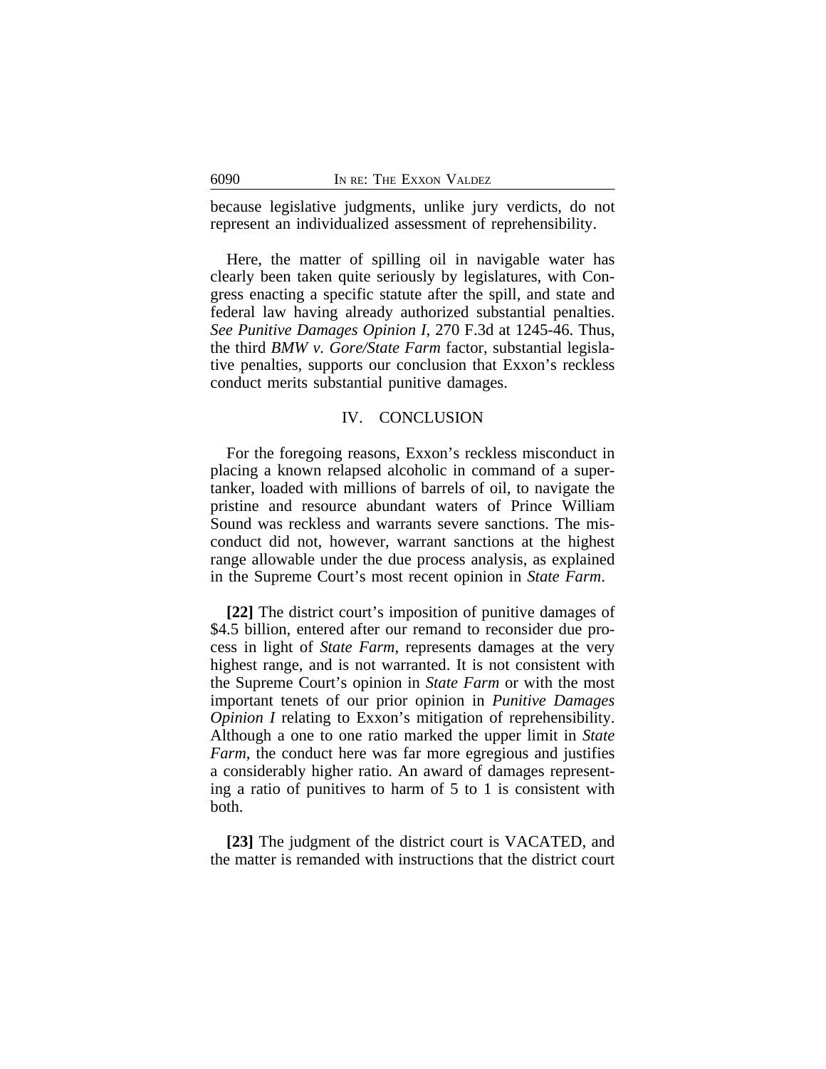because legislative judgments, unlike jury verdicts, do not represent an individualized assessment of reprehensibility.

Here, the matter of spilling oil in navigable water has clearly been taken quite seriously by legislatures, with Congress enacting a specific statute after the spill, and state and federal law having already authorized substantial penalties. *See Punitive Damages Opinion I*, 270 F.3d at 1245-46. Thus, the third *BMW v. Gore/State Farm* factor, substantial legislative penalties, supports our conclusion that Exxon's reckless conduct merits substantial punitive damages.

## IV. CONCLUSION

For the foregoing reasons, Exxon's reckless misconduct in placing a known relapsed alcoholic in command of a supertanker, loaded with millions of barrels of oil, to navigate the pristine and resource abundant waters of Prince William Sound was reckless and warrants severe sanctions. The misconduct did not, however, warrant sanctions at the highest range allowable under the due process analysis, as explained in the Supreme Court's most recent opinion in *State Farm*.

**[22]** The district court's imposition of punitive damages of $4.5 billion, entered after our remand to reconsider due process in light of *State Farm*, represents damages at the very highest range, and is not warranted. It is not consistent with the Supreme Court's opinion in *State Farm* or with the most important tenets of our prior opinion in *Punitive Damages Opinion I* relating to Exxon's mitigation of reprehensibility. Although a one to one ratio marked the upper limit in *State Farm*, the conduct here was far more egregious and justifies a considerably higher ratio. An award of damages representing a ratio of punitives to harm of 5 to 1 is consistent with both.

**[23]** The judgment of the district court is VACATED, and the matter is remanded with instructions that the district court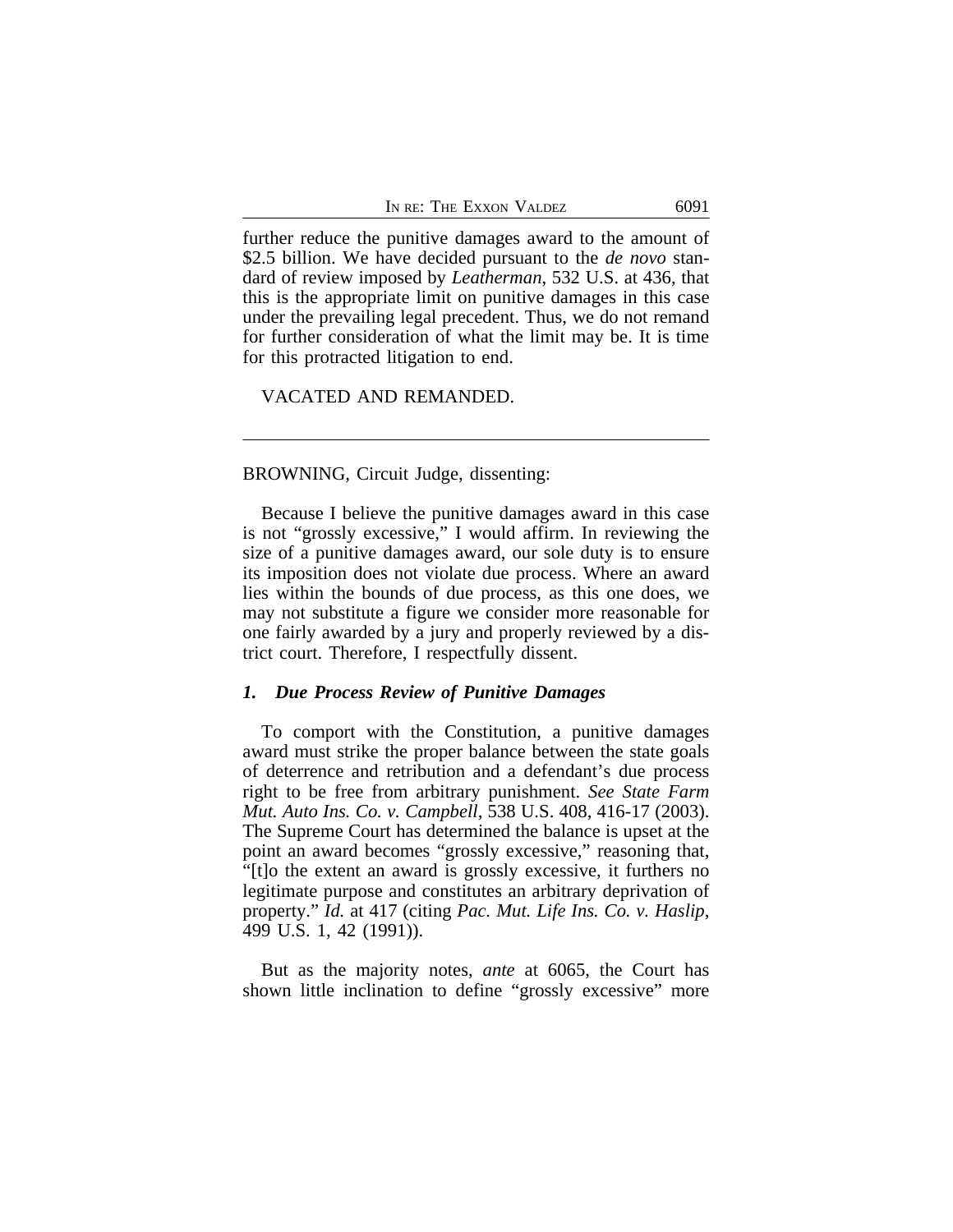further reduce the punitive damages award to the amount of $2.5 billion. We have decided pursuant to the *de novo* standard of review imposed by *Leatherman*, 532 U.S. at 436, that this is the appropriate limit on punitive damages in this case under the prevailing legal precedent. Thus, we do not remand for further consideration of what the limit may be. It is time for this protracted litigation to end.

VACATED AND REMANDED.

---

BROWNING, Circuit Judge, dissenting:

Because I believe the punitive damages award in this case is not "grossly excessive," I would affirm. In reviewing the size of a punitive damages award, our sole duty is to ensure its imposition does not violate due process. Where an award lies within the bounds of due process, as this one does, we may not substitute a figure we consider more reasonable for one fairly awarded by a jury and properly reviewed by a district court. Therefore, I respectfully dissent.

### *1. Due Process Review of Punitive Damages*

To comport with the Constitution, a punitive damages award must strike the proper balance between the state goals of deterrence and retribution and a defendant's due process right to be free from arbitrary punishment. *See State Farm Mut. Auto Ins. Co. v. Campbell*, 538 U.S. 408, 416-17 (2003). The Supreme Court has determined the balance is upset at the point an award becomes "grossly excessive," reasoning that, "[t]o the extent an award is grossly excessive, it furthers no legitimate purpose and constitutes an arbitrary deprivation of property." *Id.* at 417 (citing *Pac. Mut. Life Ins. Co. v. Haslip*, 499 U.S. 1, 42 (1991)).

But as the majority notes, *ante* at 6065, the Court has shown little inclination to define "grossly excessive" more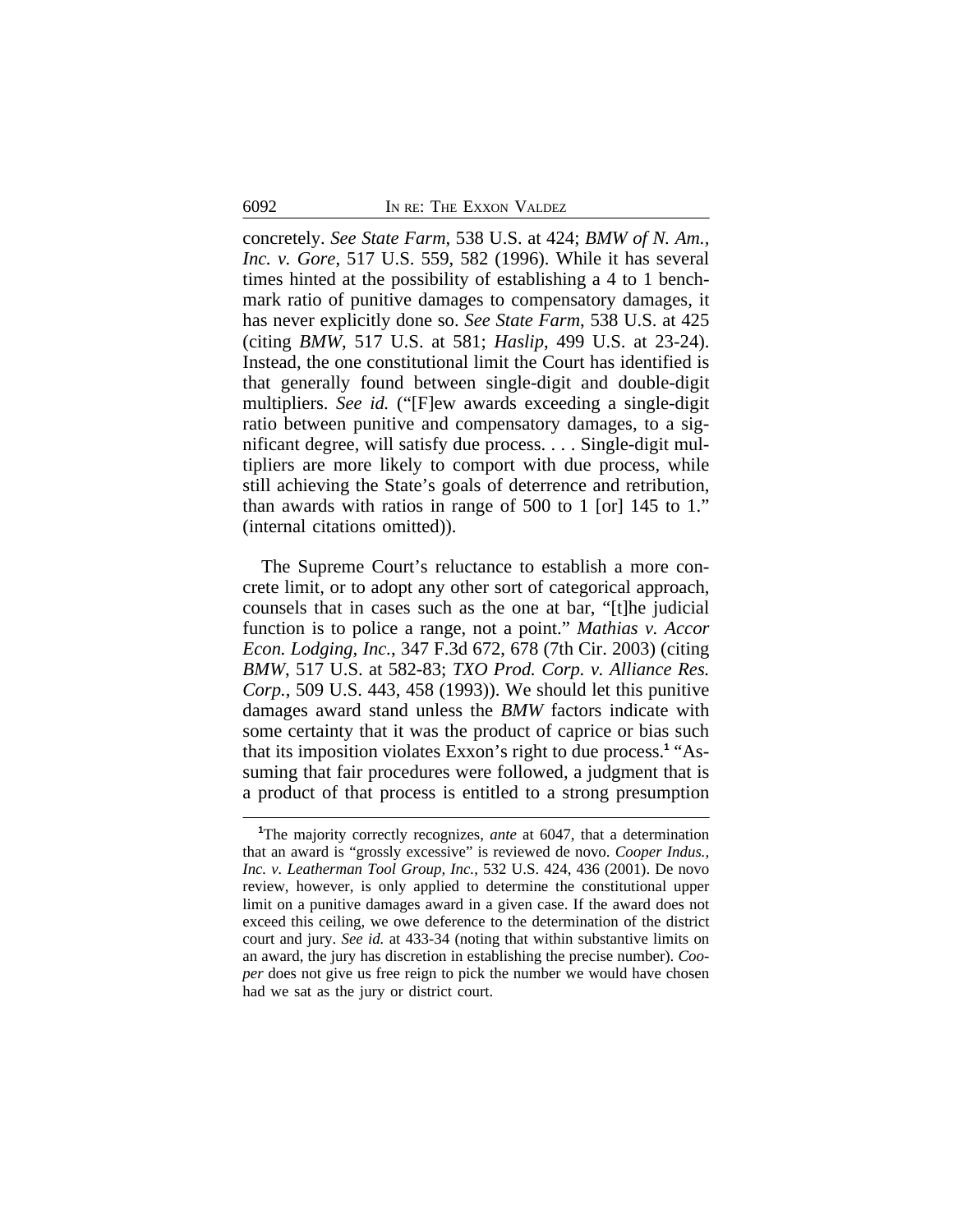concretely. *See State Farm*, 538 U.S. at 424; *BMW of N. Am., Inc. v. Gore*, 517 U.S. 559, 582 (1996). While it has several times hinted at the possibility of establishing a 4 to 1 benchmark ratio of punitive damages to compensatory damages, it has never explicitly done so. *See State Farm*, 538 U.S. at 425 (citing *BMW*, 517 U.S. at 581; *Haslip*, 499 U.S. at 23-24). Instead, the one constitutional limit the Court has identified is that generally found between single-digit and double-digit multipliers. *See id.* ("[F]ew awards exceeding a single-digit ratio between punitive and compensatory damages, to a significant degree, will satisfy due process. . . . Single-digit multipliers are more likely to comport with due process, while still achieving the State's goals of deterrence and retribution, than awards with ratios in range of 500 to 1 [or] 145 to 1." (internal citations omitted)).

The Supreme Court's reluctance to establish a more concrete limit, or to adopt any other sort of categorical approach, counsels that in cases such as the one at bar, "[t]he judicial function is to police a range, not a point." *Mathias v. Accor Econ. Lodging, Inc.*, 347 F.3d 672, 678 (7th Cir. 2003) (citing *BMW*, 517 U.S. at 582-83; *TXO Prod. Corp. v. Alliance Res. Corp.*, 509 U.S. 443, 458 (1993)). We should let this punitive damages award stand unless the *BMW* factors indicate with some certainty that it was the product of caprice or bias such that its imposition violates Exxon's right to due process.[1] "Assuming that fair procedures were followed, a judgment that is a product of that process is entitled to a strong presumption

[1]The majority correctly recognizes, *ante* at 6047, that a determination that an award is "grossly excessive" is reviewed de novo. *Cooper Indus., Inc. v. Leatherman Tool Group, Inc.*, 532 U.S. 424, 436 (2001). De novo review, however, is only applied to determine the constitutional upper limit on a punitive damages award in a given case. If the award does not exceed this ceiling, we owe deference to the determination of the district court and jury. *See id.* at 433-34 (noting that within substantive limits on an award, the jury has discretion in establishing the precise number). *Cooper* does not give us free reign to pick the number we would have chosen had we sat as the jury or district court.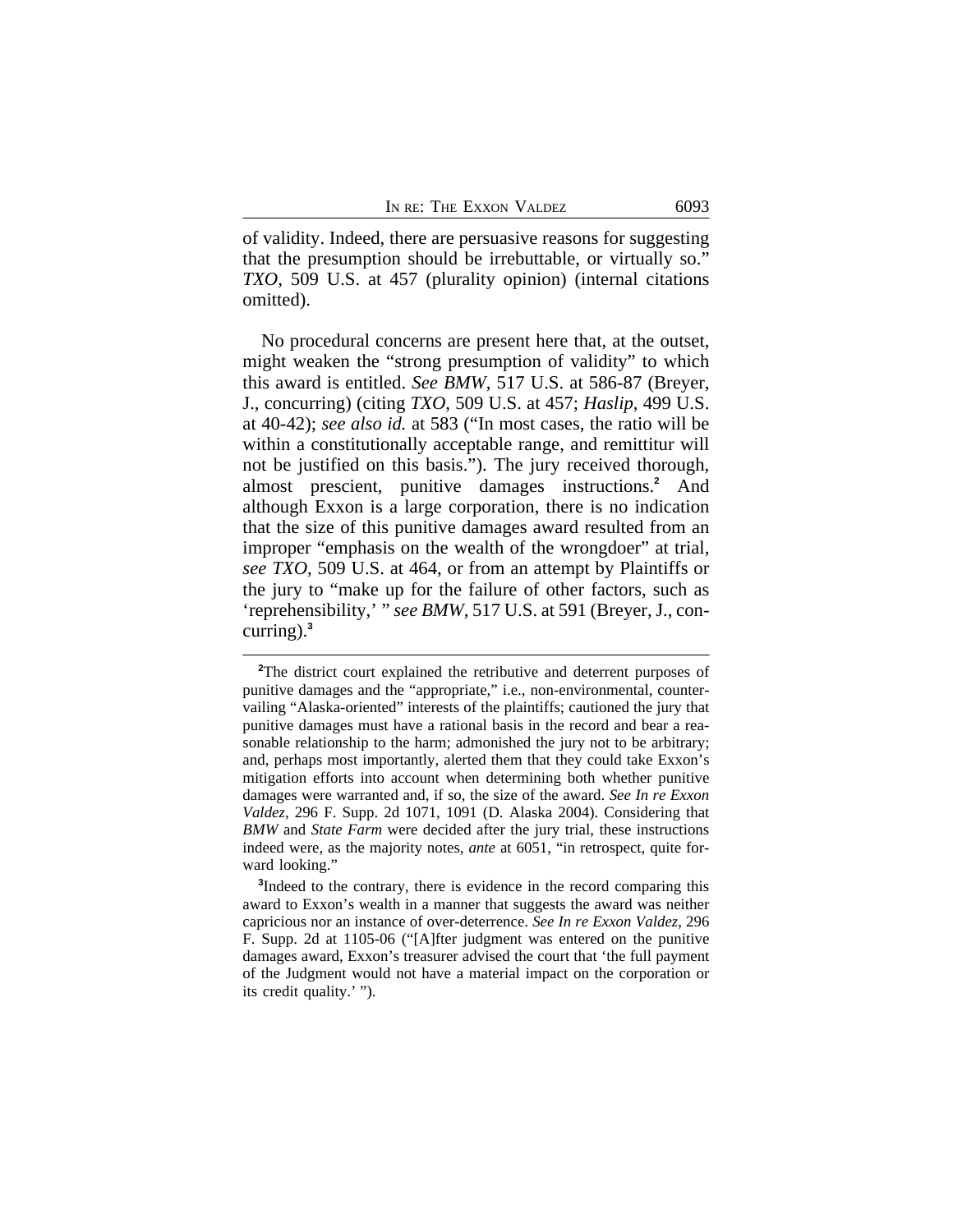of validity. Indeed, there are persuasive reasons for suggesting that the presumption should be irrebuttable, or virtually so." *TXO*, 509 U.S. at 457 (plurality opinion) (internal citations omitted).

No procedural concerns are present here that, at the outset, might weaken the "strong presumption of validity" to which this award is entitled. *See BMW*, 517 U.S. at 586-87 (Breyer, J., concurring) (citing *TXO*, 509 U.S. at 457; *Haslip*, 499 U.S. at 40-42); *see also id.* at 583 ("In most cases, the ratio will be within a constitutionally acceptable range, and remittitur will not be justified on this basis."). The jury received thorough, almost prescient, punitive damages instructions.[2] And although Exxon is a large corporation, there is no indication that the size of this punitive damages award resulted from an improper "emphasis on the wealth of the wrongdoer" at trial, *see TXO*, 509 U.S. at 464, or from an attempt by Plaintiffs or the jury to "make up for the failure of other factors, such as 'reprehensibility,' " *see BMW*, 517 U.S. at 591 (Breyer, J., concurring).[3]

[2]The district court explained the retributive and deterrent purposes of punitive damages and the "appropriate," i.e., non-environmental, countervailing "Alaska-oriented" interests of the plaintiffs; cautioned the jury that punitive damages must have a rational basis in the record and bear a reasonable relationship to the harm; admonished the jury not to be arbitrary; and, perhaps most importantly, alerted them that they could take Exxon's mitigation efforts into account when determining both whether punitive damages were warranted and, if so, the size of the award. *See In re Exxon Valdez*, 296 F. Supp. 2d 1071, 1091 (D. Alaska 2004). Considering that *BMW* and *State Farm* were decided after the jury trial, these instructions indeed were, as the majority notes, *ante* at 6051, "in retrospect, quite forward looking."

[3]Indeed to the contrary, there is evidence in the record comparing this award to Exxon's wealth in a manner that suggests the award was neither capricious nor an instance of over-deterrence. *See In re Exxon Valdez*, 296 F. Supp. 2d at 1105-06 ("[A]fter judgment was entered on the punitive damages award, Exxon's treasurer advised the court that 'the full payment of the Judgment would not have a material impact on the corporation or its credit quality.' ").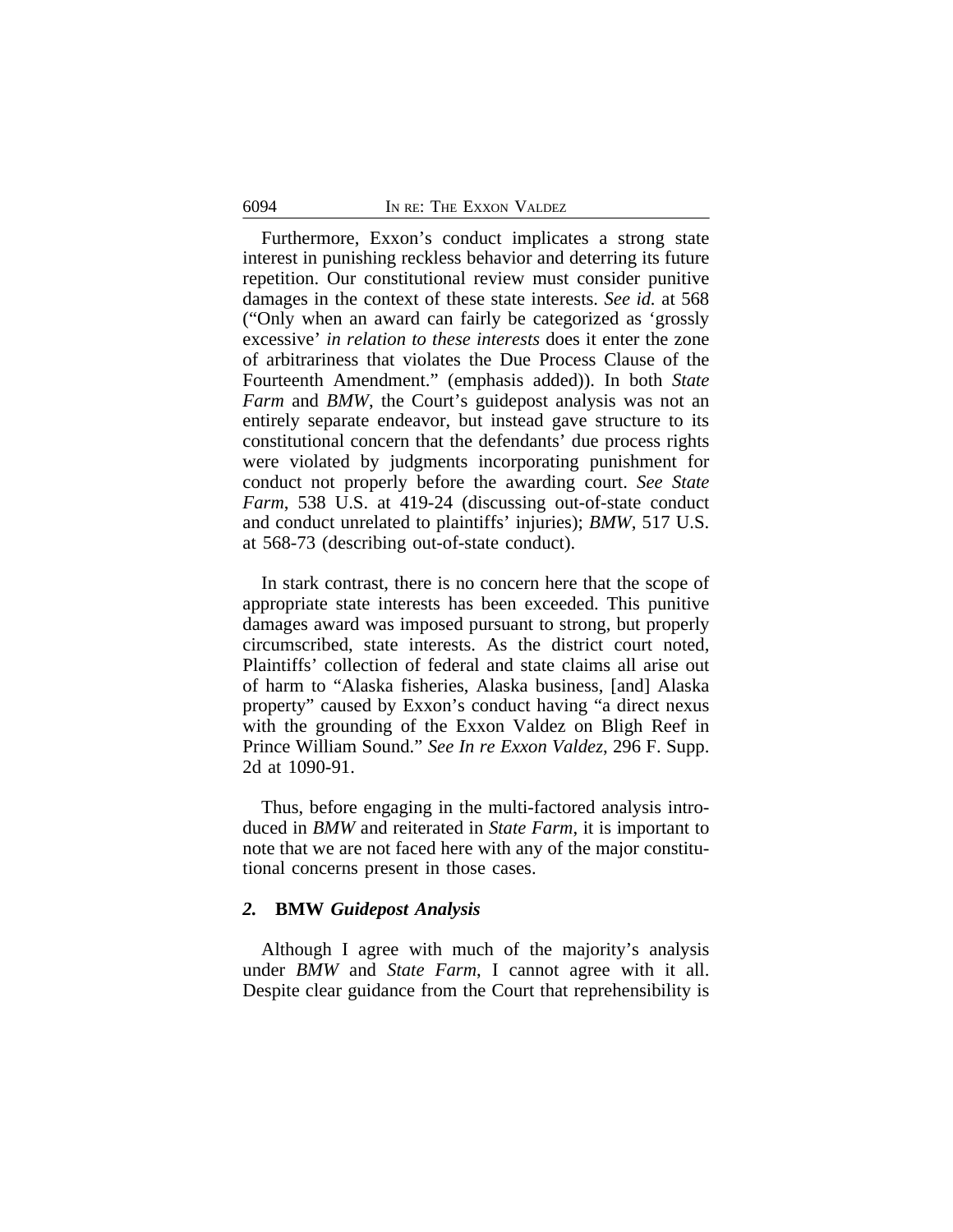Furthermore, Exxon's conduct implicates a strong state interest in punishing reckless behavior and deterring its future repetition. Our constitutional review must consider punitive damages in the context of these state interests. *See id.* at 568 ("Only when an award can fairly be categorized as 'grossly excessive' *in relation to these interests* does it enter the zone of arbitrariness that violates the Due Process Clause of the Fourteenth Amendment." (emphasis added)). In both *State Farm* and *BMW*, the Court's guidepost analysis was not an entirely separate endeavor, but instead gave structure to its constitutional concern that the defendants' due process rights were violated by judgments incorporating punishment for conduct not properly before the awarding court. *See State Farm*, 538 U.S. at 419-24 (discussing out-of-state conduct and conduct unrelated to plaintiffs' injuries); *BMW*, 517 U.S. at 568-73 (describing out-of-state conduct).

In stark contrast, there is no concern here that the scope of appropriate state interests has been exceeded. This punitive damages award was imposed pursuant to strong, but properly circumscribed, state interests. As the district court noted, Plaintiffs' collection of federal and state claims all arise out of harm to "Alaska fisheries, Alaska business, [and] Alaska property" caused by Exxon's conduct having "a direct nexus with the grounding of the Exxon Valdez on Bligh Reef in Prince William Sound." *See In re Exxon Valdez*, 296 F. Supp. 2d at 1090-91.

Thus, before engaging in the multi-factored analysis introduced in *BMW* and reiterated in *State Farm*, it is important to note that we are not faced here with any of the major constitutional concerns present in those cases.

### *2.* **BMW** *Guidepost Analysis*

Although I agree with much of the majority's analysis under *BMW* and *State Farm*, I cannot agree with it all. Despite clear guidance from the Court that reprehensibility is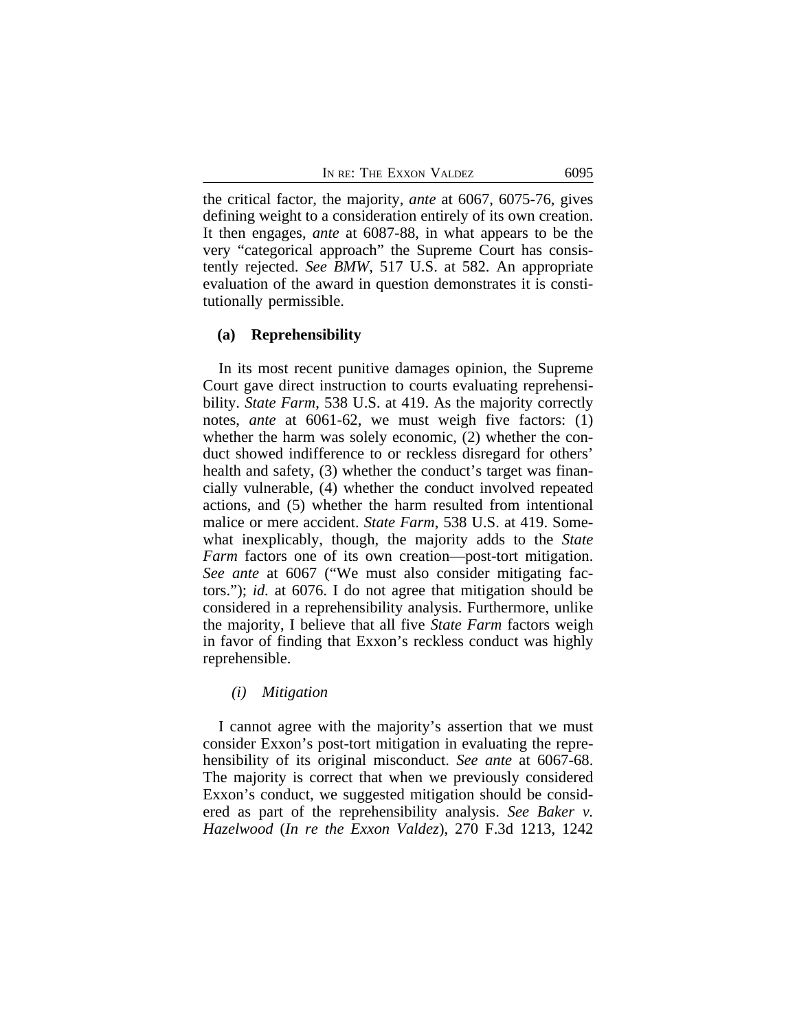the critical factor, the majority, *ante* at 6067, 6075-76, gives defining weight to a consideration entirely of its own creation. It then engages, *ante* at 6087-88, in what appears to be the very "categorical approach" the Supreme Court has consistently rejected. *See BMW*, 517 U.S. at 582. An appropriate evaluation of the award in question demonstrates it is constitutionally permissible.

#### (a) Reprehensibility

In its most recent punitive damages opinion, the Supreme Court gave direct instruction to courts evaluating reprehensibility. *State Farm*, 538 U.S. at 419. As the majority correctly notes, *ante* at 6061-62, we must weigh five factors: (1) whether the harm was solely economic, (2) whether the conduct showed indifference to or reckless disregard for others' health and safety, (3) whether the conduct's target was financially vulnerable, (4) whether the conduct involved repeated actions, and (5) whether the harm resulted from intentional malice or mere accident. *State Farm*, 538 U.S. at 419. Somewhat inexplicably, though, the majority adds to the *State Farm* factors one of its own creation—post-tort mitigation. *See ante* at 6067 ("We must also consider mitigating factors."); *id.* at 6076. I do not agree that mitigation should be considered in a reprehensibility analysis. Furthermore, unlike the majority, I believe that all five *State Farm* factors weigh in favor of finding that Exxon's reckless conduct was highly reprehensible.

##### *(i) Mitigation*

I cannot agree with the majority's assertion that we must consider Exxon's post-tort mitigation in evaluating the reprehensibility of its original misconduct. *See ante* at 6067-68. The majority is correct that when we previously considered Exxon's conduct, we suggested mitigation should be considered as part of the reprehensibility analysis. *See Baker v. Hazelwood* (*In re the Exxon Valdez*), 270 F.3d 1213, 1242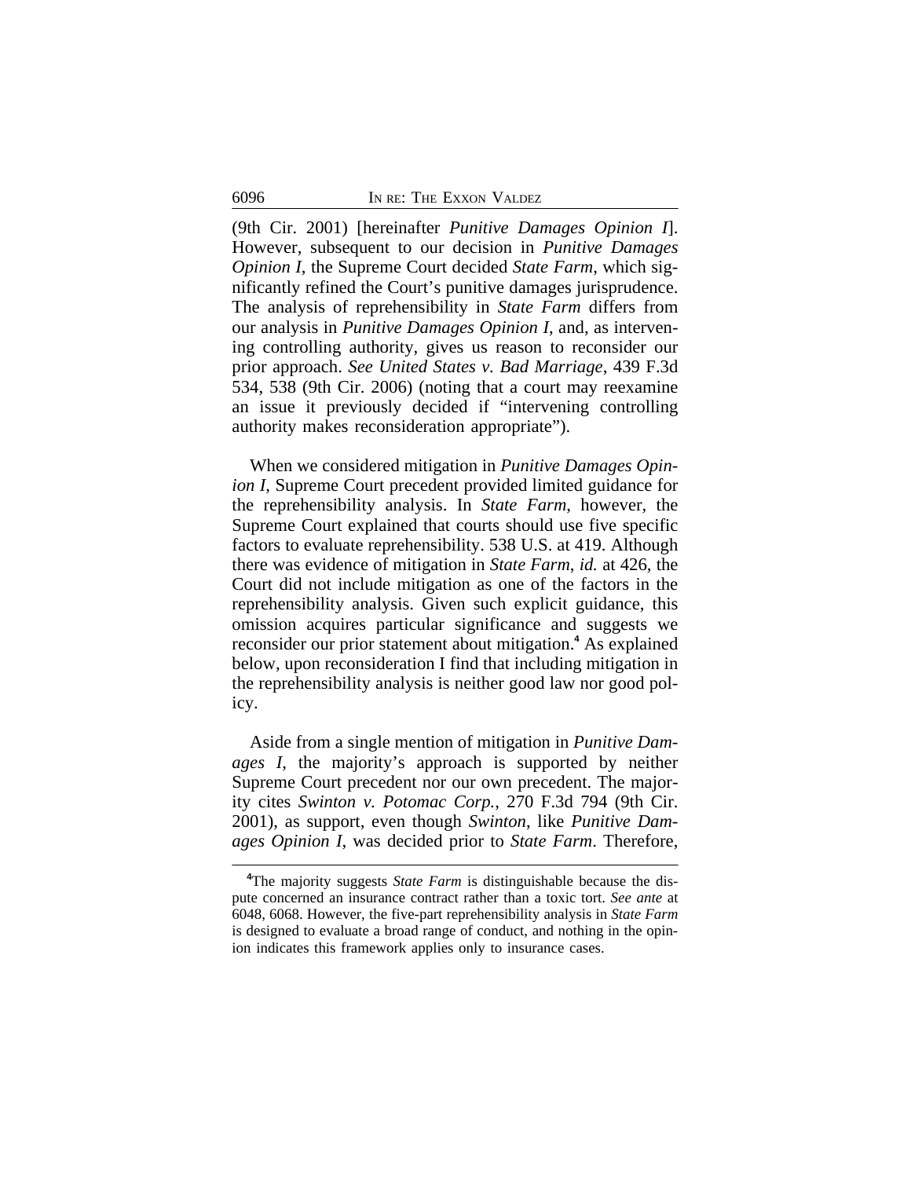(9th Cir. 2001) [hereinafter *Punitive Damages Opinion I*]. However, subsequent to our decision in *Punitive Damages Opinion I*, the Supreme Court decided *State Farm*, which significantly refined the Court's punitive damages jurisprudence. The analysis of reprehensibility in *State Farm* differs from our analysis in *Punitive Damages Opinion I*, and, as intervening controlling authority, gives us reason to reconsider our prior approach. *See United States v. Bad Marriage*, 439 F.3d 534, 538 (9th Cir. 2006) (noting that a court may reexamine an issue it previously decided if "intervening controlling authority makes reconsideration appropriate").

When we considered mitigation in *Punitive Damages Opinion I*, Supreme Court precedent provided limited guidance for the reprehensibility analysis. In *State Farm*, however, the Supreme Court explained that courts should use five specific factors to evaluate reprehensibility. 538 U.S. at 419. Although there was evidence of mitigation in *State Farm*, *id.* at 426, the Court did not include mitigation as one of the factors in the reprehensibility analysis. Given such explicit guidance, this omission acquires particular significance and suggests we reconsider our prior statement about mitigation.[4] As explained below, upon reconsideration I find that including mitigation in the reprehensibility analysis is neither good law nor good policy.

Aside from a single mention of mitigation in *Punitive Damages I*, the majority's approach is supported by neither Supreme Court precedent nor our own precedent. The majority cites *Swinton v. Potomac Corp.*, 270 F.3d 794 (9th Cir. 2001), as support, even though *Swinton*, like *Punitive Damages Opinion I*, was decided prior to *State Farm*. Therefore,

---

[4]The majority suggests *State Farm* is distinguishable because the dispute concerned an insurance contract rather than a toxic tort. *See ante* at 6048, 6068. However, the five-part reprehensibility analysis in *State Farm* is designed to evaluate a broad range of conduct, and nothing in the opinion indicates this framework applies only to insurance cases.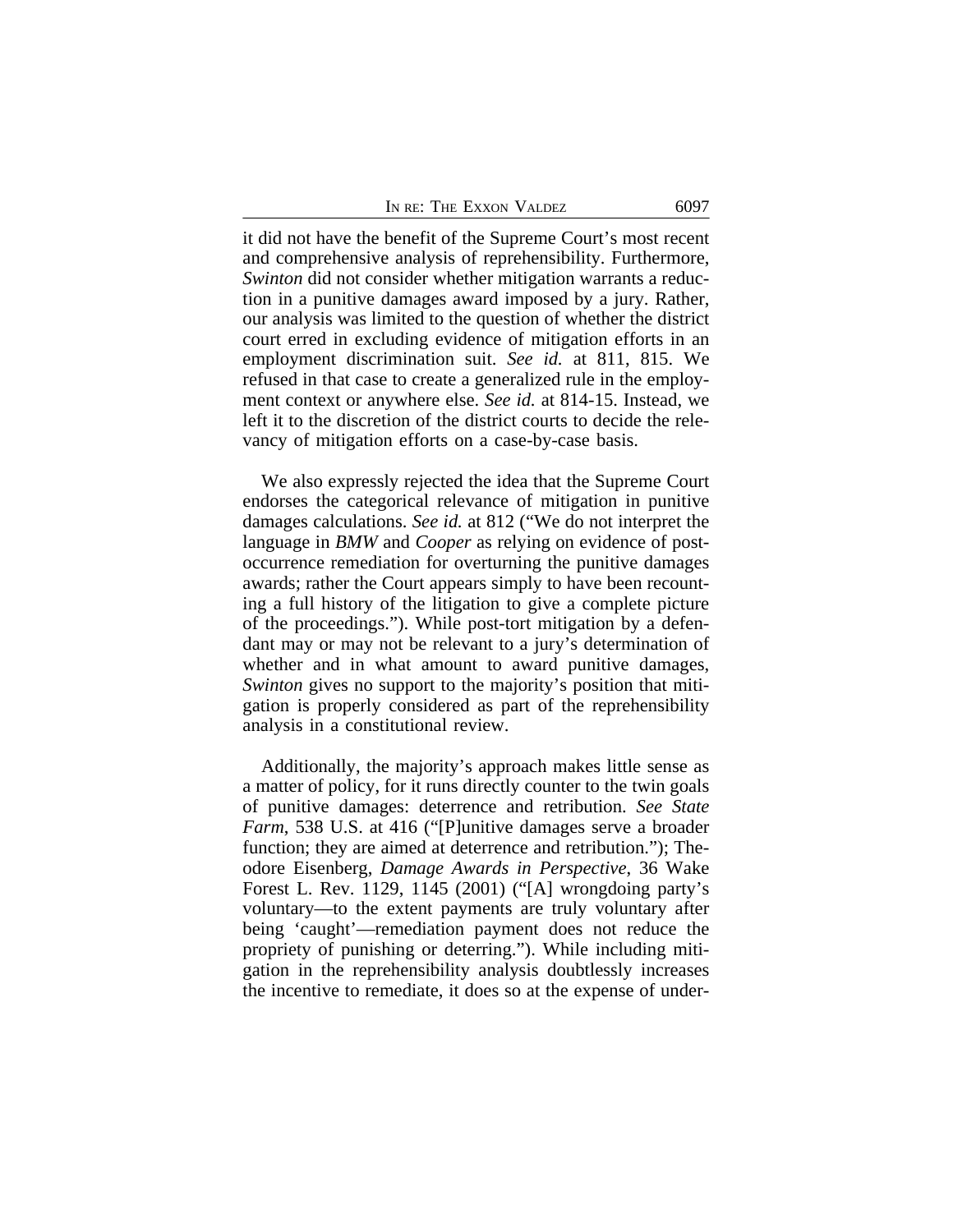it did not have the benefit of the Supreme Court's most recent and comprehensive analysis of reprehensibility. Furthermore, *Swinton* did not consider whether mitigation warrants a reduction in a punitive damages award imposed by a jury. Rather, our analysis was limited to the question of whether the district court erred in excluding evidence of mitigation efforts in an employment discrimination suit. *See id.* at 811, 815. We refused in that case to create a generalized rule in the employment context or anywhere else. *See id.* at 814-15. Instead, we left it to the discretion of the district courts to decide the relevancy of mitigation efforts on a case-by-case basis.

We also expressly rejected the idea that the Supreme Court endorses the categorical relevance of mitigation in punitive damages calculations. *See id.* at 812 ("We do not interpret the language in *BMW* and *Cooper* as relying on evidence of post-occurrence remediation for overturning the punitive damages awards; rather the Court appears simply to have been recounting a full history of the litigation to give a complete picture of the proceedings."). While post-tort mitigation by a defendant may or may not be relevant to a jury's determination of whether and in what amount to award punitive damages, *Swinton* gives no support to the majority's position that mitigation is properly considered as part of the reprehensibility analysis in a constitutional review.

Additionally, the majority's approach makes little sense as a matter of policy, for it runs directly counter to the twin goals of punitive damages: deterrence and retribution. *See State Farm*, 538 U.S. at 416 ("[P]unitive damages serve a broader function; they are aimed at deterrence and retribution."); Theodore Eisenberg, *Damage Awards in Perspective*, 36 Wake Forest L. Rev. 1129, 1145 (2001) ("[A] wrongdoing party's voluntary—to the extent payments are truly voluntary after being 'caught'—remediation payment does not reduce the propriety of punishing or deterring."). While including mitigation in the reprehensibility analysis doubtlessly increases the incentive to remediate, it does so at the expense of under-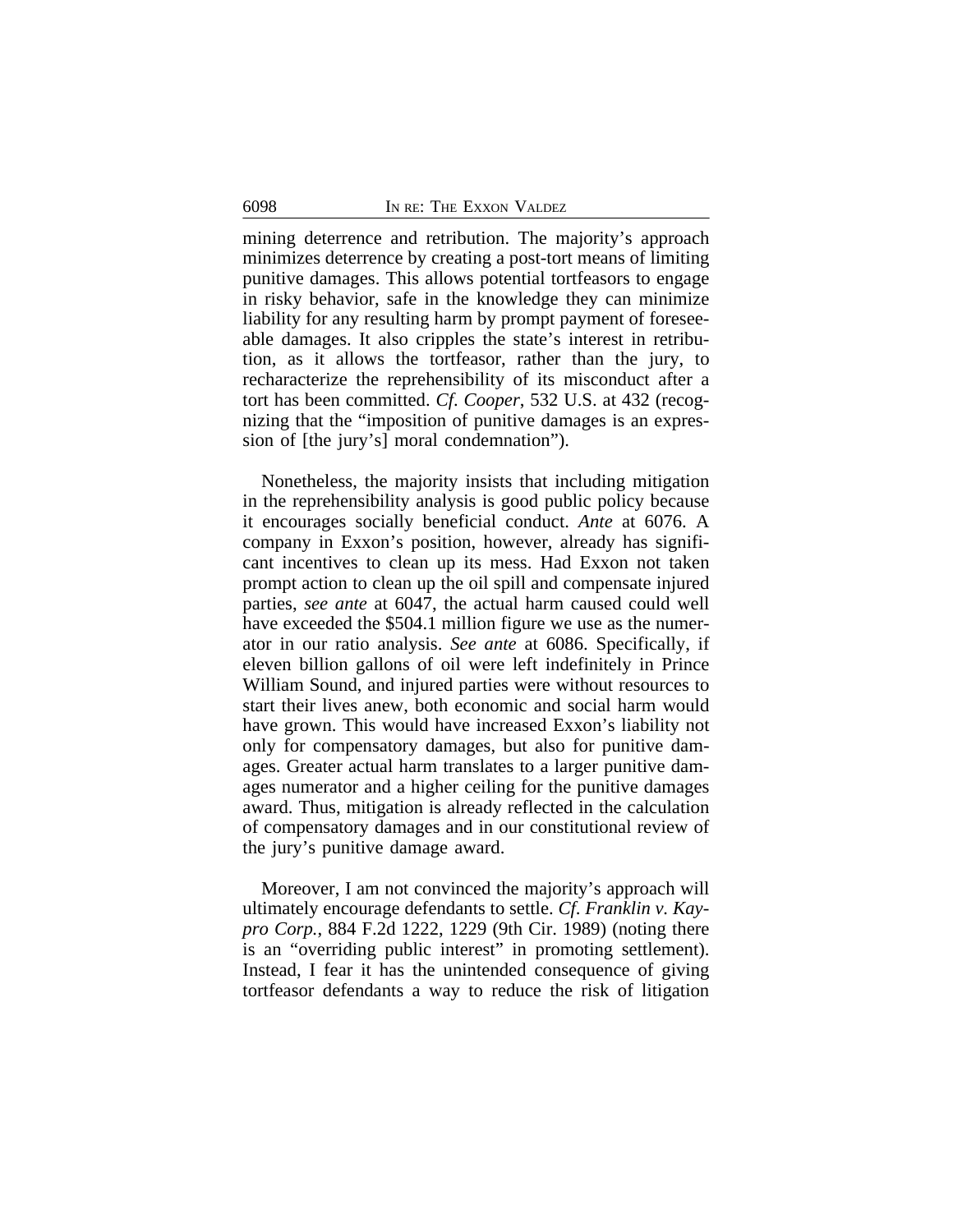mining deterrence and retribution. The majority's approach minimizes deterrence by creating a post-tort means of limiting punitive damages. This allows potential tortfeasors to engage in risky behavior, safe in the knowledge they can minimize liability for any resulting harm by prompt payment of foreseeable damages. It also cripples the state's interest in retribution, as it allows the tortfeasor, rather than the jury, to recharacterize the reprehensibility of its misconduct after a tort has been committed. *Cf. Cooper*, 532 U.S. at 432 (recognizing that the "imposition of punitive damages is an expression of [the jury's] moral condemnation").

Nonetheless, the majority insists that including mitigation in the reprehensibility analysis is good public policy because it encourages socially beneficial conduct. *Ante* at 6076. A company in Exxon's position, however, already has significant incentives to clean up its mess. Had Exxon not taken prompt action to clean up the oil spill and compensate injured parties, *see ante* at 6047, the actual harm caused could well have exceeded the $504.1 million figure we use as the numerator in our ratio analysis. *See ante* at 6086. Specifically, if eleven billion gallons of oil were left indefinitely in Prince William Sound, and injured parties were without resources to start their lives anew, both economic and social harm would have grown. This would have increased Exxon's liability not only for compensatory damages, but also for punitive damages. Greater actual harm translates to a larger punitive damages numerator and a higher ceiling for the punitive damages award. Thus, mitigation is already reflected in the calculation of compensatory damages and in our constitutional review of the jury's punitive damage award.

Moreover, I am not convinced the majority's approach will ultimately encourage defendants to settle. *Cf. Franklin v. Kaypro Corp.*, 884 F.2d 1222, 1229 (9th Cir. 1989) (noting there is an "overriding public interest" in promoting settlement). Instead, I fear it has the unintended consequence of giving tortfeasor defendants a way to reduce the risk of litigation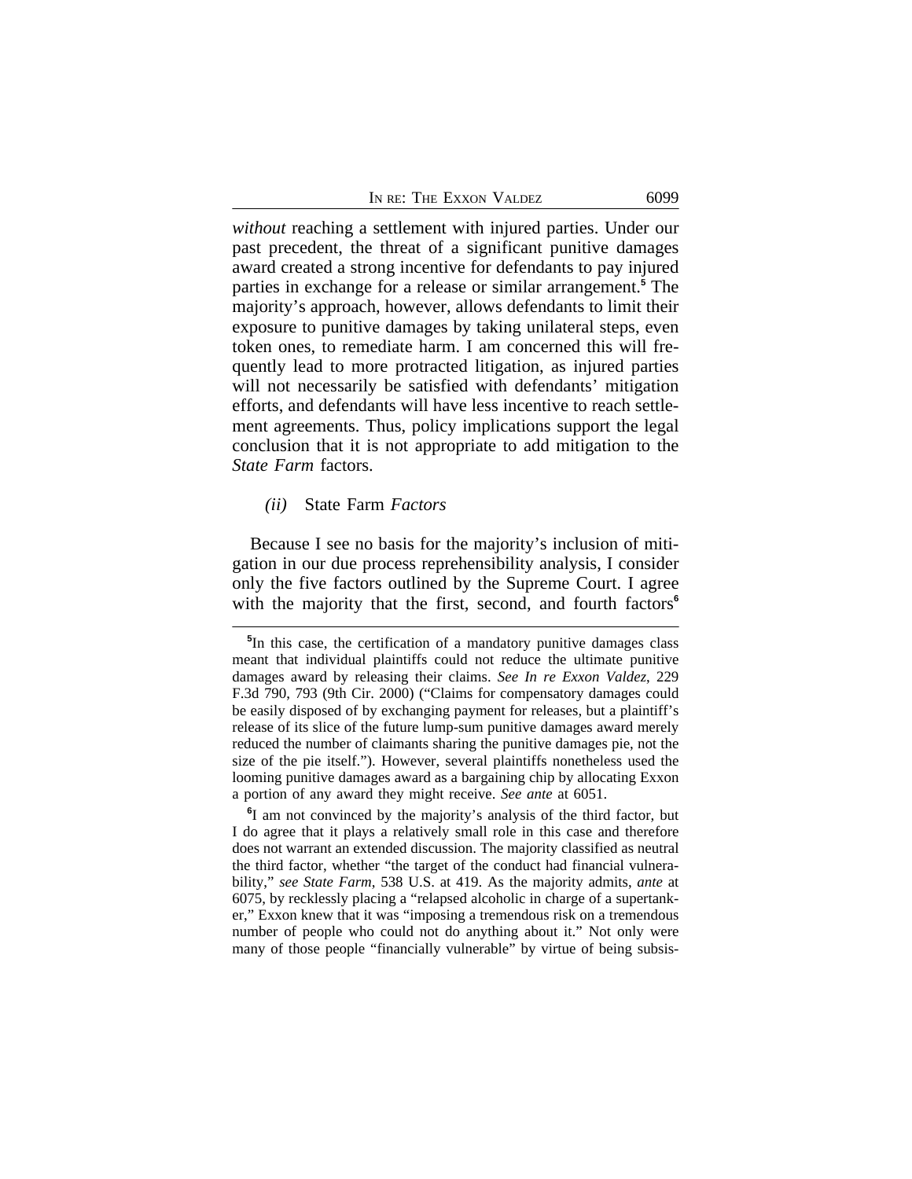*without* reaching a settlement with injured parties. Under our past precedent, the threat of a significant punitive damages award created a strong incentive for defendants to pay injured parties in exchange for a release or similar arrangement.[5] The majority's approach, however, allows defendants to limit their exposure to punitive damages by taking unilateral steps, even token ones, to remediate harm. I am concerned this will frequently lead to more protracted litigation, as injured parties will not necessarily be satisfied with defendants' mitigation efforts, and defendants will have less incentive to reach settlement agreements. Thus, policy implications support the legal conclusion that it is not appropriate to add mitigation to the *State Farm* factors.

*(ii)* State Farm *Factors*

Because I see no basis for the majority's inclusion of mitigation in our due process reprehensibility analysis, I consider only the five factors outlined by the Supreme Court. I agree with the majority that the first, second, and fourth factors[6]

---

[5]In this case, the certification of a mandatory punitive damages class meant that individual plaintiffs could not reduce the ultimate punitive damages award by releasing their claims. *See In re Exxon Valdez*, 229 F.3d 790, 793 (9th Cir. 2000) ("Claims for compensatory damages could be easily disposed of by exchanging payment for releases, but a plaintiff's release of its slice of the future lump-sum punitive damages award merely reduced the number of claimants sharing the punitive damages pie, not the size of the pie itself."). However, several plaintiffs nonetheless used the looming punitive damages award as a bargaining chip by allocating Exxon a portion of any award they might receive. *See ante* at 6051.

[6]I am not convinced by the majority's analysis of the third factor, but I do agree that it plays a relatively small role in this case and therefore does not warrant an extended discussion. The majority classified as neutral the third factor, whether "the target of the conduct had financial vulnerability," *see State Farm*, 538 U.S. at 419. As the majority admits, *ante* at 6075, by recklessly placing a "relapsed alcoholic in charge of a supertanker," Exxon knew that it was "imposing a tremendous risk on a tremendous number of people who could not do anything about it." Not only were many of those people "financially vulnerable" by virtue of being subsis-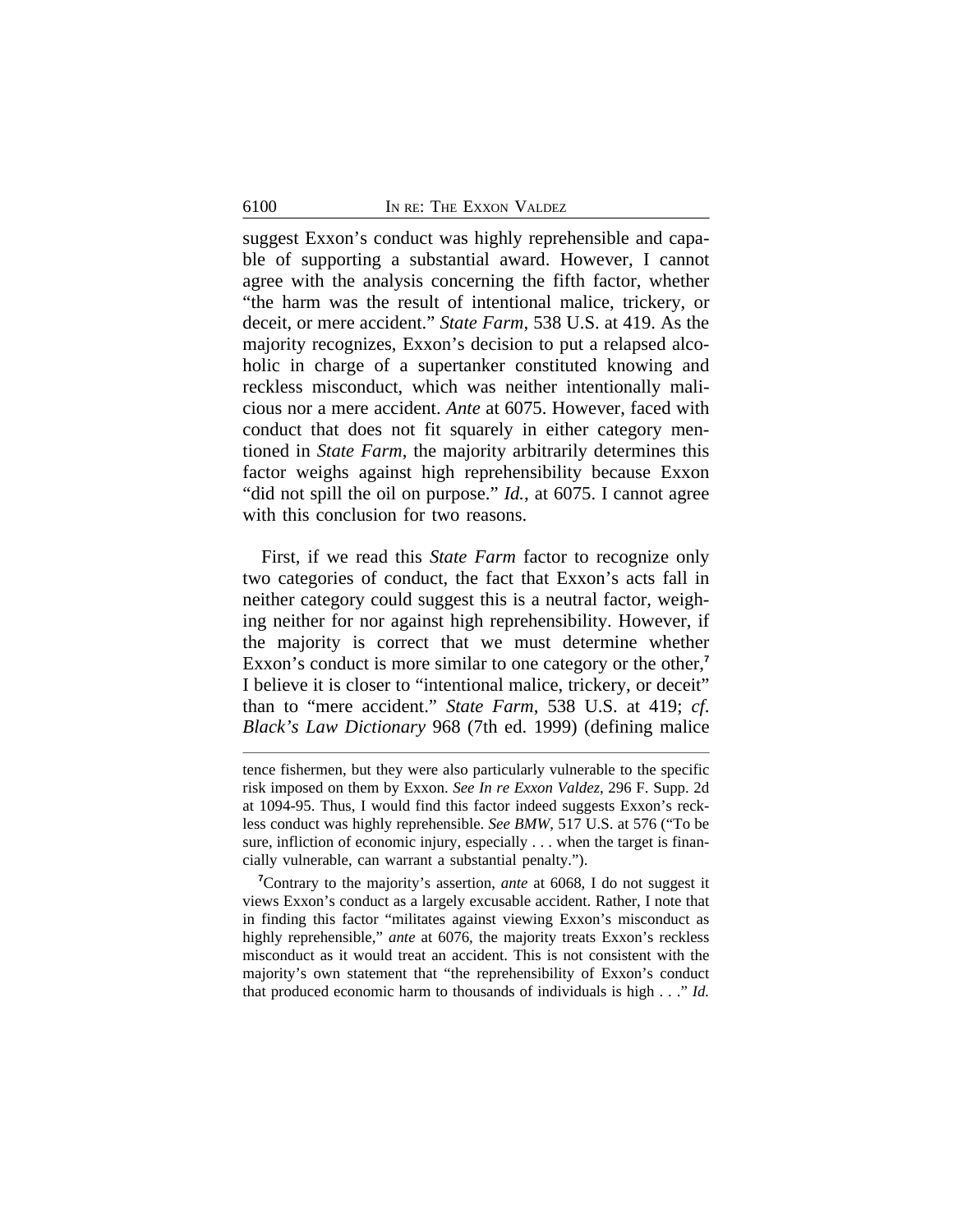suggest Exxon's conduct was highly reprehensible and capable of supporting a substantial award. However, I cannot agree with the analysis concerning the fifth factor, whether "the harm was the result of intentional malice, trickery, or deceit, or mere accident." *State Farm*, 538 U.S. at 419. As the majority recognizes, Exxon's decision to put a relapsed alcoholic in charge of a supertanker constituted knowing and reckless misconduct, which was neither intentionally malicious nor a mere accident. *Ante* at 6075. However, faced with conduct that does not fit squarely in either category mentioned in *State Farm*, the majority arbitrarily determines this factor weighs against high reprehensibility because Exxon "did not spill the oil on purpose." *Id.*, at 6075. I cannot agree with this conclusion for two reasons.

First, if we read this *State Farm* factor to recognize only two categories of conduct, the fact that Exxon's acts fall in neither category could suggest this is a neutral factor, weighing neither for nor against high reprehensibility. However, if the majority is correct that we must determine whether Exxon's conduct is more similar to one category or the other,[7] I believe it is closer to "intentional malice, trickery, or deceit" than to "mere accident." *State Farm*, 538 U.S. at 419; *cf. Black's Law Dictionary* 968 (7th ed. 1999) (defining malice

---

tence fishermen, but they were also particularly vulnerable to the specific risk imposed on them by Exxon. *See In re Exxon Valdez*, 296 F. Supp. 2d at 1094-95. Thus, I would find this factor indeed suggests Exxon's reckless conduct was highly reprehensible. *See BMW*, 517 U.S. at 576 ("To be sure, infliction of economic injury, especially . . . when the target is financially vulnerable, can warrant a substantial penalty.").

[7]Contrary to the majority's assertion, *ante* at 6068, I do not suggest it views Exxon's conduct as a largely excusable accident. Rather, I note that in finding this factor "militates against viewing Exxon's misconduct as highly reprehensible," *ante* at 6076, the majority treats Exxon's reckless misconduct as it would treat an accident. This is not consistent with the majority's own statement that "the reprehensibility of Exxon's conduct that produced economic harm to thousands of individuals is high . . ." *Id.*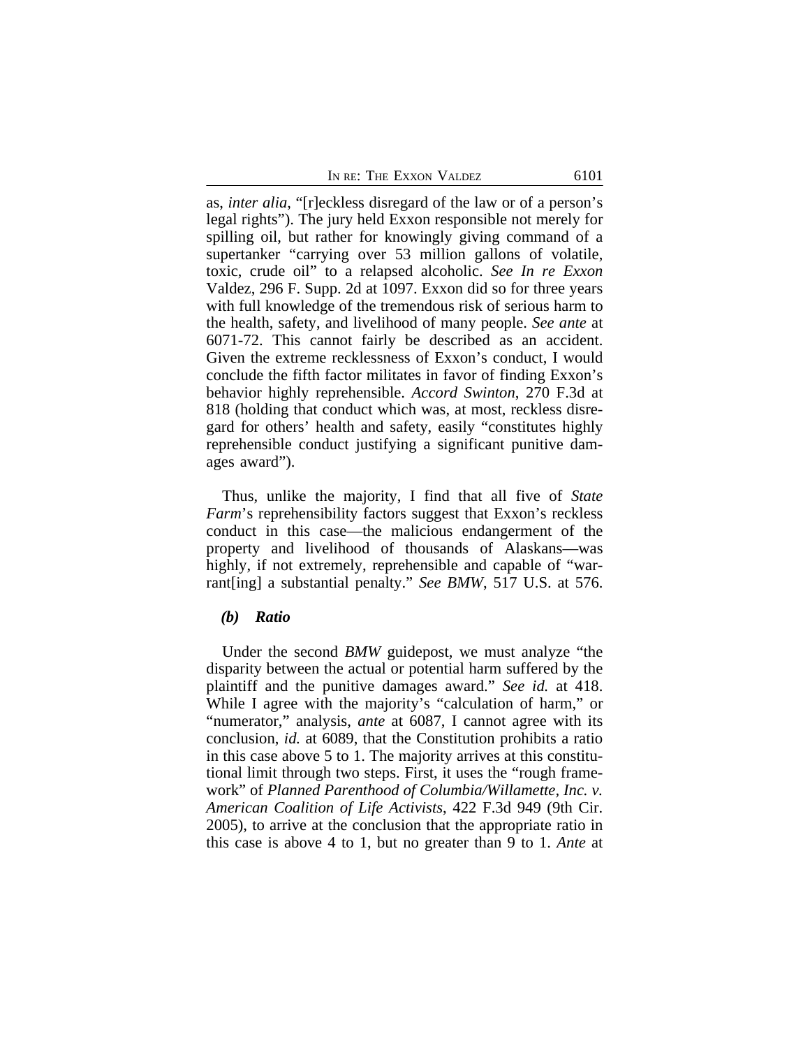as, *inter alia*, "[r]eckless disregard of the law or of a person's legal rights"). The jury held Exxon responsible not merely for spilling oil, but rather for knowingly giving command of a supertanker "carrying over 53 million gallons of volatile, toxic, crude oil" to a relapsed alcoholic. *See In re Exxon* Valdez, 296 F. Supp. 2d at 1097. Exxon did so for three years with full knowledge of the tremendous risk of serious harm to the health, safety, and livelihood of many people. *See ante* at 6071-72. This cannot fairly be described as an accident. Given the extreme recklessness of Exxon's conduct, I would conclude the fifth factor militates in favor of finding Exxon's behavior highly reprehensible. *Accord Swinton*, 270 F.3d at 818 (holding that conduct which was, at most, reckless disregard for others' health and safety, easily "constitutes highly reprehensible conduct justifying a significant punitive damages award").

Thus, unlike the majority, I find that all five of *State Farm*'s reprehensibility factors suggest that Exxon's reckless conduct in this case—the malicious endangerment of the property and livelihood of thousands of Alaskans—was highly, if not extremely, reprehensible and capable of "warrant[ing] a substantial penalty." *See BMW*, 517 U.S. at 576.

***(b) Ratio***

Under the second *BMW* guidepost, we must analyze "the disparity between the actual or potential harm suffered by the plaintiff and the punitive damages award." *See id.* at 418. While I agree with the majority's "calculation of harm," or "numerator," analysis, *ante* at 6087, I cannot agree with its conclusion, *id.* at 6089, that the Constitution prohibits a ratio in this case above 5 to 1. The majority arrives at this constitutional limit through two steps. First, it uses the "rough framework" of *Planned Parenthood of Columbia/Willamette, Inc. v. American Coalition of Life Activists*, 422 F.3d 949 (9th Cir. 2005), to arrive at the conclusion that the appropriate ratio in this case is above 4 to 1, but no greater than 9 to 1. *Ante* at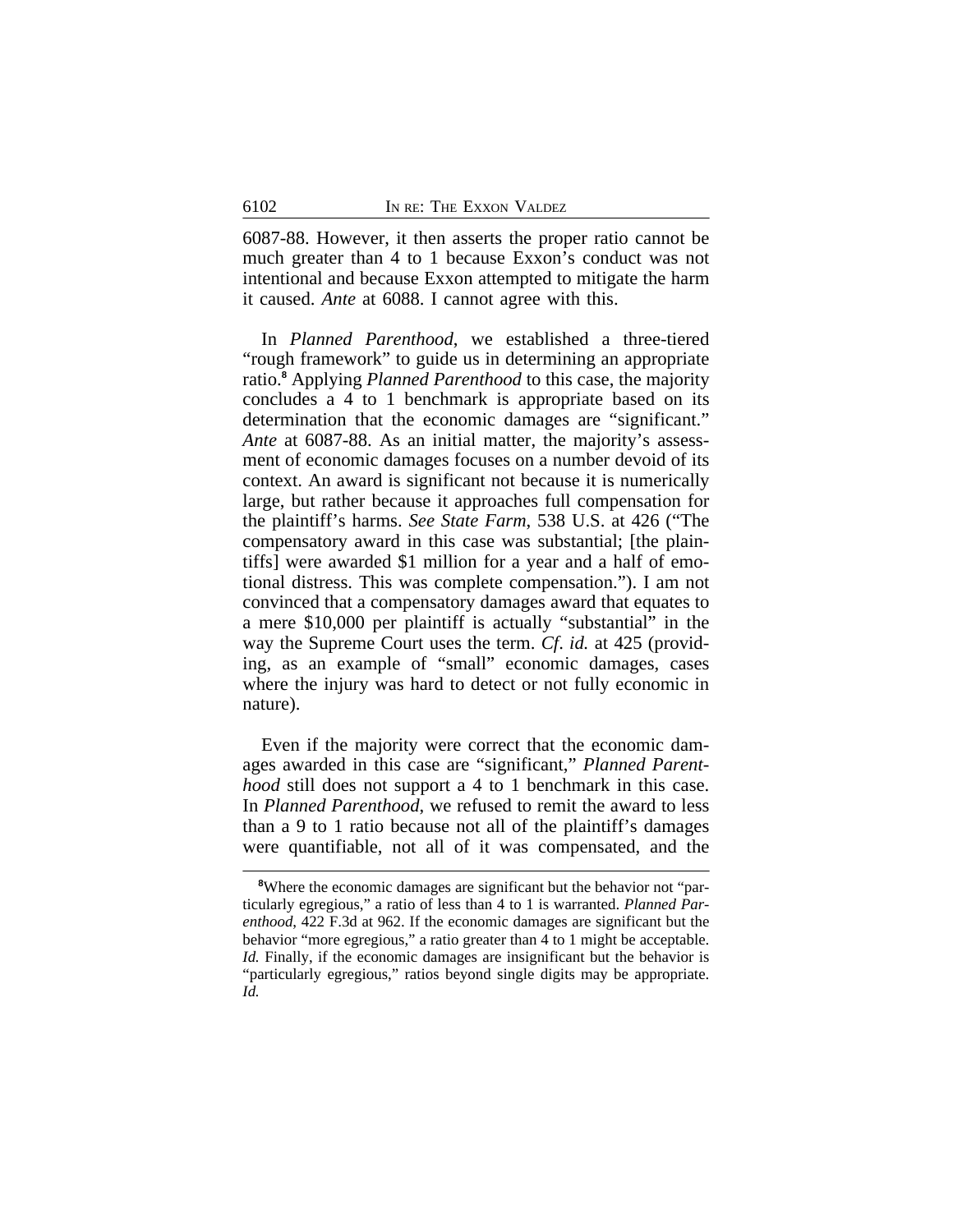6087-88. However, it then asserts the proper ratio cannot be much greater than 4 to 1 because Exxon's conduct was not intentional and because Exxon attempted to mitigate the harm it caused. *Ante* at 6088. I cannot agree with this.

In *Planned Parenthood*, we established a three-tiered "rough framework" to guide us in determining an appropriate ratio.[8] Applying *Planned Parenthood* to this case, the majority concludes a 4 to 1 benchmark is appropriate based on its determination that the economic damages are "significant." *Ante* at 6087-88. As an initial matter, the majority's assessment of economic damages focuses on a number devoid of its context. An award is significant not because it is numerically large, but rather because it approaches full compensation for the plaintiff's harms. *See State Farm*, 538 U.S. at 426 ("The compensatory award in this case was substantial; [the plaintiffs] were awarded $1 million for a year and a half of emotional distress. This was complete compensation."). I am not convinced that a compensatory damages award that equates to a mere $10,000 per plaintiff is actually "substantial" in the way the Supreme Court uses the term. *Cf*. *id.* at 425 (providing, as an example of "small" economic damages, cases where the injury was hard to detect or not fully economic in nature).

Even if the majority were correct that the economic damages awarded in this case are "significant," *Planned Parenthood* still does not support a 4 to 1 benchmark in this case. In *Planned Parenthood*, we refused to remit the award to less than a 9 to 1 ratio because not all of the plaintiff's damages were quantifiable, not all of it was compensated, and the

[8]Where the economic damages are significant but the behavior not "particularly egregious," a ratio of less than 4 to 1 is warranted. *Planned Parenthood*, 422 F.3d at 962. If the economic damages are significant but the behavior "more egregious," a ratio greater than 4 to 1 might be acceptable. *Id.* Finally, if the economic damages are insignificant but the behavior is "particularly egregious," ratios beyond single digits may be appropriate. *Id.*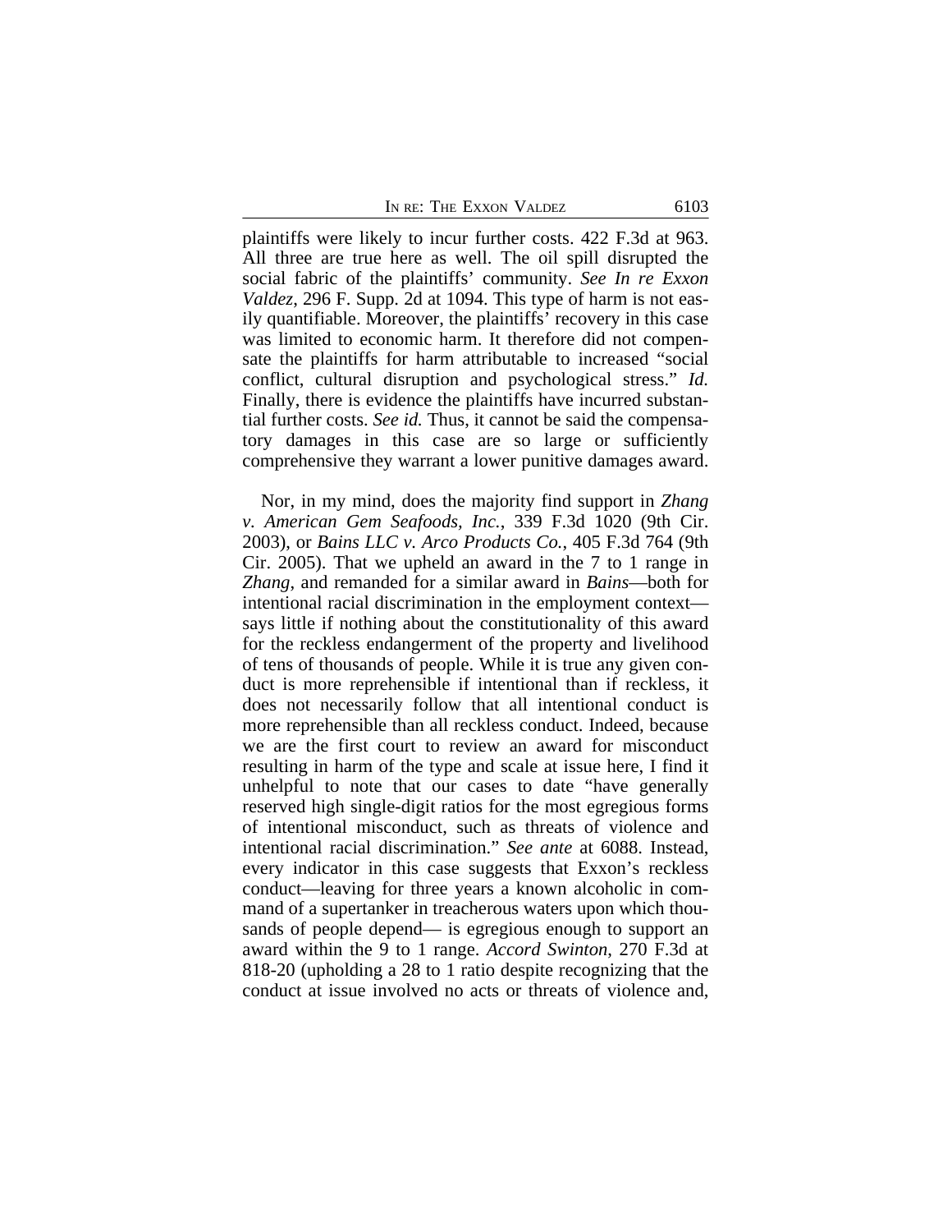plaintiffs were likely to incur further costs. 422 F.3d at 963. All three are true here as well. The oil spill disrupted the social fabric of the plaintiffs' community. *See In re Exxon Valdez*, 296 F. Supp. 2d at 1094. This type of harm is not easily quantifiable. Moreover, the plaintiffs' recovery in this case was limited to economic harm. It therefore did not compensate the plaintiffs for harm attributable to increased "social conflict, cultural disruption and psychological stress." *Id.* Finally, there is evidence the plaintiffs have incurred substantial further costs. *See id.* Thus, it cannot be said the compensatory damages in this case are so large or sufficiently comprehensive they warrant a lower punitive damages award.

Nor, in my mind, does the majority find support in *Zhang v. American Gem Seafoods, Inc.*, 339 F.3d 1020 (9th Cir. 2003), or *Bains LLC v. Arco Products Co.*, 405 F.3d 764 (9th Cir. 2005). That we upheld an award in the 7 to 1 range in *Zhang*, and remanded for a similar award in *Bains*—both for intentional racial discrimination in the employment context—says little if nothing about the constitutionality of this award for the reckless endangerment of the property and livelihood of tens of thousands of people. While it is true any given conduct is more reprehensible if intentional than if reckless, it does not necessarily follow that all intentional conduct is more reprehensible than all reckless conduct. Indeed, because we are the first court to review an award for misconduct resulting in harm of the type and scale at issue here, I find it unhelpful to note that our cases to date "have generally reserved high single-digit ratios for the most egregious forms of intentional misconduct, such as threats of violence and intentional racial discrimination." *See ante* at 6088. Instead, every indicator in this case suggests that Exxon's reckless conduct—leaving for three years a known alcoholic in command of a supertanker in treacherous waters upon which thousands of people depend— is egregious enough to support an award within the 9 to 1 range. *Accord Swinton*, 270 F.3d at 818-20 (upholding a 28 to 1 ratio despite recognizing that the conduct at issue involved no acts or threats of violence and,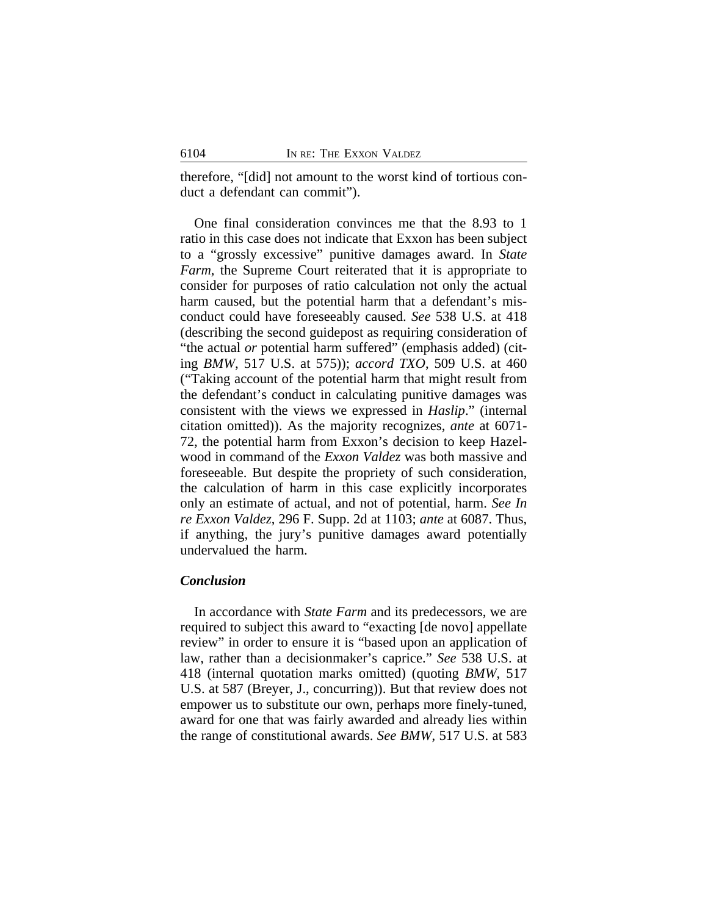therefore, "[did] not amount to the worst kind of tortious conduct a defendant can commit").

One final consideration convinces me that the 8.93 to 1 ratio in this case does not indicate that Exxon has been subject to a "grossly excessive" punitive damages award. In *State Farm*, the Supreme Court reiterated that it is appropriate to consider for purposes of ratio calculation not only the actual harm caused, but the potential harm that a defendant's misconduct could have foreseeably caused. *See* 538 U.S. at 418 (describing the second guidepost as requiring consideration of "the actual *or* potential harm suffered" (emphasis added) (citing *BMW*, 517 U.S. at 575)); *accord TXO*, 509 U.S. at 460 ("Taking account of the potential harm that might result from the defendant's conduct in calculating punitive damages was consistent with the views we expressed in *Haslip*." (internal citation omitted)). As the majority recognizes, *ante* at 6071-72, the potential harm from Exxon's decision to keep Hazelwood in command of the *Exxon Valdez* was both massive and foreseeable. But despite the propriety of such consideration, the calculation of harm in this case explicitly incorporates only an estimate of actual, and not of potential, harm. *See In re Exxon Valdez*, 296 F. Supp. 2d at 1103; *ante* at 6087. Thus, if anything, the jury's punitive damages award potentially undervalued the harm.

### *Conclusion*

In accordance with *State Farm* and its predecessors, we are required to subject this award to "exacting [de novo] appellate review" in order to ensure it is "based upon an application of law, rather than a decisionmaker's caprice." *See* 538 U.S. at 418 (internal quotation marks omitted) (quoting *BMW*, 517 U.S. at 587 (Breyer, J., concurring)). But that review does not empower us to substitute our own, perhaps more finely-tuned, award for one that was fairly awarded and already lies within the range of constitutional awards. *See BMW*, 517 U.S. at 583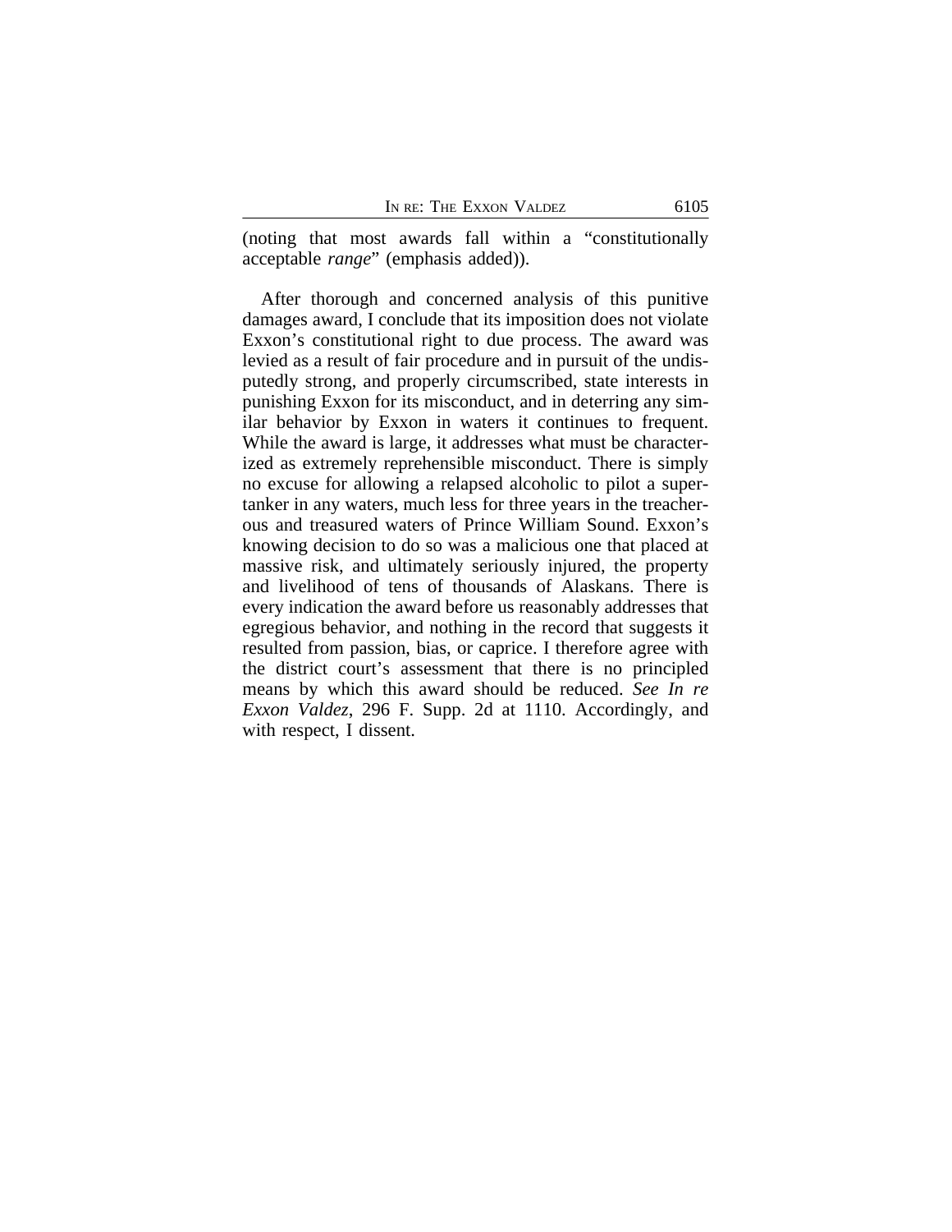(noting that most awards fall within a "constitutionally acceptable *range*" (emphasis added)).

After thorough and concerned analysis of this punitive damages award, I conclude that its imposition does not violate Exxon's constitutional right to due process. The award was levied as a result of fair procedure and in pursuit of the undisputedly strong, and properly circumscribed, state interests in punishing Exxon for its misconduct, and in deterring any similar behavior by Exxon in waters it continues to frequent. While the award is large, it addresses what must be characterized as extremely reprehensible misconduct. There is simply no excuse for allowing a relapsed alcoholic to pilot a supertanker in any waters, much less for three years in the treacherous and treasured waters of Prince William Sound. Exxon's knowing decision to do so was a malicious one that placed at massive risk, and ultimately seriously injured, the property and livelihood of tens of thousands of Alaskans. There is every indication the award before us reasonably addresses that egregious behavior, and nothing in the record that suggests it resulted from passion, bias, or caprice. I therefore agree with the district court's assessment that there is no principled means by which this award should be reduced. *See In re Exxon Valdez*, 296 F. Supp. 2d at 1110. Accordingly, and with respect, I dissent.